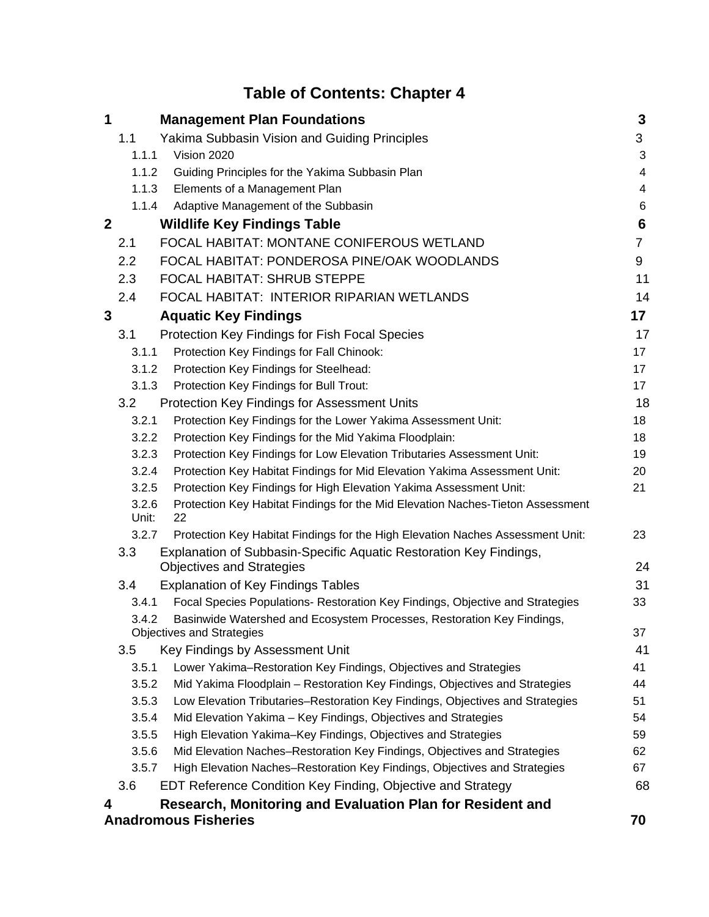# Table of Contents: Chapter 4

| | | |
|---|---|---|
| **1** | **Management Plan Foundations** | **3** |
| 1.1 | Yakima Subbasin Vision and Guiding Principles | 3 |
| 1.1.1 | Vision 2020 | 3 |
| 1.1.2 | Guiding Principles for the Yakima Subbasin Plan | 4 |
| 1.1.3 | Elements of a Management Plan | 4 |
| 1.1.4 | Adaptive Management of the Subbasin | 6 |
| **2** | **Wildlife Key Findings Table** | **6** |
| 2.1 | FOCAL HABITAT: MONTANE CONIFEROUS WETLAND | 7 |
| 2.2 | FOCAL HABITAT: PONDEROSA PINE/OAK WOODLANDS | 9 |
| 2.3 | FOCAL HABITAT: SHRUB STEPPE | 11 |
| 2.4 | FOCAL HABITAT: INTERIOR RIPARIAN WETLANDS | 14 |
| **3** | **Aquatic Key Findings** | **17** |
| 3.1 | Protection Key Findings for Fish Focal Species | 17 |
| 3.1.1 | Protection Key Findings for Fall Chinook: | 17 |
| 3.1.2 | Protection Key Findings for Steelhead: | 17 |
| 3.1.3 | Protection Key Findings for Bull Trout: | 17 |
| 3.2 | Protection Key Findings for Assessment Units | 18 |
| 3.2.1 | Protection Key Findings for the Lower Yakima Assessment Unit: | 18 |
| 3.2.2 | Protection Key Findings for the Mid Yakima Floodplain: | 18 |
| 3.2.3 | Protection Key Findings for Low Elevation Tributaries Assessment Unit: | 19 |
| 3.2.4 | Protection Key Habitat Findings for Mid Elevation Yakima Assessment Unit: | 20 |
| 3.2.5 | Protection Key Findings for High Elevation Yakima Assessment Unit: | 21 |
| 3.2.6 | Protection Key Habitat Findings for the Mid Elevation Naches-Tieton Assessment Unit: | 22 |
| 3.2.7 | Protection Key Habitat Findings for the High Elevation Naches Assessment Unit: | 23 |
| 3.3 | Explanation of Subbasin-Specific Aquatic Restoration Key Findings, Objectives and Strategies | 24 |
| 3.4 | Explanation of Key Findings Tables | 31 |
| 3.4.1 | Focal Species Populations- Restoration Key Findings, Objective and Strategies | 33 |
| 3.4.2 | Basinwide Watershed and Ecosystem Processes, Restoration Key Findings, Objectives and Strategies | 37 |
| 3.5 | Key Findings by Assessment Unit | 41 |
| 3.5.1 | Lower Yakima–Restoration Key Findings, Objectives and Strategies | 41 |
| 3.5.2 | Mid Yakima Floodplain – Restoration Key Findings, Objectives and Strategies | 44 |
| 3.5.3 | Low Elevation Tributaries–Restoration Key Findings, Objectives and Strategies | 51 |
| 3.5.4 | Mid Elevation Yakima – Key Findings, Objectives and Strategies | 54 |
| 3.5.5 | High Elevation Yakima–Key Findings, Objectives and Strategies | 59 |
| 3.5.6 | Mid Elevation Naches–Restoration Key Findings, Objectives and Strategies | 62 |
| 3.5.7 | High Elevation Naches–Restoration Key Findings, Objectives and Strategies | 67 |
| 3.6 | EDT Reference Condition Key Finding, Objective and Strategy | 68 |
| **4** | **Research, Monitoring and Evaluation Plan for Resident and Anadromous Fisheries** | **70** |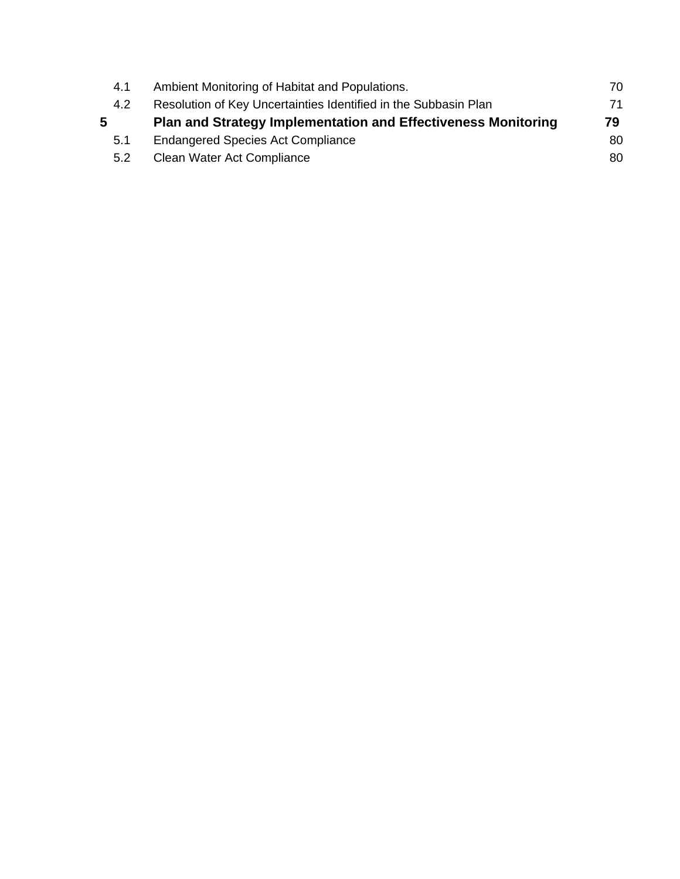| | | |
|---|---|---|
| 4.1 | Ambient Monitoring of Habitat and Populations. | 70 |
| 4.2 | Resolution of Key Uncertainties Identified in the Subbasin Plan | 71 |
| **5** | **Plan and Strategy Implementation and Effectiveness Monitoring** | **79** |
| 5.1 | Endangered Species Act Compliance | 80 |
| 5.2 | Clean Water Act Compliance | 80 |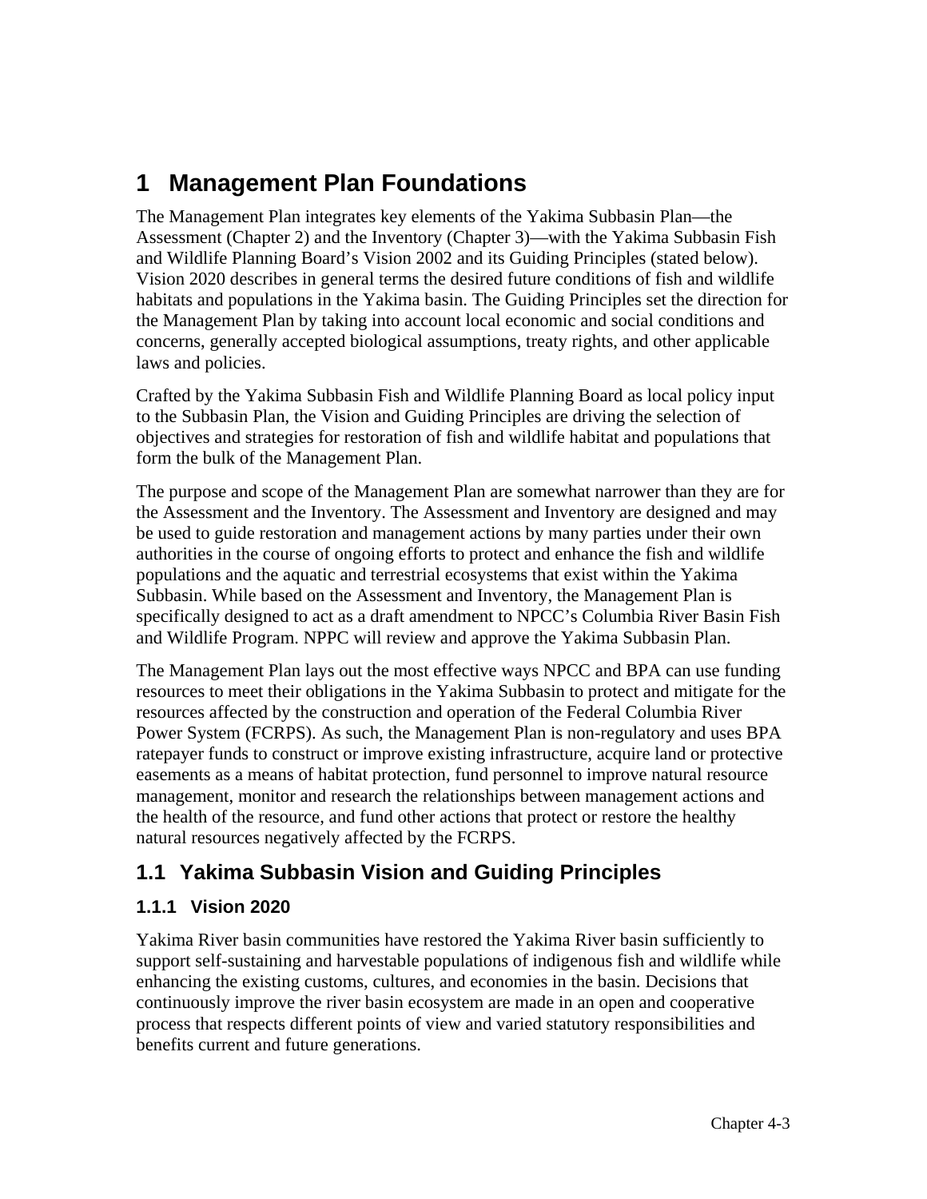# 1 Management Plan Foundations

The Management Plan integrates key elements of the Yakima Subbasin Plan—the Assessment (Chapter 2) and the Inventory (Chapter 3)—with the Yakima Subbasin Fish and Wildlife Planning Board's Vision 2002 and its Guiding Principles (stated below). Vision 2020 describes in general terms the desired future conditions of fish and wildlife habitats and populations in the Yakima basin. The Guiding Principles set the direction for the Management Plan by taking into account local economic and social conditions and concerns, generally accepted biological assumptions, treaty rights, and other applicable laws and policies.

Crafted by the Yakima Subbasin Fish and Wildlife Planning Board as local policy input to the Subbasin Plan, the Vision and Guiding Principles are driving the selection of objectives and strategies for restoration of fish and wildlife habitat and populations that form the bulk of the Management Plan.

The purpose and scope of the Management Plan are somewhat narrower than they are for the Assessment and the Inventory. The Assessment and Inventory are designed and may be used to guide restoration and management actions by many parties under their own authorities in the course of ongoing efforts to protect and enhance the fish and wildlife populations and the aquatic and terrestrial ecosystems that exist within the Yakima Subbasin. While based on the Assessment and Inventory, the Management Plan is specifically designed to act as a draft amendment to NPCC's Columbia River Basin Fish and Wildlife Program. NPPC will review and approve the Yakima Subbasin Plan.

The Management Plan lays out the most effective ways NPCC and BPA can use funding resources to meet their obligations in the Yakima Subbasin to protect and mitigate for the resources affected by the construction and operation of the Federal Columbia River Power System (FCRPS). As such, the Management Plan is non-regulatory and uses BPA ratepayer funds to construct or improve existing infrastructure, acquire land or protective easements as a means of habitat protection, fund personnel to improve natural resource management, monitor and research the relationships between management actions and the health of the resource, and fund other actions that protect or restore the healthy natural resources negatively affected by the FCRPS.

## 1.1 Yakima Subbasin Vision and Guiding Principles

### 1.1.1 Vision 2020

Yakima River basin communities have restored the Yakima River basin sufficiently to support self-sustaining and harvestable populations of indigenous fish and wildlife while enhancing the existing customs, cultures, and economies in the basin. Decisions that continuously improve the river basin ecosystem are made in an open and cooperative process that respects different points of view and varied statutory responsibilities and benefits current and future generations.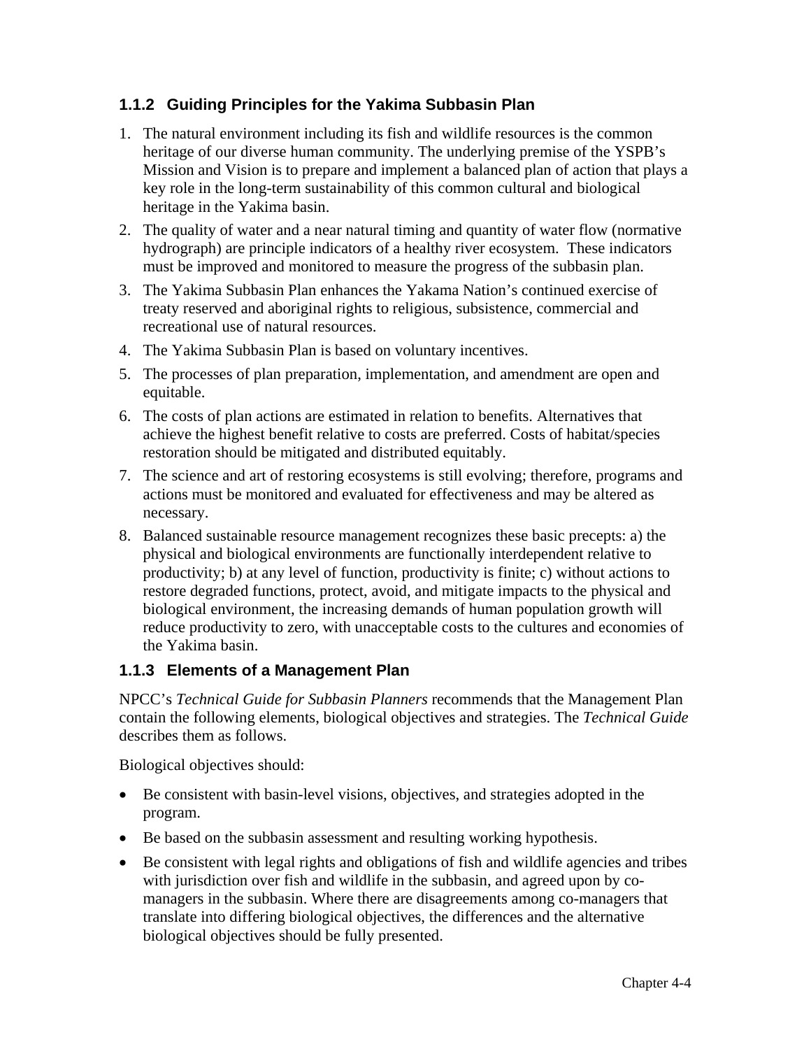### 1.1.2 Guiding Principles for the Yakima Subbasin Plan

1. The natural environment including its fish and wildlife resources is the common heritage of our diverse human community. The underlying premise of the YSPB's Mission and Vision is to prepare and implement a balanced plan of action that plays a key role in the long-term sustainability of this common cultural and biological heritage in the Yakima basin.
2. The quality of water and a near natural timing and quantity of water flow (normative hydrograph) are principle indicators of a healthy river ecosystem. These indicators must be improved and monitored to measure the progress of the subbasin plan.
3. The Yakima Subbasin Plan enhances the Yakama Nation's continued exercise of treaty reserved and aboriginal rights to religious, subsistence, commercial and recreational use of natural resources.
4. The Yakima Subbasin Plan is based on voluntary incentives.
5. The processes of plan preparation, implementation, and amendment are open and equitable.
6. The costs of plan actions are estimated in relation to benefits. Alternatives that achieve the highest benefit relative to costs are preferred. Costs of habitat/species restoration should be mitigated and distributed equitably.
7. The science and art of restoring ecosystems is still evolving; therefore, programs and actions must be monitored and evaluated for effectiveness and may be altered as necessary.
8. Balanced sustainable resource management recognizes these basic precepts: a) the physical and biological environments are functionally interdependent relative to productivity; b) at any level of function, productivity is finite; c) without actions to restore degraded functions, protect, avoid, and mitigate impacts to the physical and biological environment, the increasing demands of human population growth will reduce productivity to zero, with unacceptable costs to the cultures and economies of the Yakima basin.

### 1.1.3 Elements of a Management Plan

NPCC's *Technical Guide for Subbasin Planners* recommends that the Management Plan contain the following elements, biological objectives and strategies. The *Technical Guide* describes them as follows.

Biological objectives should:

- Be consistent with basin-level visions, objectives, and strategies adopted in the program.
- Be based on the subbasin assessment and resulting working hypothesis.
- Be consistent with legal rights and obligations of fish and wildlife agencies and tribes with jurisdiction over fish and wildlife in the subbasin, and agreed upon by co-managers in the subbasin. Where there are disagreements among co-managers that translate into differing biological objectives, the differences and the alternative biological objectives should be fully presented.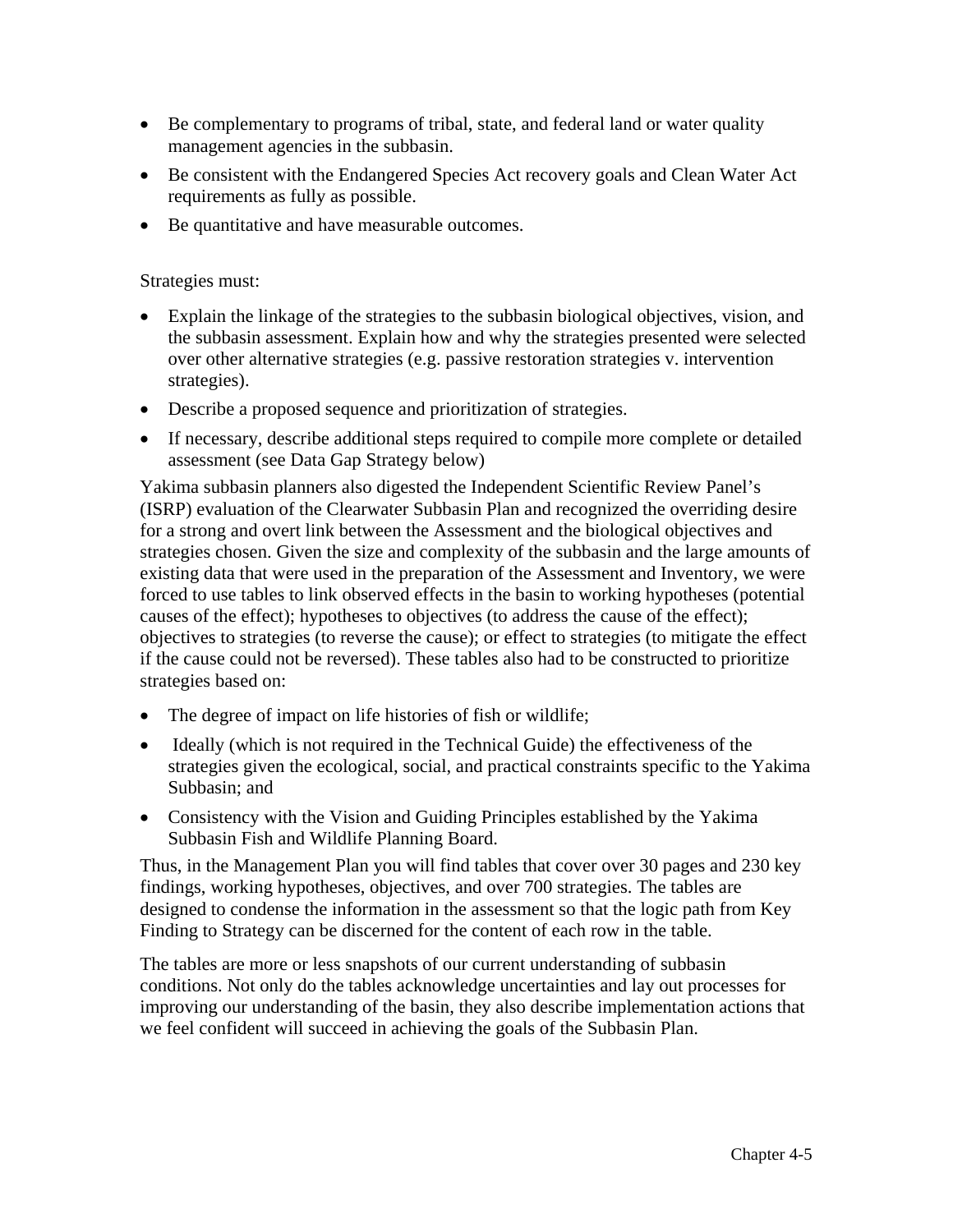- Be complementary to programs of tribal, state, and federal land or water quality management agencies in the subbasin.
- Be consistent with the Endangered Species Act recovery goals and Clean Water Act requirements as fully as possible.
- Be quantitative and have measurable outcomes.

Strategies must:

- Explain the linkage of the strategies to the subbasin biological objectives, vision, and the subbasin assessment. Explain how and why the strategies presented were selected over other alternative strategies (e.g. passive restoration strategies v. intervention strategies).
- Describe a proposed sequence and prioritization of strategies.
- If necessary, describe additional steps required to compile more complete or detailed assessment (see Data Gap Strategy below)

Yakima subbasin planners also digested the Independent Scientific Review Panel's (ISRP) evaluation of the Clearwater Subbasin Plan and recognized the overriding desire for a strong and overt link between the Assessment and the biological objectives and strategies chosen. Given the size and complexity of the subbasin and the large amounts of existing data that were used in the preparation of the Assessment and Inventory, we were forced to use tables to link observed effects in the basin to working hypotheses (potential causes of the effect); hypotheses to objectives (to address the cause of the effect); objectives to strategies (to reverse the cause); or effect to strategies (to mitigate the effect if the cause could not be reversed). These tables also had to be constructed to prioritize strategies based on:

- The degree of impact on life histories of fish or wildlife;
- Ideally (which is not required in the Technical Guide) the effectiveness of the strategies given the ecological, social, and practical constraints specific to the Yakima Subbasin; and
- Consistency with the Vision and Guiding Principles established by the Yakima Subbasin Fish and Wildlife Planning Board.

Thus, in the Management Plan you will find tables that cover over 30 pages and 230 key findings, working hypotheses, objectives, and over 700 strategies. The tables are designed to condense the information in the assessment so that the logic path from Key Finding to Strategy can be discerned for the content of each row in the table.

The tables are more or less snapshots of our current understanding of subbasin conditions. Not only do the tables acknowledge uncertainties and lay out processes for improving our understanding of the basin, they also describe implementation actions that we feel confident will succeed in achieving the goals of the Subbasin Plan.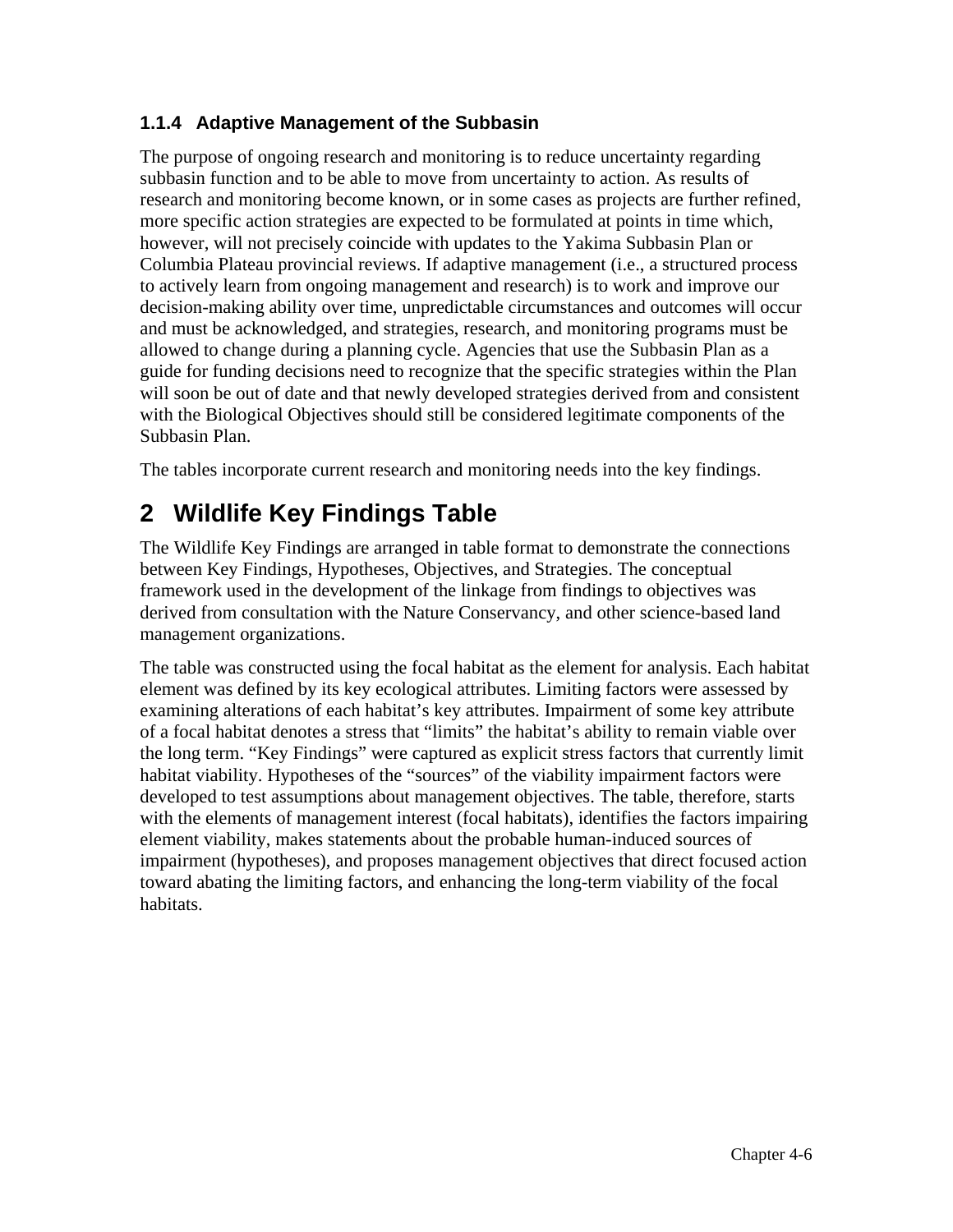### 1.1.4 Adaptive Management of the Subbasin

The purpose of ongoing research and monitoring is to reduce uncertainty regarding subbasin function and to be able to move from uncertainty to action. As results of research and monitoring become known, or in some cases as projects are further refined, more specific action strategies are expected to be formulated at points in time which, however, will not precisely coincide with updates to the Yakima Subbasin Plan or Columbia Plateau provincial reviews. If adaptive management (i.e., a structured process to actively learn from ongoing management and research) is to work and improve our decision-making ability over time, unpredictable circumstances and outcomes will occur and must be acknowledged, and strategies, research, and monitoring programs must be allowed to change during a planning cycle. Agencies that use the Subbasin Plan as a guide for funding decisions need to recognize that the specific strategies within the Plan will soon be out of date and that newly developed strategies derived from and consistent with the Biological Objectives should still be considered legitimate components of the Subbasin Plan.

The tables incorporate current research and monitoring needs into the key findings.

# 2 Wildlife Key Findings Table

The Wildlife Key Findings are arranged in table format to demonstrate the connections between Key Findings, Hypotheses, Objectives, and Strategies. The conceptual framework used in the development of the linkage from findings to objectives was derived from consultation with the Nature Conservancy, and other science-based land management organizations.

The table was constructed using the focal habitat as the element for analysis. Each habitat element was defined by its key ecological attributes. Limiting factors were assessed by examining alterations of each habitat's key attributes. Impairment of some key attribute of a focal habitat denotes a stress that "limits" the habitat's ability to remain viable over the long term. "Key Findings" were captured as explicit stress factors that currently limit habitat viability. Hypotheses of the "sources" of the viability impairment factors were developed to test assumptions about management objectives. The table, therefore, starts with the elements of management interest (focal habitats), identifies the factors impairing element viability, makes statements about the probable human-induced sources of impairment (hypotheses), and proposes management objectives that direct focused action toward abating the limiting factors, and enhancing the long-term viability of the focal habitats.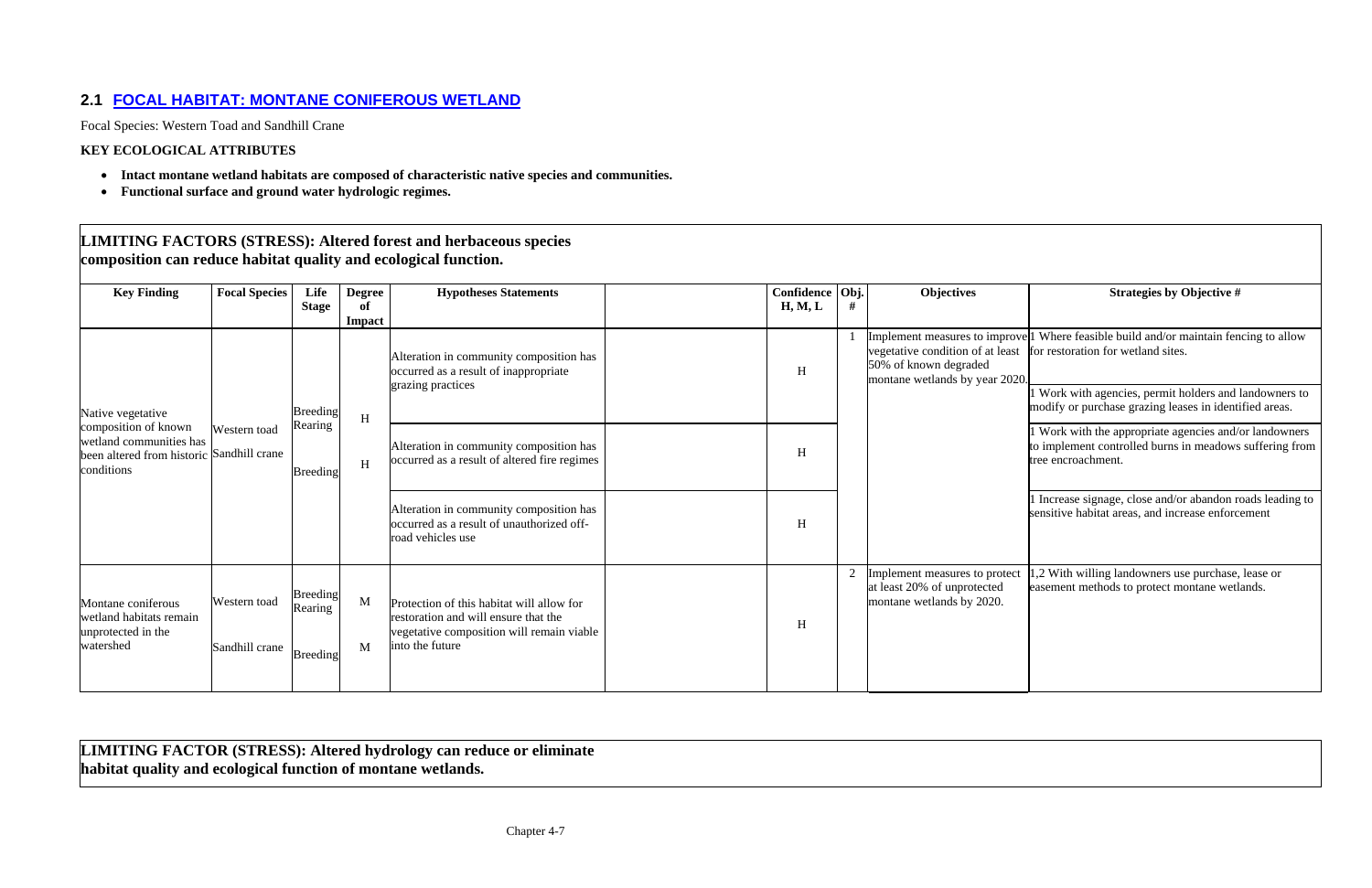## 2.1 FOCAL HABITAT: MONTANE CONIFEROUS WETLAND

Focal Species: Western Toad and Sandhill Crane

**KEY ECOLOGICAL ATTRIBUTES**

- **Intact montane wetland habitats are composed of characteristic native species and communities.**
- **Functional surface and ground water hydrologic regimes.**

**LIMITING FACTORS (STRESS): Altered forest and herbaceous species composition can reduce habitat quality and ecological function.**

| Key Finding | Focal Species | Life Stage | Degree of Impact | Hypotheses Statements | | Confidence H, M, L | Obj. # | Objectives | Strategies by Objective # |
|---|---|---|---|---|---|---|---|---|---|
| Native vegetative composition of known wetland communities has been altered from historic conditions | Western toad<br>Sandhill crane | Breeding Rearing<br>Breeding | H<br>H | Alteration in community composition has occurred as a result of inappropriate grazing practices | | H | 1 | Implement measures to improve vegetative condition of at least 50% of known degraded montane wetlands by year 2020. | 1 Where feasible build and/or maintain fencing to allow for restoration for wetland sites.<br>1 Work with agencies, permit holders and landowners to modify or purchase grazing leases in identified areas. |
| | | | | Alteration in community composition has occurred as a result of altered fire regimes | | H | | | 1 Work with the appropriate agencies and/or landowners to implement controlled burns in meadows suffering from tree encroachment. |
| | | | | Alteration in community composition has occurred as a result of unauthorized off-road vehicles use | | H | | | 1 Increase signage, close and/or abandon roads leading to sensitive habitat areas, and increase enforcement |
| Montane coniferous wetland habitats remain unprotected in the watershed | Western toad<br>Sandhill crane | Breeding Rearing<br>Breeding | M<br>M | Protection of this habitat will allow for restoration and will ensure that the vegetative composition will remain viable into the future | | H | 2 | Implement measures to protect at least 20% of unprotected montane wetlands by 2020. | 1,2 With willing landowners use purchase, lease or easement methods to protect montane wetlands. |

**LIMITING FACTOR (STRESS): Altered hydrology can reduce or eliminate habitat quality and ecological function of montane wetlands.**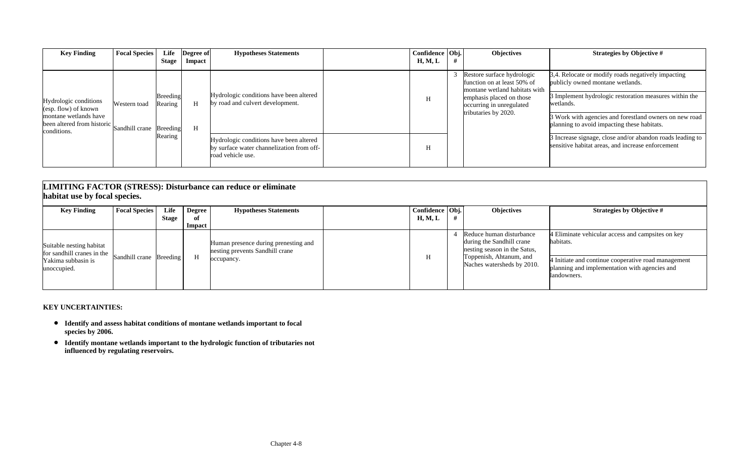| Key Finding | Focal Species | Life Stage | Degree of Impact | Hypotheses Statements | | Confidence H, M, L | Obj. # | Objectives | Strategies by Objective # |
|---|---|---|---|---|---|---|---|---|---|
| Hydrologic conditions (esp. flow) of known montane wetlands have been altered from historic conditions. | Western toad | Breeding Rearing | H | Hydrologic conditions have been altered by road and culvert development. | | H | 3 | Restore surface hydrologic function on at least 50% of montane wetland habitats with emphasis placed on those occurring in unregulated tributaries by 2020. | 3,4. Relocate or modify roads negatively impacting publicly owned montane wetlands. |
| | | | | | | | | | 3 Implement hydrologic restoration measures within the wetlands. |
| | Sandhill crane | Breeding Rearing | H | | | | | | 3 Work with agencies and forestland owners on new road planning to avoid impacting these habitats. |
| | | | | Hydrologic conditions have been altered by surface water channelization from off-road vehicle use. | | H | | | 3 Increase signage, close and/or abandon roads leading to sensitive habitat areas, and increase enforcement |

## LIMITING FACTOR (STRESS): Disturbance can reduce or eliminate habitat use by focal species.

| Key Finding | Focal Species | Life Stage | Degree of Impact | Hypotheses Statements | | Confidence H, M, L | Obj. # | Objectives | Strategies by Objective # |
|---|---|---|---|---|---|---|---|---|---|
| Suitable nesting habitat for sandhill cranes in the Yakima subbasin is unoccupied. | Sandhill crane | Breeding | H | Human presence during prenesting and nesting prevents Sandhill crane occupancy. | | H | 4 | Reduce human disturbance during the Sandhill crane nesting season in the Satus, Toppenish, Ahtanum, and Naches watersheds by 2010. | 4 Eliminate vehicular access and campsites on key habitats. |
| | | | | | | | | | 4 Initiate and continue cooperative road management planning and implementation with agencies and landowners. |

**KEY UNCERTAINTIES:**

- **Identify and assess habitat conditions of montane wetlands important to focal species by 2006.**
- **Identify montane wetlands important to the hydrologic function of tributaries not influenced by regulating reservoirs.**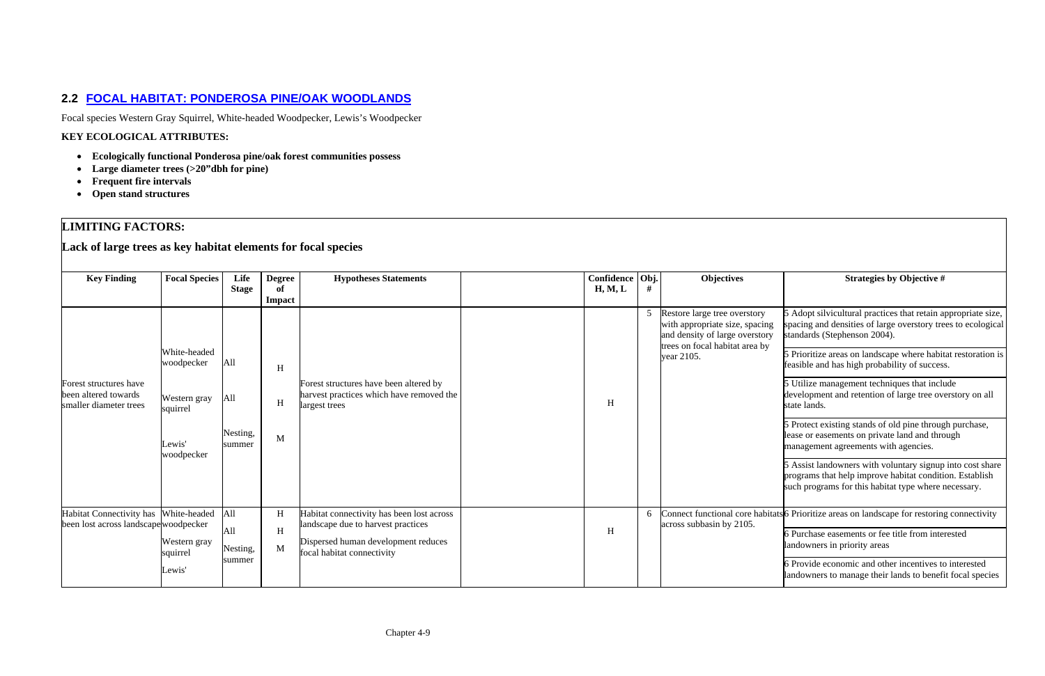## 2.2 FOCAL HABITAT: PONDEROSA PINE/OAK WOODLANDS

Focal species Western Gray Squirrel, White-headed Woodpecker, Lewis's Woodpecker

**KEY ECOLOGICAL ATTRIBUTES:**

- **Ecologically functional Ponderosa pine/oak forest communities possess**
- **Large diameter trees (>20"dbh for pine)**
- **Frequent fire intervals**
- **Open stand structures**

**LIMITING FACTORS:**

**Lack of large trees as key habitat elements for focal species**

| Key Finding | Focal Species | Life Stage | Degree of Impact | Hypotheses Statements | | Confidence H, M, L | Obj. # | Objectives | Strategies by Objective # |
|---|---|---|---|---|---|---|---|---|---|
| Forest structures have been altered towards smaller diameter trees | White-headed woodpecker<br>Western gray squirrel<br>Lewis' woodpecker | All<br>All<br>Nesting, summer | H<br>H<br>M | Forest structures have been altered by harvest practices which have removed the largest trees | | H | 5 | Restore large tree overstory with appropriate size, spacing and density of large overstory trees on focal habitat area by year 2105. | 5 Adopt silvicultural practices that retain appropriate size, spacing and densities of large overstory trees to ecological standards (Stephenson 2004).<br>5 Prioritize areas on landscape where habitat restoration is feasible and has high probability of success.<br>5 Utilize management techniques that include development and retention of large tree overstory on all state lands.<br>5 Protect existing stands of old pine through purchase, lease or easements on private land and through management agreements with agencies.<br>5 Assist landowners with voluntary signup into cost share programs that help improve habitat condition. Establish such programs for this habitat type where necessary. |
| Habitat Connectivity has been lost across landscape | White-headed woodpecker<br>Western gray squirrel<br>Lewis' | All<br>All<br>Nesting, summer | H<br>H<br>M | Habitat connectivity has been lost across landscape due to harvest practices<br>Dispersed human development reduces focal habitat connectivity | | H | 6 | Connect functional core habitats across subbasin by 2105. | 6 Prioritize areas on landscape for restoring connectivity<br>6 Purchase easements or fee title from interested landowners in priority areas<br>6 Provide economic and other incentives to interested landowners to manage their lands to benefit focal species |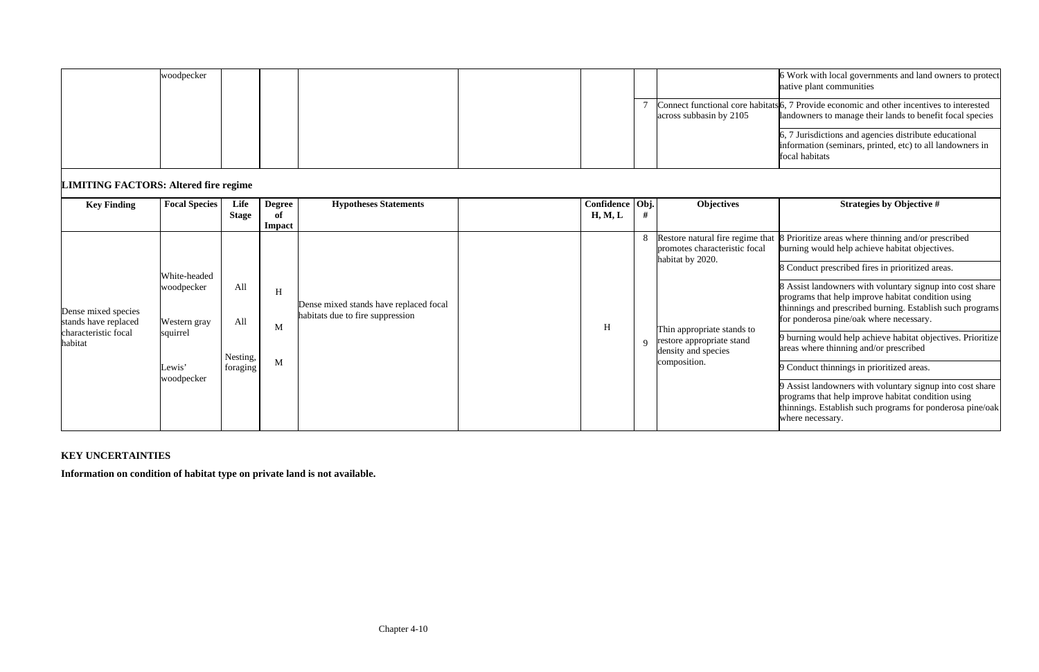| | woodpecker | | | | | | | | 6 Work with local governments and land owners to protect native plant communities |
|---|---|---|---|---|---|---|---|---|---|
| | | | | | | | 7 | Connect functional core habitats across subbasin by 2105 | 6, 7 Provide economic and other incentives to interested landowners to manage their lands to benefit focal species |
| | | | | | | | | | 6, 7 Jurisdictions and agencies distribute educational information (seminars, printed, etc) to all landowners in focal habitats |

**LIMITING FACTORS: Altered fire regime**

| Key Finding | Focal Species | Life Stage | Degree of Impact | Hypotheses Statements | | Confidence H, M, L | Obj. # | Objectives | Strategies by Objective # |
|---|---|---|---|---|---|---|---|---|---|
| Dense mixed species stands have replaced characteristic focal habitat | White-headed woodpecker<br><br>Western gray squirrel<br><br>Lewis' woodpecker | All<br><br>All<br><br>Nesting, foraging | H<br><br>M<br><br>M | Dense mixed stands have replaced focal habitats due to fire suppression | | H | 8 | Restore natural fire regime that promotes characteristic focal habitat by 2020. | 8 Prioritize areas where thinning and/or prescribed burning would help achieve habitat objectives. |
| | | | | | | | | | 8 Conduct prescribed fires in prioritized areas. |
| | | | | | | | | | 8 Assist landowners with voluntary signup into cost share programs that help improve habitat condition using thinnings and prescribed burning. Establish such programs for ponderosa pine/oak where necessary. |
| | | | | | | | 9 | Thin appropriate stands to restore appropriate stand density and species composition. | 9 burning would help achieve habitat objectives. Prioritize areas where thinning and/or prescribed |
| | | | | | | | | | 9 Conduct thinnings in prioritized areas. |
| | | | | | | | | | 9 Assist landowners with voluntary signup into cost share programs that help improve habitat condition using thinnings. Establish such programs for ponderosa pine/oak where necessary. |

**KEY UNCERTAINTIES**

**Information on condition of habitat type on private land is not available.**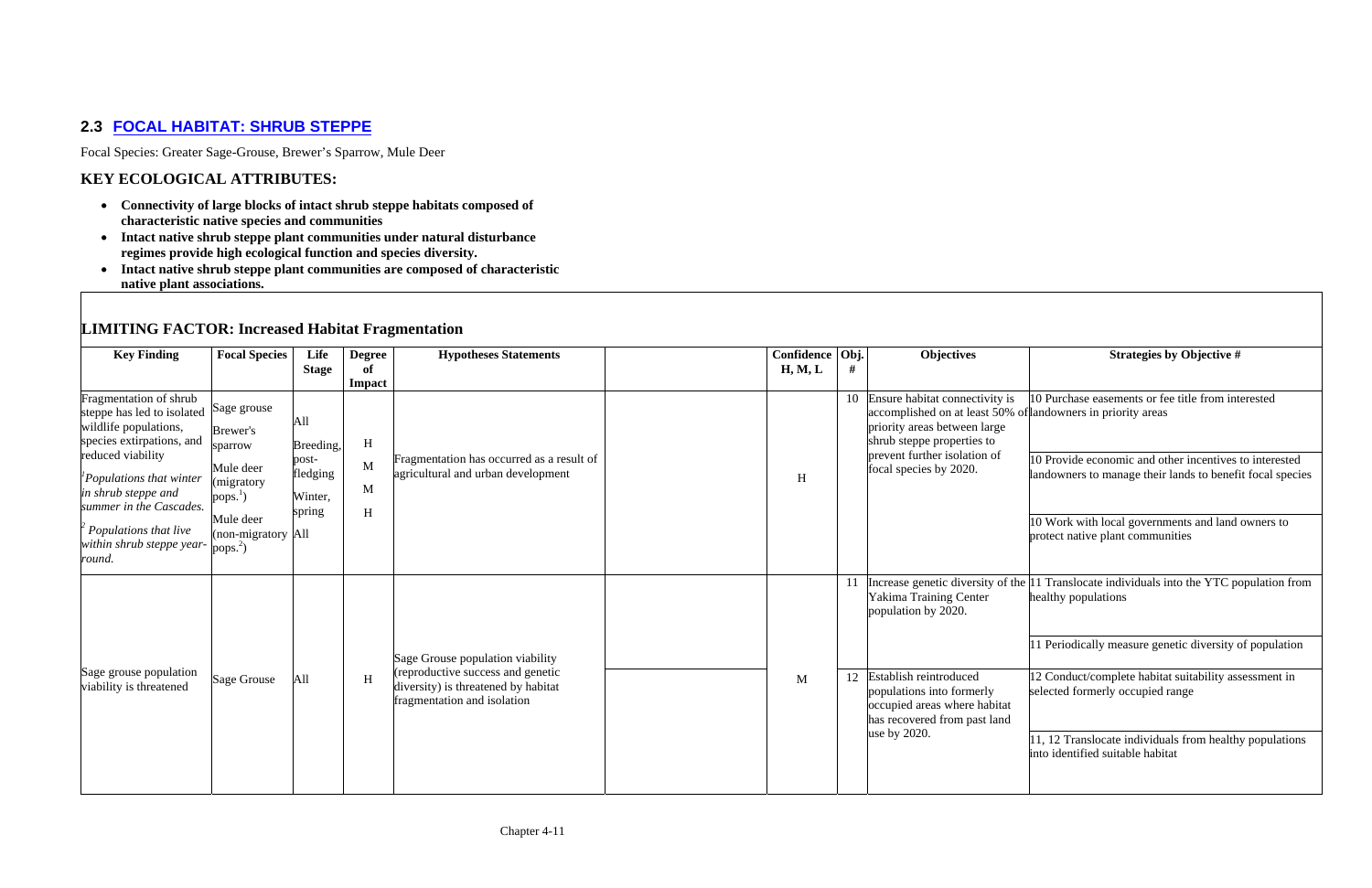## 2.3 FOCAL HABITAT: SHRUB STEPPE

Focal Species: Greater Sage-Grouse, Brewer's Sparrow, Mule Deer

### KEY ECOLOGICAL ATTRIBUTES:

- **Connectivity of large blocks of intact shrub steppe habitats composed of characteristic native species and communities**
- **Intact native shrub steppe plant communities under natural disturbance regimes provide high ecological function and species diversity.**
- **Intact native shrub steppe plant communities are composed of characteristic native plant associations.**

### LIMITING FACTOR: Increased Habitat Fragmentation

| Key Finding | Focal Species | Life Stage | Degree of Impact | Hypotheses Statements | | Confidence H, M, L | Obj. # | Objectives | Strategies by Objective # |
|---|---|---|---|---|---|---|---|---|---|
| Fragmentation of shrub steppe has led to isolated wildlife populations, species extirpations, and reduced viability<br>[1]*Populations that winter in shrub steppe and summer in the Cascades.*<br>[2] *Populations that live within shrub steppe year-round.* | Sage grouse<br>Brewer's sparrow<br>Mule deer (migratory pops.[1])<br>Mule deer (non-migratory pops.[2]) | All<br>Breeding, post-fledging<br>Winter, spring<br>All | H<br>M<br>M<br>H | Fragmentation has occurred as a result of agricultural and urban development | | H | 10 | Ensure habitat connectivity is accomplished on at least 50% of priority areas between large shrub steppe properties to prevent further isolation of focal species by 2020. | 10 Purchase easements or fee title from interested landowners in priority areas<br>10 Provide economic and other incentives to interested landowners to manage their lands to benefit focal species<br>10 Work with local governments and land owners to protect native plant communities |
| Sage grouse population viability is threatened | Sage Grouse | All | H | Sage Grouse population viability (reproductive success and genetic diversity) is threatened by habitat fragmentation and isolation | | M | 11 | Increase genetic diversity of the Yakima Training Center population by 2020. | 11 Translocate individuals into the YTC population from healthy populations<br>11 Periodically measure genetic diversity of population |
| | | | | | | | 12 | Establish reintroduced populations into formerly occupied areas where habitat has recovered from past land use by 2020. | 12 Conduct/complete habitat suitability assessment in selected formerly occupied range<br>11, 12 Translocate individuals from healthy populations into identified suitable habitat |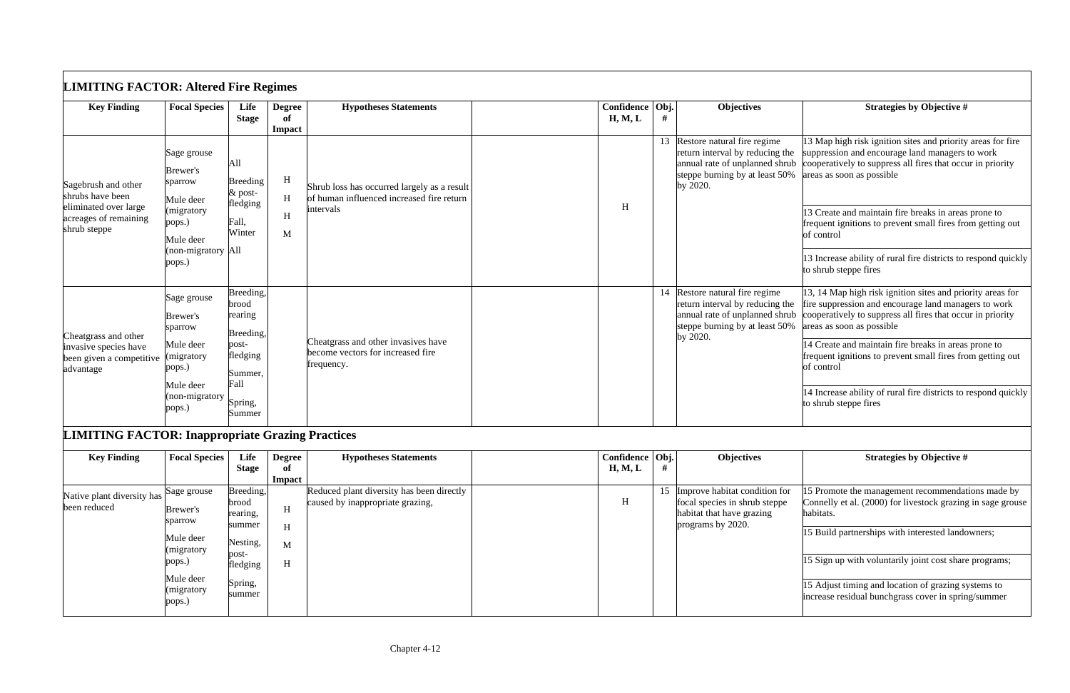## LIMITING FACTOR: Altered Fire Regimes

| Key Finding | Focal Species | Life Stage | Degree of Impact | Hypotheses Statements | | Confidence H, M, L | Obj. # | Objectives | Strategies by Objective # |
|---|---|---|---|---|---|---|---|---|---|
| Sagebrush and other shrubs have been eliminated over large acreages of remaining shrub steppe | Sage grouse<br>Brewer's sparrow<br>Mule deer (migratory pops.)<br>Mule deer (non-migratory pops.) | All<br>Breeding & post-fledging<br>Fall, Winter<br>All | H<br>H<br>H<br>M | Shrub loss has occurred largely as a result of human influenced increased fire return intervals | | H | 13 | Restore natural fire regime return interval by reducing the annual rate of unplanned shrub steppe burning by at least 50% by 2020. | 13 Map high risk ignition sites and priority areas for fire suppression and encourage land managers to work cooperatively to suppress all fires that occur in priority areas as soon as possible<br>13 Create and maintain fire breaks in areas prone to frequent ignitions to prevent small fires from getting out of control<br>13 Increase ability of rural fire districts to respond quickly to shrub steppe fires |
| Cheatgrass and other invasive species have been given a competitive advantage | Sage grouse<br>Brewer's sparrow<br>Mule deer (migratory pops.)<br>Mule deer (non-migratory pops.) | Breeding, brood rearing<br>Breeding, post-fledging<br>Summer, Fall<br>Spring, Summer | | Cheatgrass and other invasives have become vectors for increased fire frequency. | | | 14 | Restore natural fire regime return interval by reducing the annual rate of unplanned shrub steppe burning by at least 50% by 2020. | 13, 14 Map high risk ignition sites and priority areas for fire suppression and encourage land managers to work cooperatively to suppress all fires that occur in priority areas as soon as possible<br>14 Create and maintain fire breaks in areas prone to frequent ignitions to prevent small fires from getting out of control<br>14 Increase ability of rural fire districts to respond quickly to shrub steppe fires |

## LIMITING FACTOR: Inappropriate Grazing Practices

| Key Finding | Focal Species | Life Stage | Degree of Impact | Hypotheses Statements | | Confidence H, M, L | Obj. # | Objectives | Strategies by Objective # |
|---|---|---|---|---|---|---|---|---|---|
| Native plant diversity has been reduced | Sage grouse<br>Brewer's sparrow<br>Mule deer (migratory pops.)<br>Mule deer (migratory pops.) | Breeding, brood rearing, summer<br>Nesting, post-fledging<br>Spring, summer | H<br>H<br>M<br>H | Reduced plant diversity has been directly caused by inappropriate grazing, | | H | 15 | Improve habitat condition for focal species in shrub steppe habitat that have grazing programs by 2020. | 15 Promote the management recommendations made by Connelly et al. (2000) for livestock grazing in sage grouse habitats.<br>15 Build partnerships with interested landowners;<br>15 Sign up with voluntarily joint cost share programs;<br>15 Adjust timing and location of grazing systems to increase residual bunchgrass cover in spring/summer |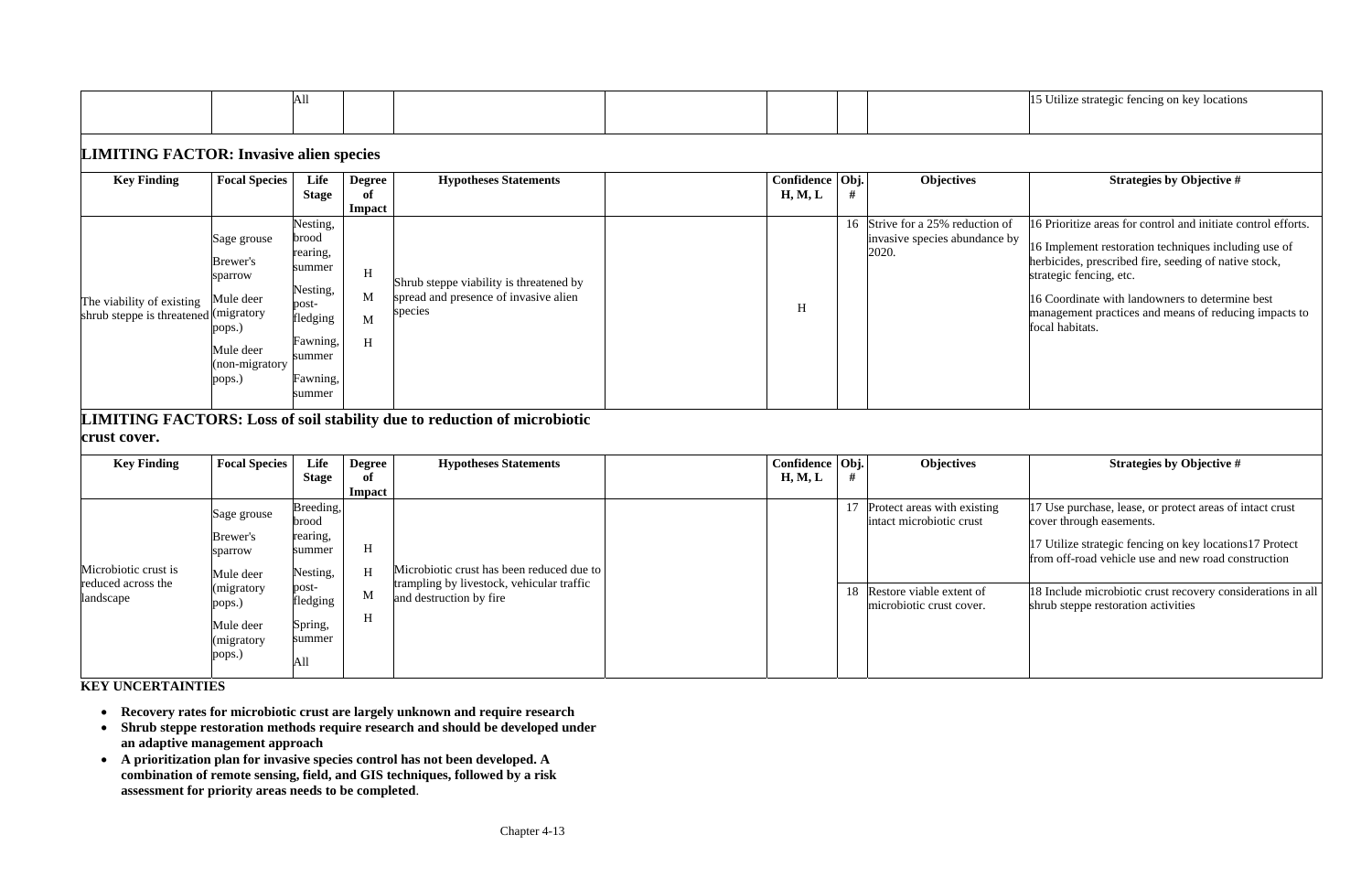| | | All | | | | | | | 15 Utilize strategic fencing on key locations |
|---|---|---|---|---|---|---|---|---|---|

## LIMITING FACTOR: Invasive alien species

| Key Finding | Focal Species | Life Stage | Degree of Impact | Hypotheses Statements | | Confidence H, M, L | Obj. # | Objectives | Strategies by Objective # |
|---|---|---|---|---|---|---|---|---|---|
| The viability of existing shrub steppe is threatened | Sage grouse<br>Brewer's sparrow<br>Mule deer (migratory pops.)<br>Mule deer (non-migratory pops.) | Nesting, brood rearing, summer<br>Nesting, post-fledging<br>Fawning, summer<br>Fawning, summer | H<br>M<br>M<br>H | Shrub steppe viability is threatened by spread and presence of invasive alien species | | H | 16 | Strive for a 25% reduction of invasive species abundance by 2020. | 16 Prioritize areas for control and initiate control efforts.<br>16 Implement restoration techniques including use of herbicides, prescribed fire, seeding of native stock, strategic fencing, etc.<br>16 Coordinate with landowners to determine best management practices and means of reducing impacts to focal habitats. |

## LIMITING FACTORS: Loss of soil stability due to reduction of microbiotic crust cover.

| Key Finding | Focal Species | Life Stage | Degree of Impact | Hypotheses Statements | | Confidence H, M, L | Obj. # | Objectives | Strategies by Objective # |
|---|---|---|---|---|---|---|---|---|---|
| Microbiotic crust is reduced across the landscape | Sage grouse<br>Brewer's sparrow<br>Mule deer (migratory pops.)<br>Mule deer (migratory pops.) | Breeding, brood rearing, summer<br>Nesting, post-fledging<br>Spring, summer<br>All | H<br>H<br>M<br>H | Microbiotic crust has been reduced due to trampling by livestock, vehicular traffic and destruction by fire | | | 17 | Protect areas with existing intact microbiotic crust | 17 Use purchase, lease, or protect areas of intact crust cover through easements.<br>17 Utilize strategic fencing on key locations17 Protect from off-road vehicle use and new road construction |
| | | | | | | | 18 | Restore viable extent of microbiotic crust cover. | 18 Include microbiotic crust recovery considerations in all shrub steppe restoration activities |

**KEY UNCERTAINTIES**

- **Recovery rates for microbiotic crust are largely unknown and require research**
- **Shrub steppe restoration methods require research and should be developed under an adaptive management approach**
- **A prioritization plan for invasive species control has not been developed. A combination of remote sensing, field, and GIS techniques, followed by a risk assessment for priority areas needs to be completed**.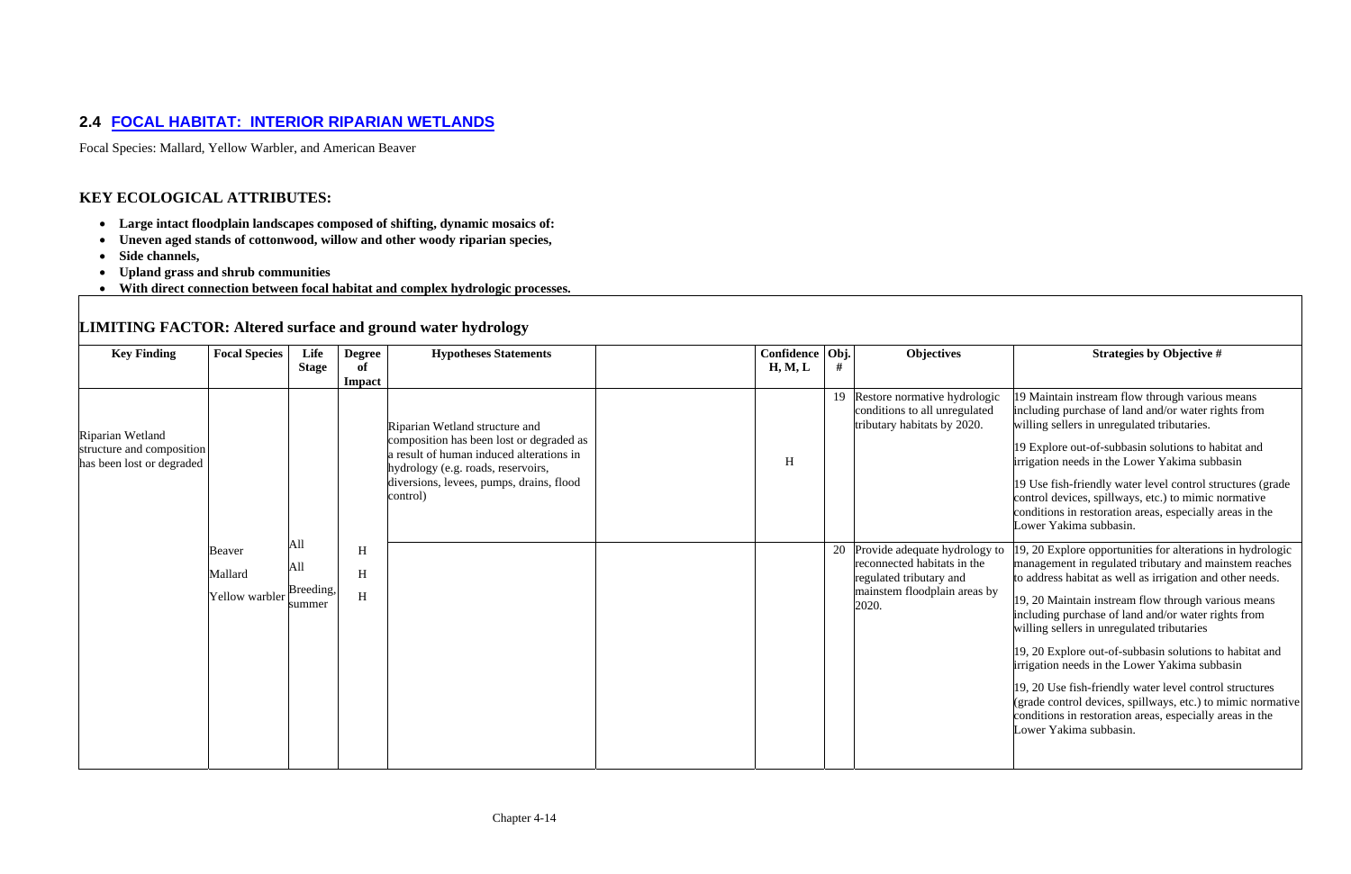## 2.4 FOCAL HABITAT: INTERIOR RIPARIAN WETLANDS

Focal Species: Mallard, Yellow Warbler, and American Beaver

### KEY ECOLOGICAL ATTRIBUTES:

- **Large intact floodplain landscapes composed of shifting, dynamic mosaics of:**
- **Uneven aged stands of cottonwood, willow and other woody riparian species,**
- **Side channels,**
- **Upland grass and shrub communities**
- **With direct connection between focal habitat and complex hydrologic processes.**

### LIMITING FACTOR: Altered surface and ground water hydrology

| Key Finding | Focal Species | Life Stage | Degree of Impact | Hypotheses Statements | | Confidence H, M, L | Obj. # | Objectives | Strategies by Objective # |
|---|---|---|---|---|---|---|---|---|---|
| Riparian Wetland structure and composition has been lost or degraded | Beaver<br>Mallard<br>Yellow warbler | All<br>All<br>Breeding, summer | H<br>H<br>H | Riparian Wetland structure and composition has been lost or degraded as a result of human induced alterations in hydrology (e.g. roads, reservoirs, diversions, levees, pumps, drains, flood control) | | H | 19 | Restore normative hydrologic conditions to all unregulated tributary habitats by 2020. | 19 Maintain instream flow through various means including purchase of land and/or water rights from willing sellers in unregulated tributaries.<br><br>19 Explore out-of-subbasin solutions to habitat and irrigation needs in the Lower Yakima subbasin<br><br>19 Use fish-friendly water level control structures (grade control devices, spillways, etc.) to mimic normative conditions in restoration areas, especially areas in the Lower Yakima subbasin. |
| | | | | | | | 20 | Provide adequate hydrology to reconnected habitats in the regulated tributary and mainstem floodplain areas by 2020. | 19, 20 Explore opportunities for alterations in hydrologic management in regulated tributary and mainstem reaches to address habitat as well as irrigation and other needs.<br><br>19, 20 Maintain instream flow through various means including purchase of land and/or water rights from willing sellers in unregulated tributaries<br><br>19, 20 Explore out-of-subbasin solutions to habitat and irrigation needs in the Lower Yakima subbasin<br><br>19, 20 Use fish-friendly water level control structures (grade control devices, spillways, etc.) to mimic normative conditions in restoration areas, especially areas in the Lower Yakima subbasin. |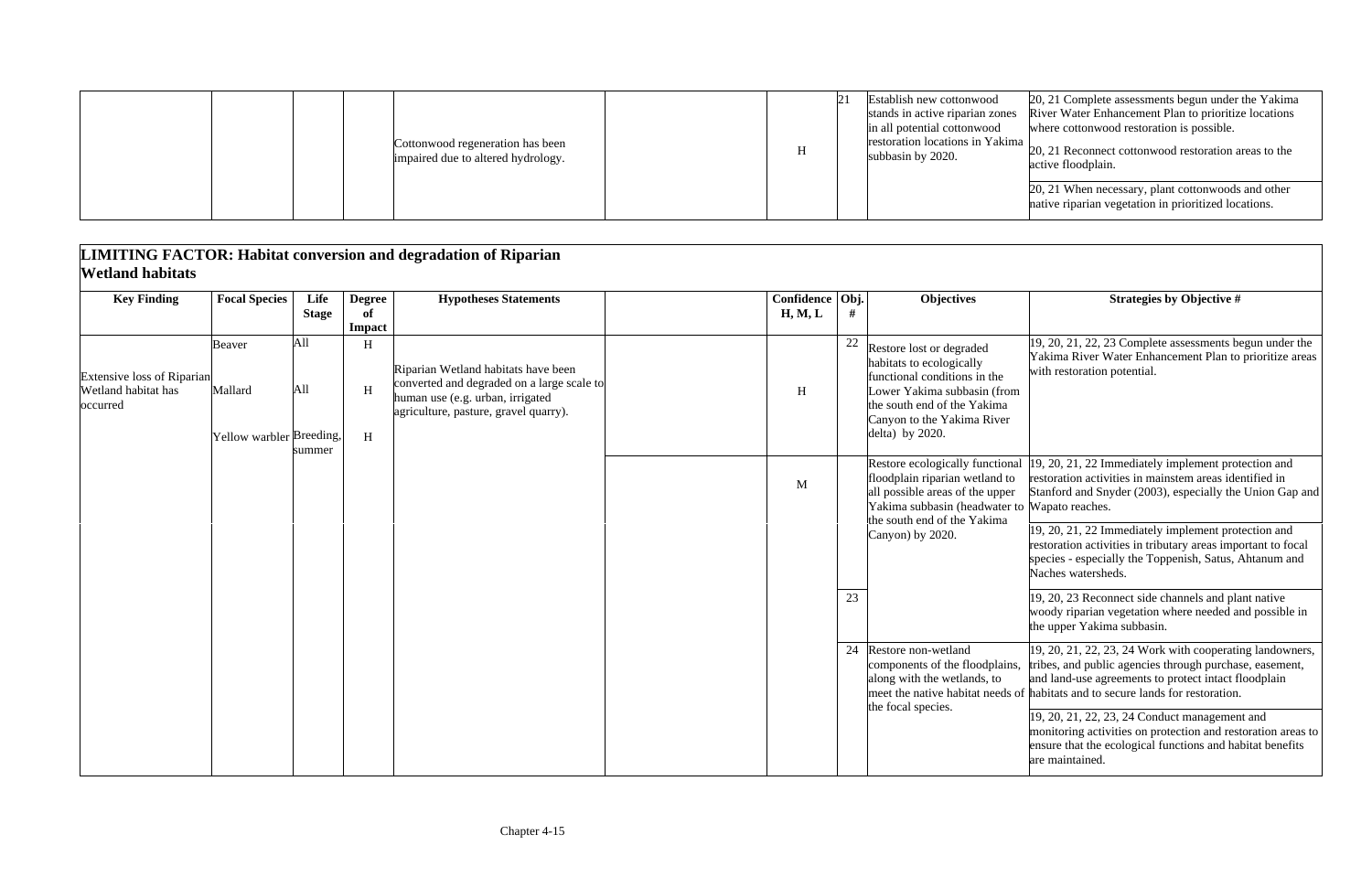| | | | | | | | | | |
|---|---|---|---|---|---|---|---|---|---|
| | | | | Cottonwood regeneration has been impaired due to altered hydrology. | | H | 21 | Establish new cottonwood stands in active riparian zones in all potential cottonwood restoration locations in Yakima subbasin by 2020. | 20, 21 Complete assessments begun under the Yakima River Water Enhancement Plan to prioritize locations where cottonwood restoration is possible. |
| | | | | | | | | | 20, 21 Reconnect cottonwood restoration areas to the active floodplain. |
| | | | | | | | | | 20, 21 When necessary, plant cottonwoods and other native riparian vegetation in prioritized locations. |

**LIMITING FACTOR: Habitat conversion and degradation of Riparian Wetland habitats**

| Key Finding | Focal Species | Life Stage | Degree of Impact | Hypotheses Statements | | Confidence H, M, L | Obj. # | Objectives | Strategies by Objective # |
|---|---|---|---|---|---|---|---|---|---|
| Extensive loss of Riparian Wetland habitat has occurred | Beaver<br>Mallard<br>Yellow warbler | All<br>All<br>Breeding, summer | H<br>H<br>H | Riparian Wetland habitats have been converted and degraded on a large scale to human use (e.g. urban, irrigated agriculture, pasture, gravel quarry). | | H | 22 | Restore lost or degraded habitats to ecologically functional conditions in the Lower Yakima subbasin (from the south end of the Yakima Canyon to the Yakima River delta) by 2020. | 19, 20, 21, 22, 23 Complete assessments begun under the Yakima River Water Enhancement Plan to prioritize areas with restoration potential. |
| | | | | | | M | | Restore ecologically functional floodplain riparian wetland to all possible areas of the upper Yakima subbasin (headwater to the south end of the Yakima Canyon) by 2020. | 19, 20, 21, 22 Immediately implement protection and restoration activities in mainstem areas identified in Stanford and Snyder (2003), especially the Union Gap and Wapato reaches. |
| | | | | | | | | | 19, 20, 21, 22 Immediately implement protection and restoration activities in tributary areas important to focal species - especially the Toppenish, Satus, Ahtanum and Naches watersheds. |
| | | | | | | | 23 | | 19, 20, 23 Reconnect side channels and plant native woody riparian vegetation where needed and possible in the upper Yakima subbasin. |
| | | | | | | | 24 | Restore non-wetland components of the floodplains, along with the wetlands, to meet the native habitat needs of the focal species. | 19, 20, 21, 22, 23, 24 Work with cooperating landowners, tribes, and public agencies through purchase, easement, and land-use agreements to protect intact floodplain habitats and to secure lands for restoration. |
| | | | | | | | | | 19, 20, 21, 22, 23, 24 Conduct management and monitoring activities on protection and restoration areas to ensure that the ecological functions and habitat benefits are maintained. |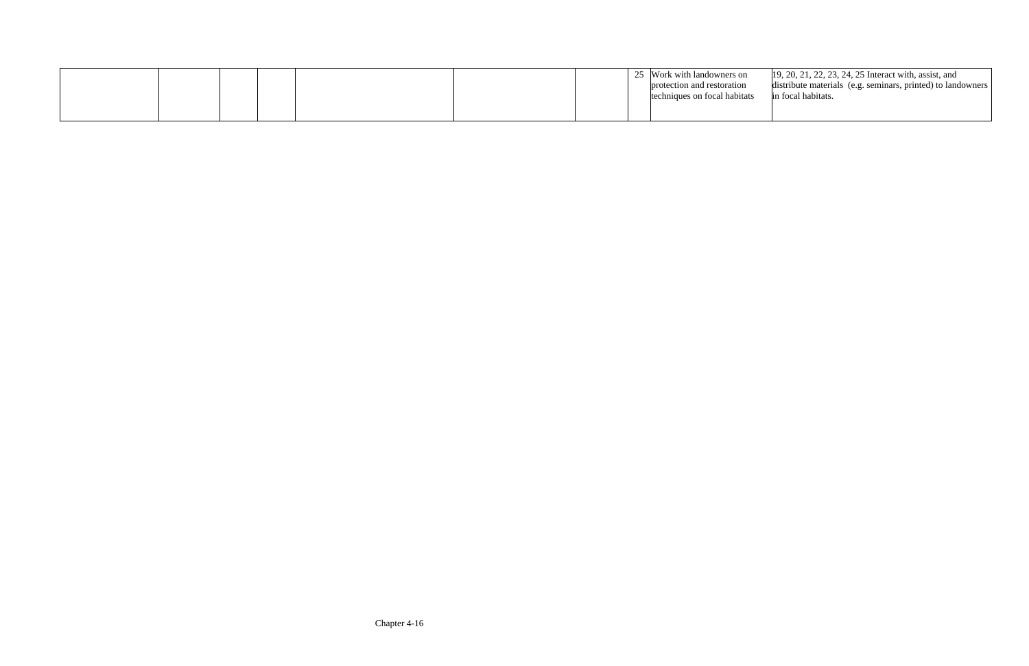|  |  |  |  |  |  |  |  |  |  |
|---|---|---|---|---|---|---|---|---|---|
|  |  |  |  |  |  |  | 25 | Work with landowners on protection and restoration techniques on focal habitats | 19, 20, 21, 22, 23, 24, 25 Interact with, assist, and distribute materials (e.g. seminars, printed) to landowners in focal habitats. |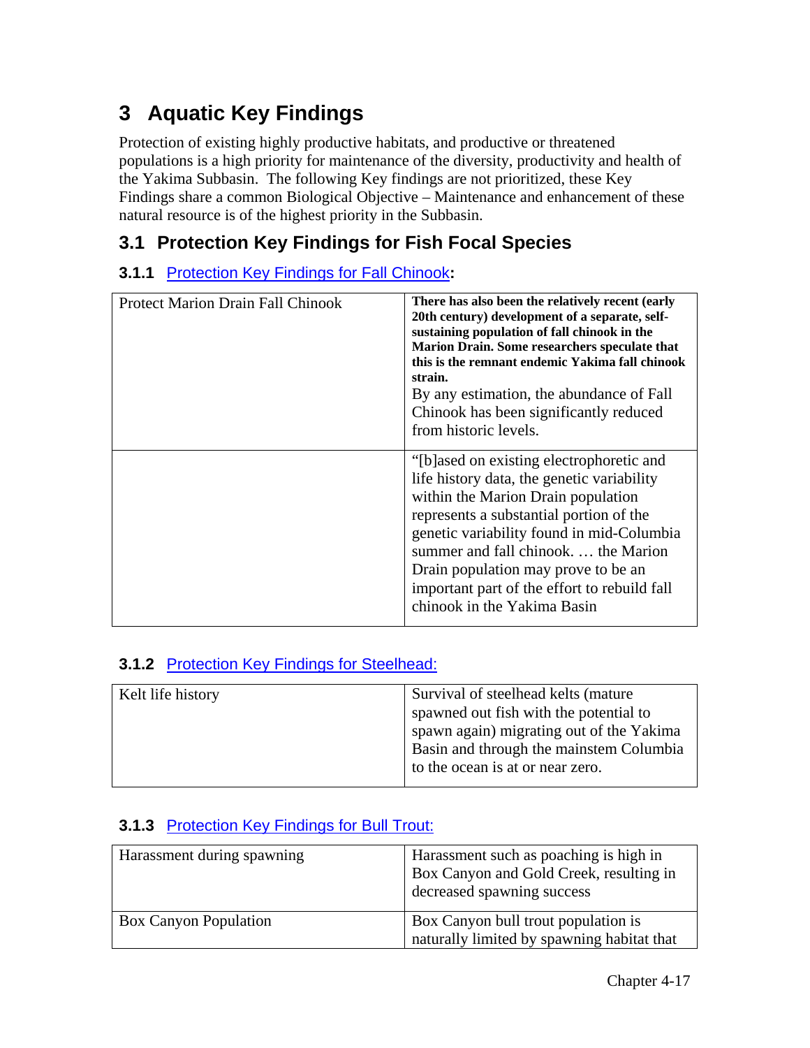# 3 Aquatic Key Findings

Protection of existing highly productive habitats, and productive or threatened populations is a high priority for maintenance of the diversity, productivity and health of the Yakima Subbasin. The following Key findings are not prioritized, these Key Findings share a common Biological Objective – Maintenance and enhancement of these natural resource is of the highest priority in the Subbasin.

## 3.1 Protection Key Findings for Fish Focal Species

### 3.1.1 Protection Key Findings for Fall Chinook:

| | |
|---|---|
| Protect Marion Drain Fall Chinook | **There has also been the relatively recent (early 20th century) development of a separate, self-sustaining population of fall chinook in the Marion Drain. Some researchers speculate that this is the remnant endemic Yakima fall chinook strain.** By any estimation, the abundance of Fall Chinook has been significantly reduced from historic levels. |
| | "[b]ased on existing electrophoretic and life history data, the genetic variability within the Marion Drain population represents a substantial portion of the genetic variability found in mid-Columbia summer and fall chinook. … the Marion Drain population may prove to be an important part of the effort to rebuild fall chinook in the Yakima Basin |

### 3.1.2 Protection Key Findings for Steelhead:

| | |
|---|---|
| Kelt life history | Survival of steelhead kelts (mature spawned out fish with the potential to spawn again) migrating out of the Yakima Basin and through the mainstem Columbia to the ocean is at or near zero. |

### 3.1.3 Protection Key Findings for Bull Trout:

| | |
|---|---|
| Harassment during spawning | Harassment such as poaching is high in Box Canyon and Gold Creek, resulting in decreased spawning success |
| Box Canyon Population | Box Canyon bull trout population is naturally limited by spawning habitat that |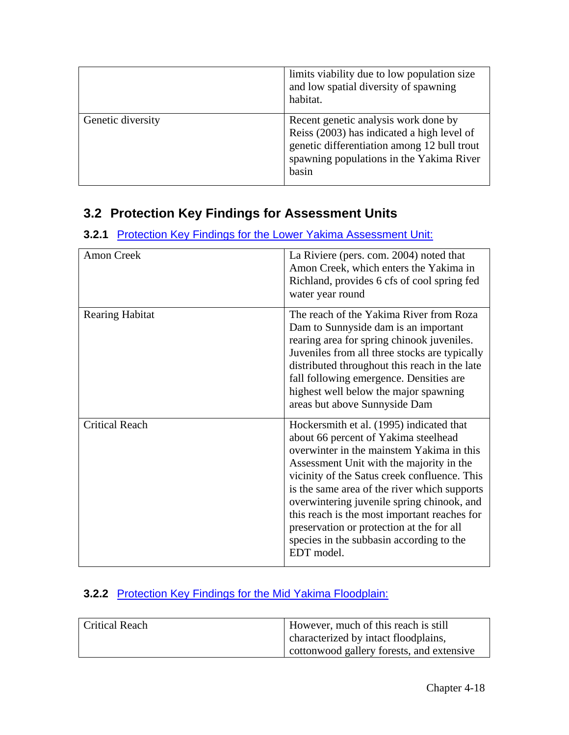| | |
|---|---|
| | limits viability due to low population size and low spatial diversity of spawning habitat. |
| Genetic diversity | Recent genetic analysis work done by Reiss (2003) has indicated a high level of genetic differentiation among 12 bull trout spawning populations in the Yakima River basin |

## 3.2 Protection Key Findings for Assessment Units

### 3.2.1 Protection Key Findings for the Lower Yakima Assessment Unit:

| | |
|---|---|
| Amon Creek | La Riviere (pers. com. 2004) noted that Amon Creek, which enters the Yakima in Richland, provides 6 cfs of cool spring fed water year round |
| Rearing Habitat | The reach of the Yakima River from Roza Dam to Sunnyside dam is an important rearing area for spring chinook juveniles. Juveniles from all three stocks are typically distributed throughout this reach in the late fall following emergence. Densities are highest well below the major spawning areas but above Sunnyside Dam |
| Critical Reach | Hockersmith et al. (1995) indicated that about 66 percent of Yakima steelhead overwinter in the mainstem Yakima in this Assessment Unit with the majority in the vicinity of the Satus creek confluence. This is the same area of the river which supports overwintering juvenile spring chinook, and this reach is the most important reaches for preservation or protection at the for all species in the subbasin according to the EDT model. |

### 3.2.2 Protection Key Findings for the Mid Yakima Floodplain:

| | |
|---|---|
| Critical Reach | However, much of this reach is still characterized by intact floodplains, cottonwood gallery forests, and extensive |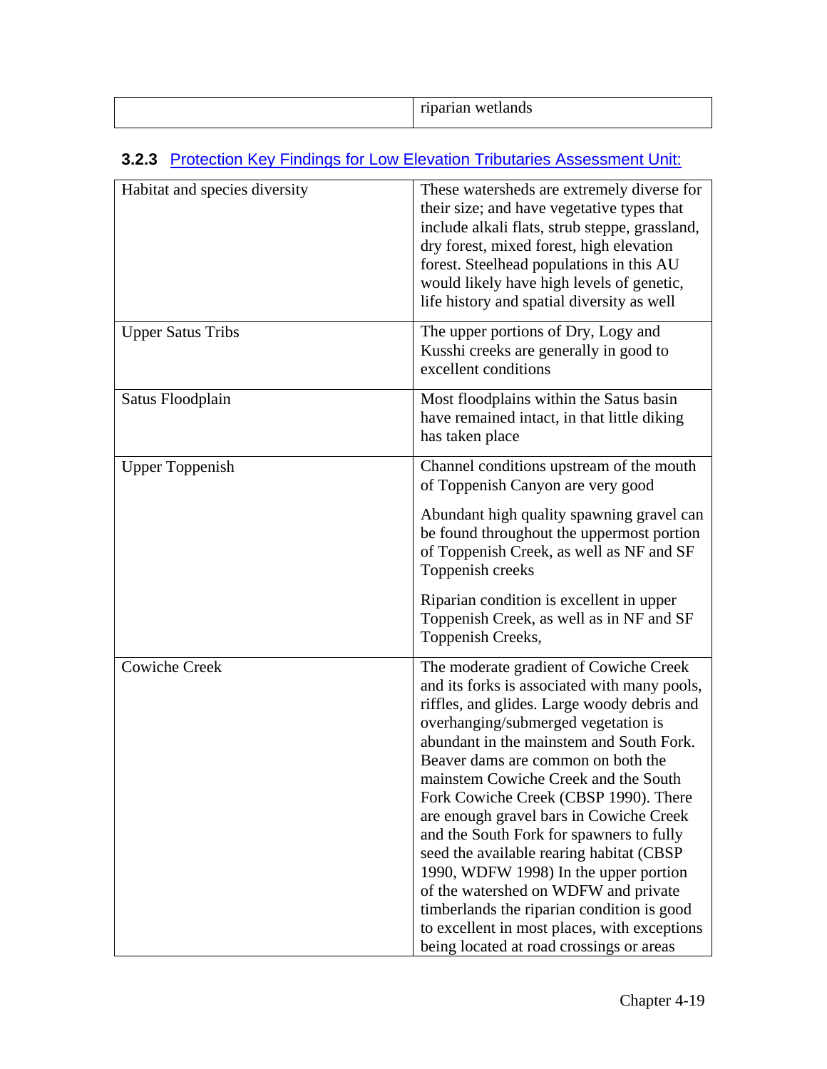| | riparian wetlands |
|---|---|

### 3.2.3 Protection Key Findings for Low Elevation Tributaries Assessment Unit:

| | |
|---|---|
| Habitat and species diversity | These watersheds are extremely diverse for their size; and have vegetative types that include alkali flats, strub steppe, grassland, dry forest, mixed forest, high elevation forest. Steelhead populations in this AU would likely have high levels of genetic, life history and spatial diversity as well |
| Upper Satus Tribs | The upper portions of Dry, Logy and Kusshi creeks are generally in good to excellent conditions |
| Satus Floodplain | Most floodplains within the Satus basin have remained intact, in that little diking has taken place |
| Upper Toppenish | Channel conditions upstream of the mouth of Toppenish Canyon are very good<br><br>Abundant high quality spawning gravel can be found throughout the uppermost portion of Toppenish Creek, as well as NF and SF Toppenish creeks<br><br>Riparian condition is excellent in upper Toppenish Creek, as well as in NF and SF Toppenish Creeks, |
| Cowiche Creek | The moderate gradient of Cowiche Creek and its forks is associated with many pools, riffles, and glides. Large woody debris and overhanging/submerged vegetation is abundant in the mainstem and South Fork. Beaver dams are common on both the mainstem Cowiche Creek and the South Fork Cowiche Creek (CBSP 1990). There are enough gravel bars in Cowiche Creek and the South Fork for spawners to fully seed the available rearing habitat (CBSP 1990, WDFW 1998) In the upper portion of the watershed on WDFW and private timberlands the riparian condition is good to excellent in most places, with exceptions being located at road crossings or areas |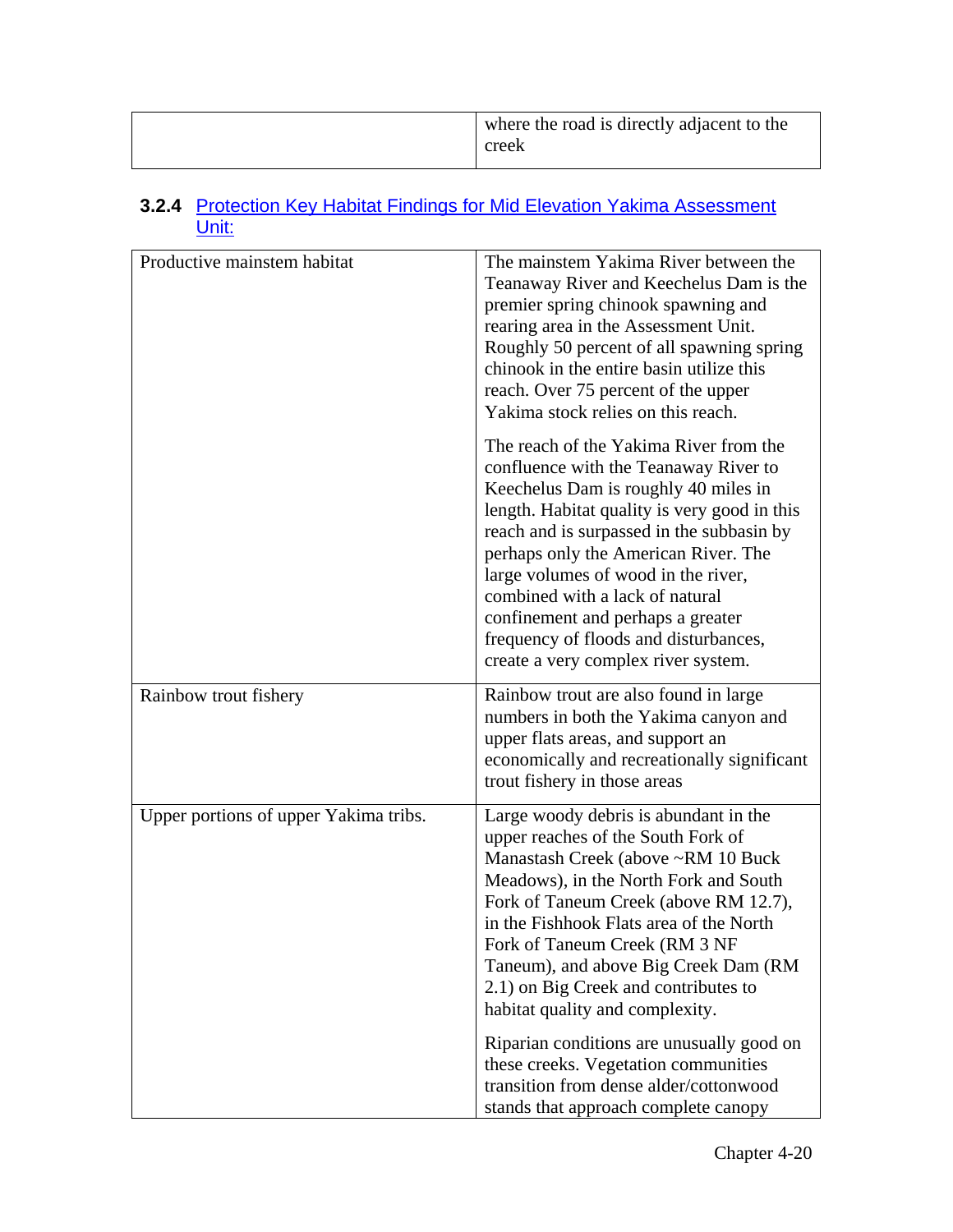| | |
|---|---|
| | where the road is directly adjacent to the creek |

### 3.2.4 Protection Key Habitat Findings for Mid Elevation Yakima Assessment Unit:

| | |
|---|---|
| Productive mainstem habitat | The mainstem Yakima River between the Teanaway River and Keechelus Dam is the premier spring chinook spawning and rearing area in the Assessment Unit. Roughly 50 percent of all spawning spring chinook in the entire basin utilize this reach. Over 75 percent of the upper Yakima stock relies on this reach.<br><br>The reach of the Yakima River from the confluence with the Teanaway River to Keechelus Dam is roughly 40 miles in length. Habitat quality is very good in this reach and is surpassed in the subbasin by perhaps only the American River. The large volumes of wood in the river, combined with a lack of natural confinement and perhaps a greater frequency of floods and disturbances, create a very complex river system. |
| Rainbow trout fishery | Rainbow trout are also found in large numbers in both the Yakima canyon and upper flats areas, and support an economically and recreationally significant trout fishery in those areas |
| Upper portions of upper Yakima tribs. | Large woody debris is abundant in the upper reaches of the South Fork of Manastash Creek (above ~RM 10 Buck Meadows), in the North Fork and South Fork of Taneum Creek (above RM 12.7), in the Fishhook Flats area of the North Fork of Taneum Creek (RM 3 NF Taneum), and above Big Creek Dam (RM 2.1) on Big Creek and contributes to habitat quality and complexity.<br><br>Riparian conditions are unusually good on these creeks. Vegetation communities transition from dense alder/cottonwood stands that approach complete canopy |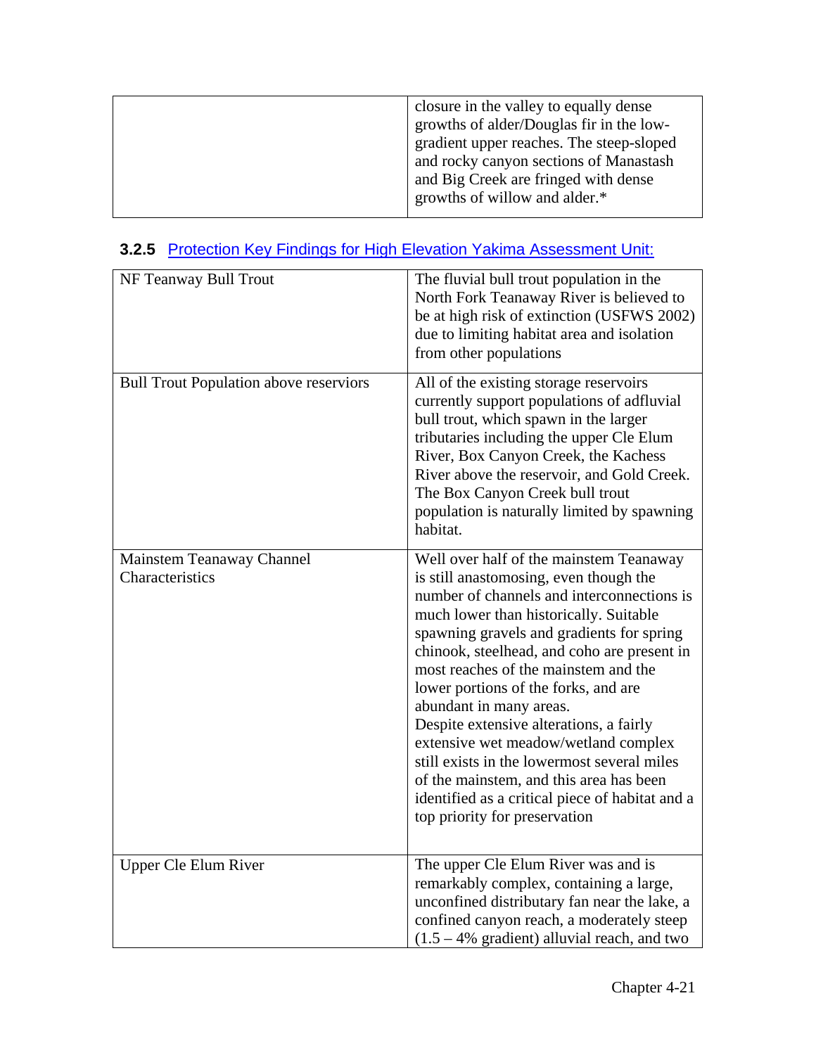| | |
|---|---|
| | closure in the valley to equally dense growths of alder/Douglas fir in the low-gradient upper reaches. The steep-sloped and rocky canyon sections of Manastash and Big Creek are fringed with dense growths of willow and alder.* |

### 3.2.5 Protection Key Findings for High Elevation Yakima Assessment Unit:

| | |
|---|---|
| NF Teanaway Bull Trout | The fluvial bull trout population in the North Fork Teanaway River is believed to be at high risk of extinction (USFWS 2002) due to limiting habitat area and isolation from other populations |
| Bull Trout Population above reserviors | All of the existing storage reservoirs currently support populations of adfluvial bull trout, which spawn in the larger tributaries including the upper Cle Elum River, Box Canyon Creek, the Kachess River above the reservoir, and Gold Creek. The Box Canyon Creek bull trout population is naturally limited by spawning habitat. |
| Mainstem Teanaway Channel Characteristics | Well over half of the mainstem Teanaway is still anastomosing, even though the number of channels and interconnections is much lower than historically. Suitable spawning gravels and gradients for spring chinook, steelhead, and coho are present in most reaches of the mainstem and the lower portions of the forks, and are abundant in many areas.<br>Despite extensive alterations, a fairly extensive wet meadow/wetland complex still exists in the lowermost several miles of the mainstem, and this area has been identified as a critical piece of habitat and a top priority for preservation |
| Upper Cle Elum River | The upper Cle Elum River was and is remarkably complex, containing a large, unconfined distributary fan near the lake, a confined canyon reach, a moderately steep (1.5 – 4% gradient) alluvial reach, and two |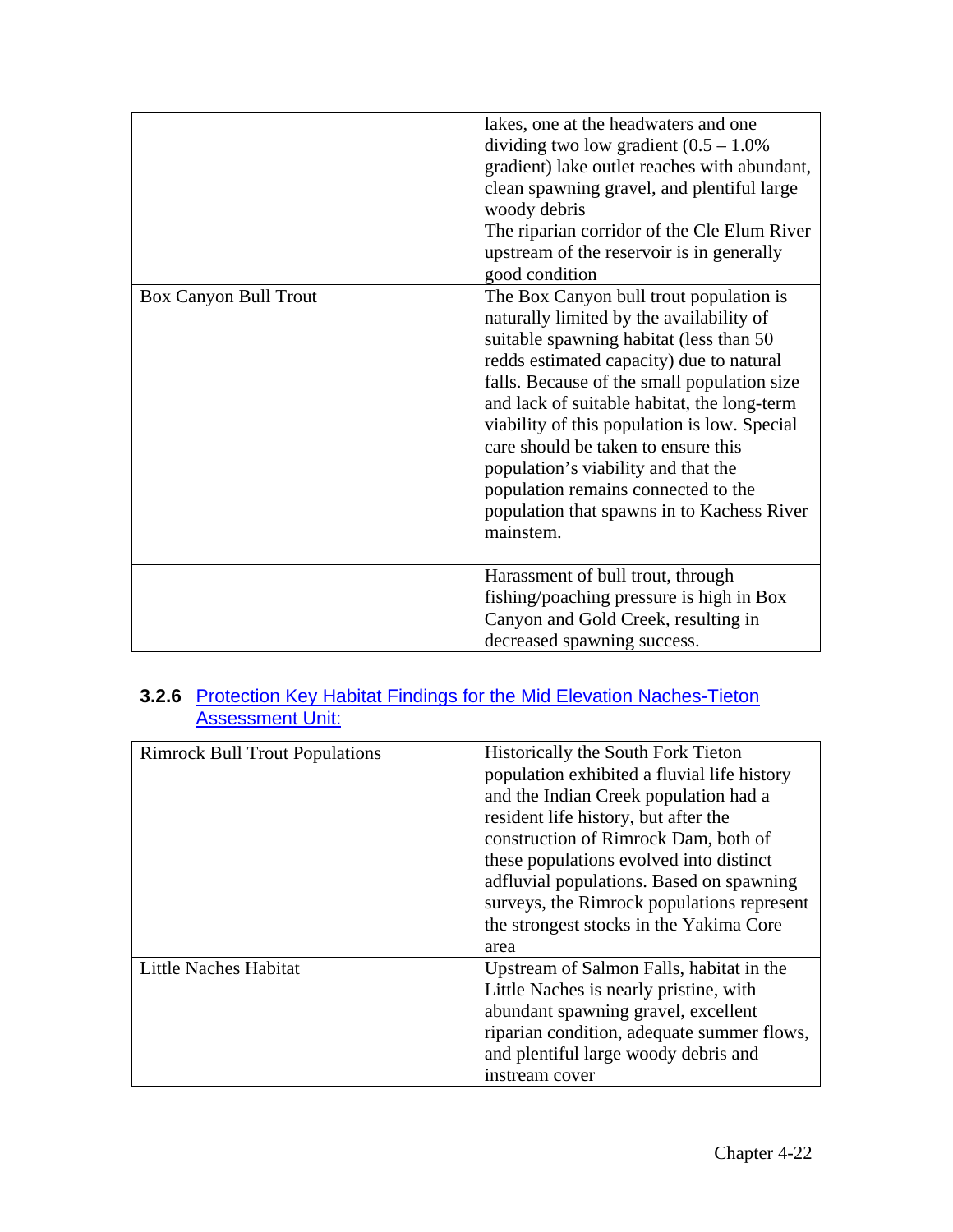| | |
|---|---|
| | lakes, one at the headwaters and one dividing two low gradient (0.5 – 1.0% gradient) lake outlet reaches with abundant, clean spawning gravel, and plentiful large woody debris<br>The riparian corridor of the Cle Elum River upstream of the reservoir is in generally good condition |
| Box Canyon Bull Trout | The Box Canyon bull trout population is naturally limited by the availability of suitable spawning habitat (less than 50 redds estimated capacity) due to natural falls. Because of the small population size and lack of suitable habitat, the long-term viability of this population is low. Special care should be taken to ensure this population's viability and that the population remains connected to the population that spawns in to Kachess River mainstem. |
| | Harassment of bull trout, through fishing/poaching pressure is high in Box Canyon and Gold Creek, resulting in decreased spawning success. |

### 3.2.6 Protection Key Habitat Findings for the Mid Elevation Naches-Tieton Assessment Unit:

| | |
|---|---|
| Rimrock Bull Trout Populations | Historically the South Fork Tieton population exhibited a fluvial life history and the Indian Creek population had a resident life history, but after the construction of Rimrock Dam, both of these populations evolved into distinct adfluvial populations. Based on spawning surveys, the Rimrock populations represent the strongest stocks in the Yakima Core area |
| Little Naches Habitat | Upstream of Salmon Falls, habitat in the Little Naches is nearly pristine, with abundant spawning gravel, excellent riparian condition, adequate summer flows, and plentiful large woody debris and instream cover |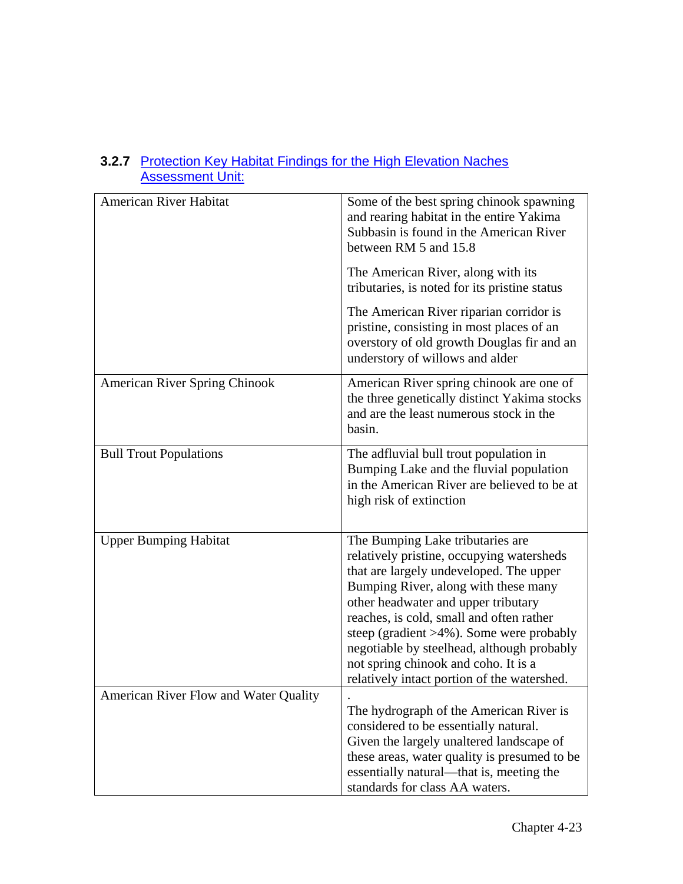### 3.2.7 Protection Key Habitat Findings for the High Elevation Naches Assessment Unit:

| | |
|---|---|
| American River Habitat | Some of the best spring chinook spawning and rearing habitat in the entire Yakima Subbasin is found in the American River between RM 5 and 15.8<br><br>The American River, along with its tributaries, is noted for its pristine status<br><br>The American River riparian corridor is pristine, consisting in most places of an overstory of old growth Douglas fir and an understory of willows and alder |
| American River Spring Chinook | American River spring chinook are one of the three genetically distinct Yakima stocks and are the least numerous stock in the basin. |
| Bull Trout Populations | The adfluvial bull trout population in Bumping Lake and the fluvial population in the American River are believed to be at high risk of extinction |
| Upper Bumping Habitat | The Bumping Lake tributaries are relatively pristine, occupying watersheds that are largely undeveloped. The upper Bumping River, along with these many other headwater and upper tributary reaches, is cold, small and often rather steep (gradient >4%). Some were probably negotiable by steelhead, although probably not spring chinook and coho. It is a relatively intact portion of the watershed. |
| American River Flow and Water Quality | .<br>The hydrograph of the American River is considered to be essentially natural. Given the largely unaltered landscape of these areas, water quality is presumed to be essentially natural—that is, meeting the standards for class AA waters. |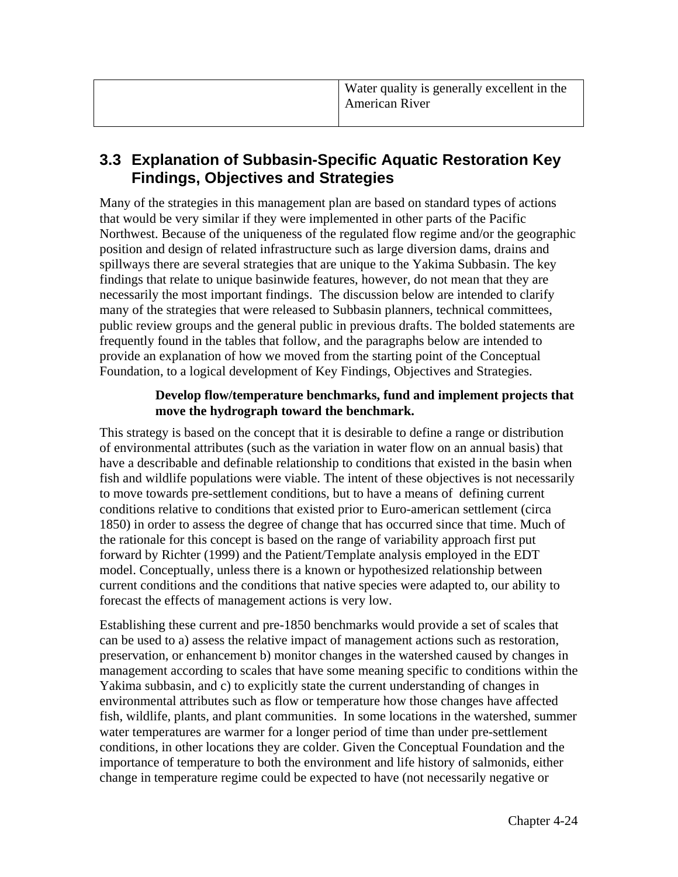| | |
|---|---|
| | Water quality is generally excellent in the American River |

## 3.3 Explanation of Subbasin-Specific Aquatic Restoration Key Findings, Objectives and Strategies

Many of the strategies in this management plan are based on standard types of actions that would be very similar if they were implemented in other parts of the Pacific Northwest. Because of the uniqueness of the regulated flow regime and/or the geographic position and design of related infrastructure such as large diversion dams, drains and spillways there are several strategies that are unique to the Yakima Subbasin. The key findings that relate to unique basinwide features, however, do not mean that they are necessarily the most important findings. The discussion below are intended to clarify many of the strategies that were released to Subbasin planners, technical committees, public review groups and the general public in previous drafts. The bolded statements are frequently found in the tables that follow, and the paragraphs below are intended to provide an explanation of how we moved from the starting point of the Conceptual Foundation, to a logical development of Key Findings, Objectives and Strategies.

**Develop flow/temperature benchmarks, fund and implement projects that move the hydrograph toward the benchmark.**

This strategy is based on the concept that it is desirable to define a range or distribution of environmental attributes (such as the variation in water flow on an annual basis) that have a describable and definable relationship to conditions that existed in the basin when fish and wildlife populations were viable. The intent of these objectives is not necessarily to move towards pre-settlement conditions, but to have a means of defining current conditions relative to conditions that existed prior to Euro-american settlement (circa 1850) in order to assess the degree of change that has occurred since that time. Much of the rationale for this concept is based on the range of variability approach first put forward by Richter (1999) and the Patient/Template analysis employed in the EDT model. Conceptually, unless there is a known or hypothesized relationship between current conditions and the conditions that native species were adapted to, our ability to forecast the effects of management actions is very low.

Establishing these current and pre-1850 benchmarks would provide a set of scales that can be used to a) assess the relative impact of management actions such as restoration, preservation, or enhancement b) monitor changes in the watershed caused by changes in management according to scales that have some meaning specific to conditions within the Yakima subbasin, and c) to explicitly state the current understanding of changes in environmental attributes such as flow or temperature how those changes have affected fish, wildlife, plants, and plant communities. In some locations in the watershed, summer water temperatures are warmer for a longer period of time than under pre-settlement conditions, in other locations they are colder. Given the Conceptual Foundation and the importance of temperature to both the environment and life history of salmonids, either change in temperature regime could be expected to have (not necessarily negative or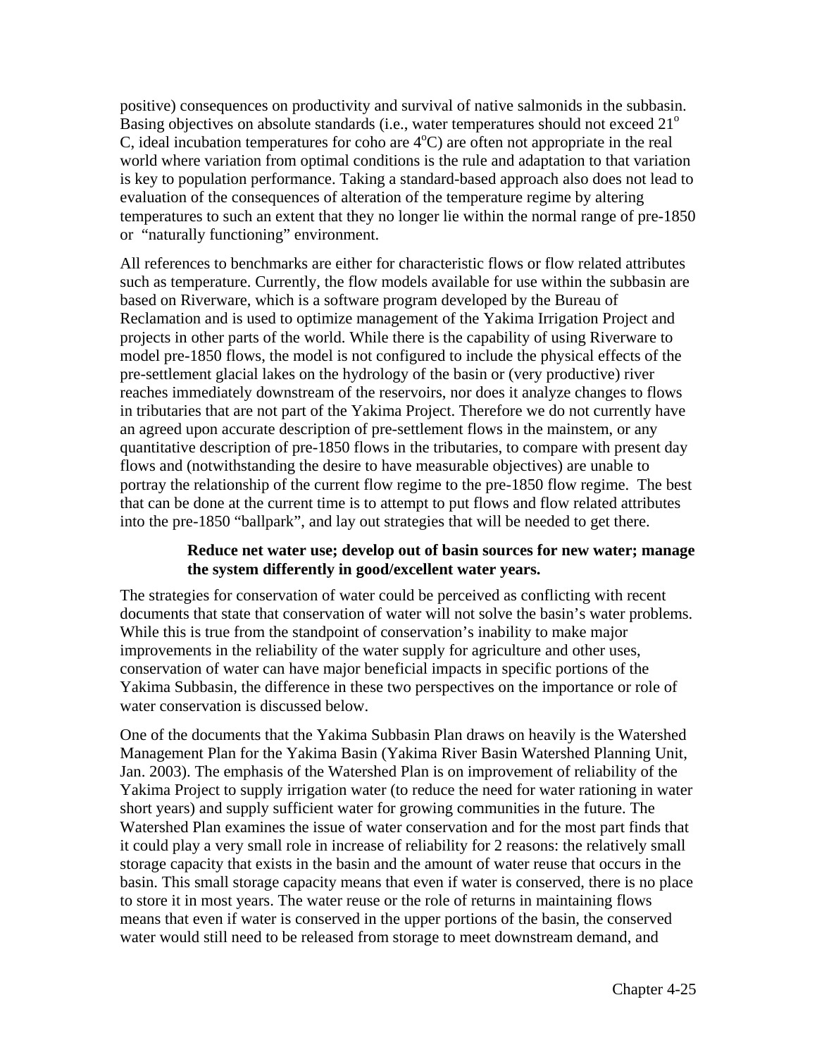positive) consequences on productivity and survival of native salmonids in the subbasin. Basing objectives on absolute standards (i.e., water temperatures should not exceed 21$^{o}$ C, ideal incubation temperatures for coho are 4$^{o}$C) are often not appropriate in the real world where variation from optimal conditions is the rule and adaptation to that variation is key to population performance. Taking a standard-based approach also does not lead to evaluation of the consequences of alteration of the temperature regime by altering temperatures to such an extent that they no longer lie within the normal range of pre-1850 or "naturally functioning" environment.

All references to benchmarks are either for characteristic flows or flow related attributes such as temperature. Currently, the flow models available for use within the subbasin are based on Riverware, which is a software program developed by the Bureau of Reclamation and is used to optimize management of the Yakima Irrigation Project and projects in other parts of the world. While there is the capability of using Riverware to model pre-1850 flows, the model is not configured to include the physical effects of the pre-settlement glacial lakes on the hydrology of the basin or (very productive) river reaches immediately downstream of the reservoirs, nor does it analyze changes to flows in tributaries that are not part of the Yakima Project. Therefore we do not currently have an agreed upon accurate description of pre-settlement flows in the mainstem, or any quantitative description of pre-1850 flows in the tributaries, to compare with present day flows and (notwithstanding the desire to have measurable objectives) are unable to portray the relationship of the current flow regime to the pre-1850 flow regime. The best that can be done at the current time is to attempt to put flows and flow related attributes into the pre-1850 "ballpark", and lay out strategies that will be needed to get there.

**Reduce net water use; develop out of basin sources for new water; manage the system differently in good/excellent water years.**

The strategies for conservation of water could be perceived as conflicting with recent documents that state that conservation of water will not solve the basin's water problems. While this is true from the standpoint of conservation's inability to make major improvements in the reliability of the water supply for agriculture and other uses, conservation of water can have major beneficial impacts in specific portions of the Yakima Subbasin, the difference in these two perspectives on the importance or role of water conservation is discussed below.

One of the documents that the Yakima Subbasin Plan draws on heavily is the Watershed Management Plan for the Yakima Basin (Yakima River Basin Watershed Planning Unit, Jan. 2003). The emphasis of the Watershed Plan is on improvement of reliability of the Yakima Project to supply irrigation water (to reduce the need for water rationing in water short years) and supply sufficient water for growing communities in the future. The Watershed Plan examines the issue of water conservation and for the most part finds that it could play a very small role in increase of reliability for 2 reasons: the relatively small storage capacity that exists in the basin and the amount of water reuse that occurs in the basin. This small storage capacity means that even if water is conserved, there is no place to store it in most years. The water reuse or the role of returns in maintaining flows means that even if water is conserved in the upper portions of the basin, the conserved water would still need to be released from storage to meet downstream demand, and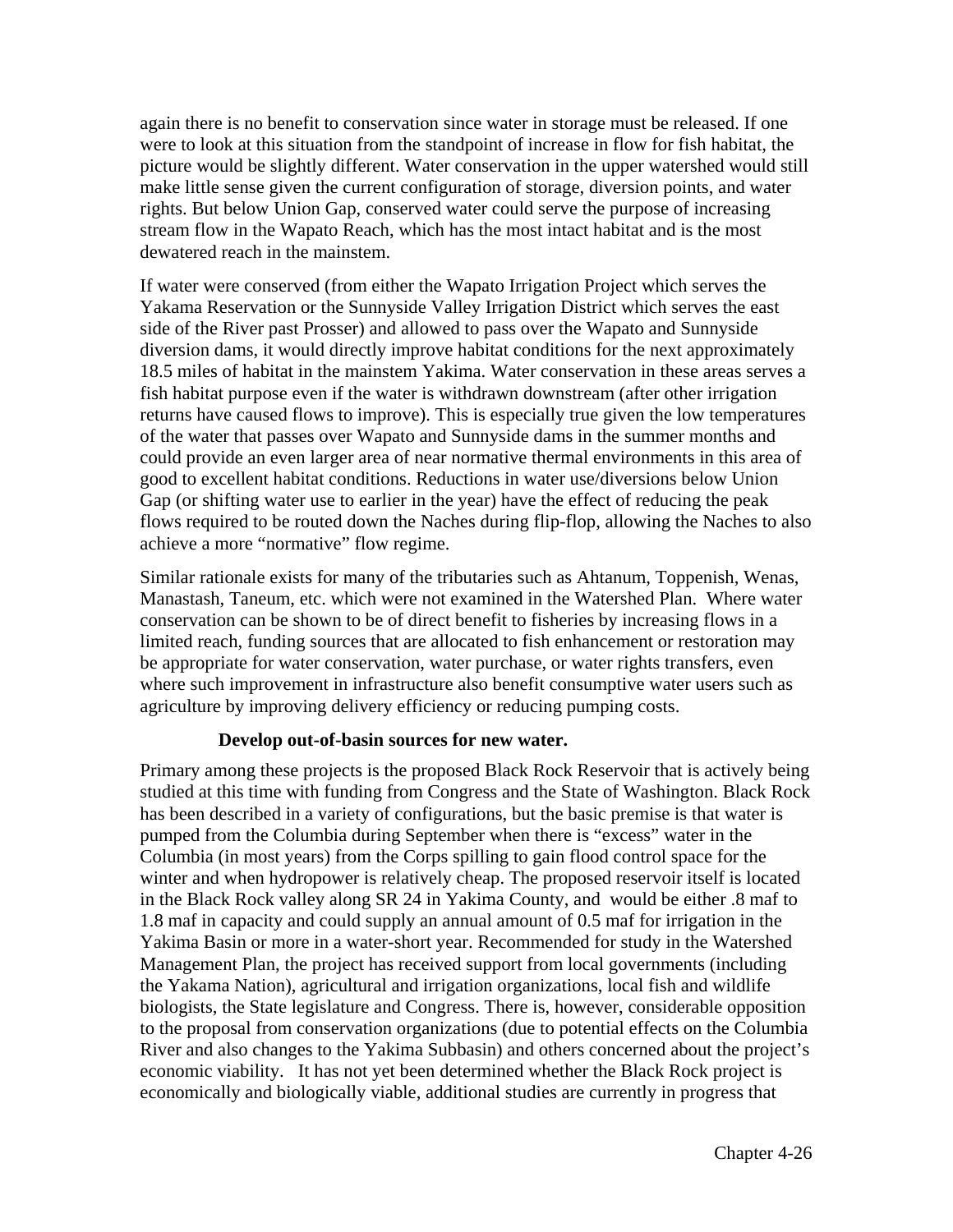again there is no benefit to conservation since water in storage must be released. If one were to look at this situation from the standpoint of increase in flow for fish habitat, the picture would be slightly different. Water conservation in the upper watershed would still make little sense given the current configuration of storage, diversion points, and water rights. But below Union Gap, conserved water could serve the purpose of increasing stream flow in the Wapato Reach, which has the most intact habitat and is the most dewatered reach in the mainstem.

If water were conserved (from either the Wapato Irrigation Project which serves the Yakama Reservation or the Sunnyside Valley Irrigation District which serves the east side of the River past Prosser) and allowed to pass over the Wapato and Sunnyside diversion dams, it would directly improve habitat conditions for the next approximately 18.5 miles of habitat in the mainstem Yakima. Water conservation in these areas serves a fish habitat purpose even if the water is withdrawn downstream (after other irrigation returns have caused flows to improve). This is especially true given the low temperatures of the water that passes over Wapato and Sunnyside dams in the summer months and could provide an even larger area of near normative thermal environments in this area of good to excellent habitat conditions. Reductions in water use/diversions below Union Gap (or shifting water use to earlier in the year) have the effect of reducing the peak flows required to be routed down the Naches during flip-flop, allowing the Naches to also achieve a more "normative" flow regime.

Similar rationale exists for many of the tributaries such as Ahtanum, Toppenish, Wenas, Manastash, Taneum, etc. which were not examined in the Watershed Plan. Where water conservation can be shown to be of direct benefit to fisheries by increasing flows in a limited reach, funding sources that are allocated to fish enhancement or restoration may be appropriate for water conservation, water purchase, or water rights transfers, even where such improvement in infrastructure also benefit consumptive water users such as agriculture by improving delivery efficiency or reducing pumping costs.

**Develop out-of-basin sources for new water.**

Primary among these projects is the proposed Black Rock Reservoir that is actively being studied at this time with funding from Congress and the State of Washington. Black Rock has been described in a variety of configurations, but the basic premise is that water is pumped from the Columbia during September when there is "excess" water in the Columbia (in most years) from the Corps spilling to gain flood control space for the winter and when hydropower is relatively cheap. The proposed reservoir itself is located in the Black Rock valley along SR 24 in Yakima County, and would be either .8 maf to 1.8 maf in capacity and could supply an annual amount of 0.5 maf for irrigation in the Yakima Basin or more in a water-short year. Recommended for study in the Watershed Management Plan, the project has received support from local governments (including the Yakama Nation), agricultural and irrigation organizations, local fish and wildlife biologists, the State legislature and Congress. There is, however, considerable opposition to the proposal from conservation organizations (due to potential effects on the Columbia River and also changes to the Yakima Subbasin) and others concerned about the project's economic viability. It has not yet been determined whether the Black Rock project is economically and biologically viable, additional studies are currently in progress that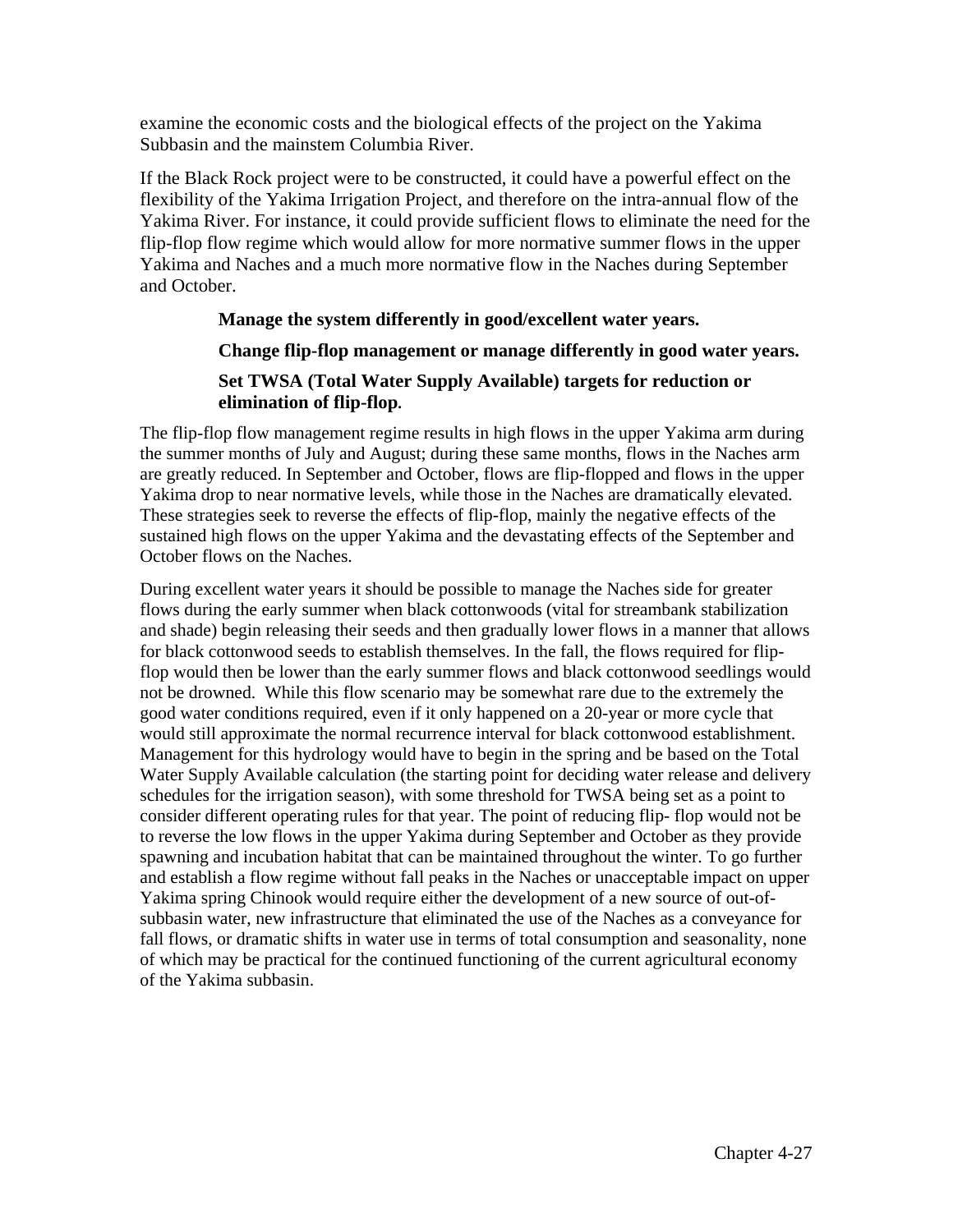examine the economic costs and the biological effects of the project on the Yakima Subbasin and the mainstem Columbia River.

If the Black Rock project were to be constructed, it could have a powerful effect on the flexibility of the Yakima Irrigation Project, and therefore on the intra-annual flow of the Yakima River. For instance, it could provide sufficient flows to eliminate the need for the flip-flop flow regime which would allow for more normative summer flows in the upper Yakima and Naches and a much more normative flow in the Naches during September and October.

**Manage the system differently in good/excellent water years.**

**Change flip-flop management or manage differently in good water years.**

**Set TWSA (Total Water Supply Available) targets for reduction or elimination of flip-flop.**

The flip-flop flow management regime results in high flows in the upper Yakima arm during the summer months of July and August; during these same months, flows in the Naches arm are greatly reduced. In September and October, flows are flip-flopped and flows in the upper Yakima drop to near normative levels, while those in the Naches are dramatically elevated. These strategies seek to reverse the effects of flip-flop, mainly the negative effects of the sustained high flows on the upper Yakima and the devastating effects of the September and October flows on the Naches.

During excellent water years it should be possible to manage the Naches side for greater flows during the early summer when black cottonwoods (vital for streambank stabilization and shade) begin releasing their seeds and then gradually lower flows in a manner that allows for black cottonwood seeds to establish themselves. In the fall, the flows required for flip-flop would then be lower than the early summer flows and black cottonwood seedlings would not be drowned. While this flow scenario may be somewhat rare due to the extremely the good water conditions required, even if it only happened on a 20-year or more cycle that would still approximate the normal recurrence interval for black cottonwood establishment. Management for this hydrology would have to begin in the spring and be based on the Total Water Supply Available calculation (the starting point for deciding water release and delivery schedules for the irrigation season), with some threshold for TWSA being set as a point to consider different operating rules for that year. The point of reducing flip- flop would not be to reverse the low flows in the upper Yakima during September and October as they provide spawning and incubation habitat that can be maintained throughout the winter. To go further and establish a flow regime without fall peaks in the Naches or unacceptable impact on upper Yakima spring Chinook would require either the development of a new source of out-of-subbasin water, new infrastructure that eliminated the use of the Naches as a conveyance for fall flows, or dramatic shifts in water use in terms of total consumption and seasonality, none of which may be practical for the continued functioning of the current agricultural economy of the Yakima subbasin.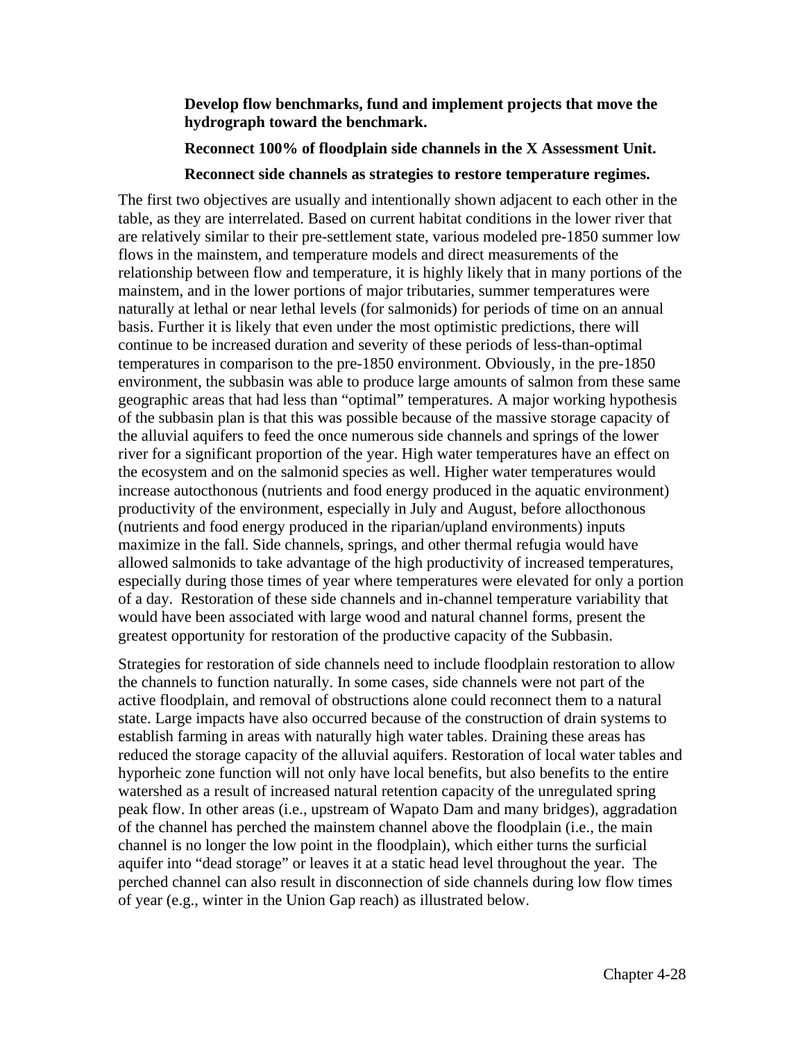**Develop flow benchmarks, fund and implement projects that move the hydrograph toward the benchmark.**

**Reconnect 100% of floodplain side channels in the X Assessment Unit.**

**Reconnect side channels as strategies to restore temperature regimes.**

The first two objectives are usually and intentionally shown adjacent to each other in the table, as they are interrelated. Based on current habitat conditions in the lower river that are relatively similar to their pre-settlement state, various modeled pre-1850 summer low flows in the mainstem, and temperature models and direct measurements of the relationship between flow and temperature, it is highly likely that in many portions of the mainstem, and in the lower portions of major tributaries, summer temperatures were naturally at lethal or near lethal levels (for salmonids) for periods of time on an annual basis. Further it is likely that even under the most optimistic predictions, there will continue to be increased duration and severity of these periods of less-than-optimal temperatures in comparison to the pre-1850 environment. Obviously, in the pre-1850 environment, the subbasin was able to produce large amounts of salmon from these same geographic areas that had less than "optimal" temperatures. A major working hypothesis of the subbasin plan is that this was possible because of the massive storage capacity of the alluvial aquifers to feed the once numerous side channels and springs of the lower river for a significant proportion of the year. High water temperatures have an effect on the ecosystem and on the salmonid species as well. Higher water temperatures would increase autocthonous (nutrients and food energy produced in the aquatic environment) productivity of the environment, especially in July and August, before allocthonous (nutrients and food energy produced in the riparian/upland environments) inputs maximize in the fall. Side channels, springs, and other thermal refugia would have allowed salmonids to take advantage of the high productivity of increased temperatures, especially during those times of year where temperatures were elevated for only a portion of a day. Restoration of these side channels and in-channel temperature variability that would have been associated with large wood and natural channel forms, present the greatest opportunity for restoration of the productive capacity of the Subbasin.

Strategies for restoration of side channels need to include floodplain restoration to allow the channels to function naturally. In some cases, side channels were not part of the active floodplain, and removal of obstructions alone could reconnect them to a natural state. Large impacts have also occurred because of the construction of drain systems to establish farming in areas with naturally high water tables. Draining these areas has reduced the storage capacity of the alluvial aquifers. Restoration of local water tables and hyporheic zone function will not only have local benefits, but also benefits to the entire watershed as a result of increased natural retention capacity of the unregulated spring peak flow. In other areas (i.e., upstream of Wapato Dam and many bridges), aggradation of the channel has perched the mainstem channel above the floodplain (i.e., the main channel is no longer the low point in the floodplain), which either turns the surficial aquifer into "dead storage" or leaves it at a static head level throughout the year. The perched channel can also result in disconnection of side channels during low flow times of year (e.g., winter in the Union Gap reach) as illustrated below.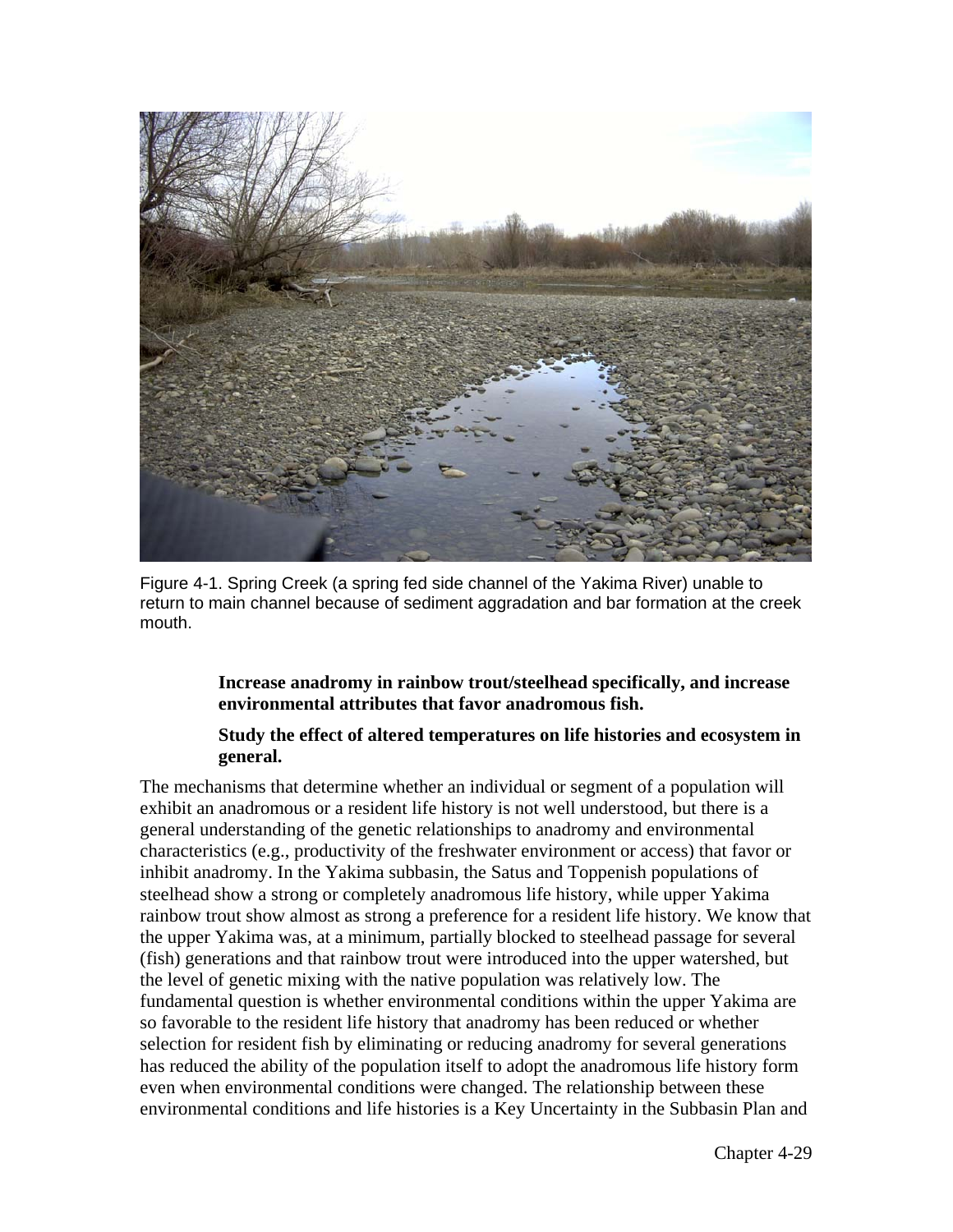Figure 4-1. Spring Creek (a spring fed side channel of the Yakima River) unable to return to main channel because of sediment aggradation and bar formation at the creek mouth.

**Increase anadromy in rainbow trout/steelhead specifically, and increase environmental attributes that favor anadromous fish.**

**Study the effect of altered temperatures on life histories and ecosystem in general.**

The mechanisms that determine whether an individual or segment of a population will exhibit an anadromous or a resident life history is not well understood, but there is a general understanding of the genetic relationships to anadromy and environmental characteristics (e.g., productivity of the freshwater environment or access) that favor or inhibit anadromy. In the Yakima subbasin, the Satus and Toppenish populations of steelhead show a strong or completely anadromous life history, while upper Yakima rainbow trout show almost as strong a preference for a resident life history. We know that the upper Yakima was, at a minimum, partially blocked to steelhead passage for several (fish) generations and that rainbow trout were introduced into the upper watershed, but the level of genetic mixing with the native population was relatively low. The fundamental question is whether environmental conditions within the upper Yakima are so favorable to the resident life history that anadromy has been reduced or whether selection for resident fish by eliminating or reducing anadromy for several generations has reduced the ability of the population itself to adopt the anadromous life history form even when environmental conditions were changed. The relationship between these environmental conditions and life histories is a Key Uncertainty in the Subbasin Plan and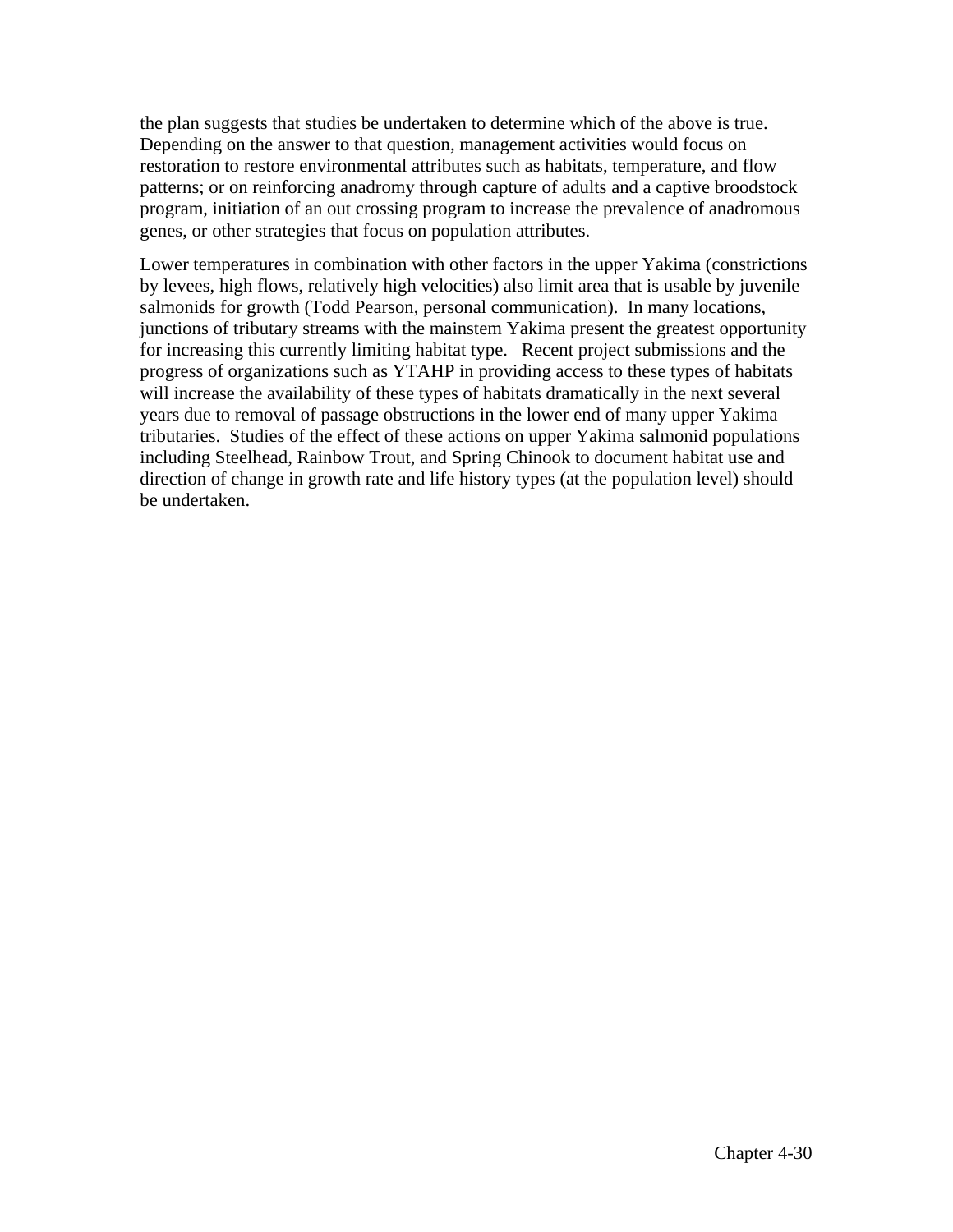the plan suggests that studies be undertaken to determine which of the above is true. Depending on the answer to that question, management activities would focus on restoration to restore environmental attributes such as habitats, temperature, and flow patterns; or on reinforcing anadromy through capture of adults and a captive broodstock program, initiation of an out crossing program to increase the prevalence of anadromous genes, or other strategies that focus on population attributes.

Lower temperatures in combination with other factors in the upper Yakima (constrictions by levees, high flows, relatively high velocities) also limit area that is usable by juvenile salmonids for growth (Todd Pearson, personal communication). In many locations, junctions of tributary streams with the mainstem Yakima present the greatest opportunity for increasing this currently limiting habitat type. Recent project submissions and the progress of organizations such as YTAHP in providing access to these types of habitats will increase the availability of these types of habitats dramatically in the next several years due to removal of passage obstructions in the lower end of many upper Yakima tributaries. Studies of the effect of these actions on upper Yakima salmonid populations including Steelhead, Rainbow Trout, and Spring Chinook to document habitat use and direction of change in growth rate and life history types (at the population level) should be undertaken.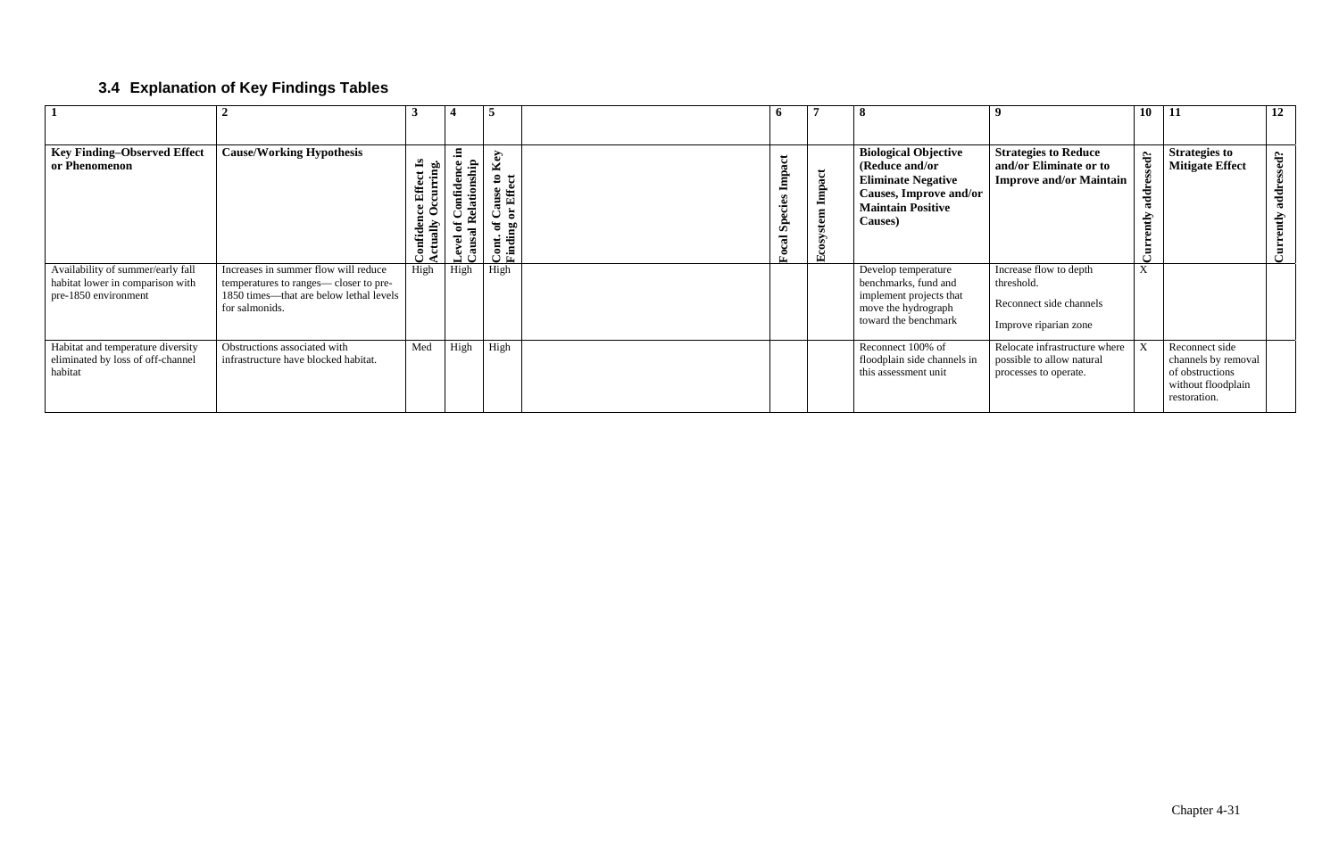## 3.4 Explanation of Key Findings Tables

| 1 | 2 | 3 | 4 | 5 | | 6 | 7 | 8 | 9 | 10 | 11 | 12 |
|---|---|---|---|---|---|---|---|---|---|---|---|---|
| **Key Finding–Observed Effect or Phenomenon** | **Cause/Working Hypothesis** | **Confidence Effect Is Actually Occurring.** | **Level of Confidence in Causal Relationship** | **Cont. of Cause to Key Finding or Effect** | | **Focal Species Impact** | **Ecosystem Impact** | **Biological Objective (Reduce and/or Eliminate Negative Causes, Improve and/or Maintain Positive Causes)** | **Strategies to Reduce and/or Eliminate or to Improve and/or Maintain** | **Currently addressed?** | **Strategies to Mitigate Effect** | **Currently addressed?** |
| Availability of summer/early fall habitat lower in comparison with pre-1850 environment | Increases in summer flow will reduce temperatures to ranges— closer to pre-1850 times—that are below lethal levels for salmonids. | High | High | High | | | | Develop temperature benchmarks, fund and implement projects that move the hydrograph toward the benchmark | Increase flow to depth threshold.<br><br>Reconnect side channels<br><br>Improve riparian zone | X | | |
| Habitat and temperature diversity eliminated by loss of off-channel habitat | Obstructions associated with infrastructure have blocked habitat. | Med | High | High | | | | Reconnect 100% of floodplain side channels in this assessment unit | Relocate infrastructure where possible to allow natural processes to operate. | X | Reconnect side channels by removal of obstructions without floodplain restoration. | |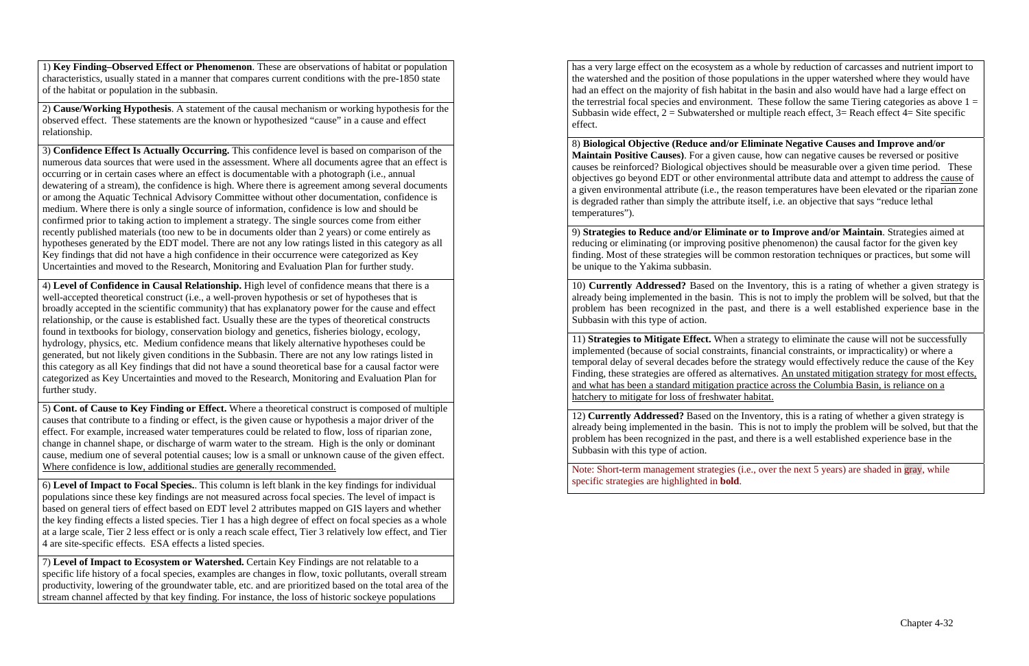1) **Key Finding–Observed Effect or Phenomenon**. These are observations of habitat or population characteristics, usually stated in a manner that compares current conditions with the pre-1850 state of the habitat or population in the subbasin.

2) **Cause/Working Hypothesis**. A statement of the causal mechanism or working hypothesis for the observed effect. These statements are the known or hypothesized "cause" in a cause and effect relationship.

3) **Confidence Effect Is Actually Occurring.** This confidence level is based on comparison of the numerous data sources that were used in the assessment. Where all documents agree that an effect is occurring or in certain cases where an effect is documentable with a photograph (i.e., annual dewatering of a stream), the confidence is high. Where there is agreement among several documents or among the Aquatic Technical Advisory Committee without other documentation, confidence is medium. Where there is only a single source of information, confidence is low and should be confirmed prior to taking action to implement a strategy. The single sources come from either recently published materials (too new to be in documents older than 2 years) or come entirely as hypotheses generated by the EDT model. There are not any low ratings listed in this category as all Key findings that did not have a high confidence in their occurrence were categorized as Key Uncertainties and moved to the Research, Monitoring and Evaluation Plan for further study.

4) **Level of Confidence in Causal Relationship.** High level of confidence means that there is a well-accepted theoretical construct (i.e., a well-proven hypothesis or set of hypotheses that is broadly accepted in the scientific community) that has explanatory power for the cause and effect relationship, or the cause is established fact. Usually these are the types of theoretical constructs found in textbooks for biology, conservation biology and genetics, fisheries biology, ecology, hydrology, physics, etc. Medium confidence means that likely alternative hypotheses could be generated, but not likely given conditions in the Subbasin. There are not any low ratings listed in this category as all Key findings that did not have a sound theoretical base for a causal factor were categorized as Key Uncertainties and moved to the Research, Monitoring and Evaluation Plan for further study.

5) **Cont. of Cause to Key Finding or Effect.** Where a theoretical construct is composed of multiple causes that contribute to a finding or effect, is the given cause or hypothesis a major driver of the effect. For example, increased water temperatures could be related to flow, loss of riparian zone, change in channel shape, or discharge of warm water to the stream. High is the only or dominant cause, medium one of several potential causes; low is a small or unknown cause of the given effect. Where confidence is low, additional studies are generally recommended.

6) **Level of Impact to Focal Species.**. This column is left blank in the key findings for individual populations since these key findings are not measured across focal species. The level of impact is based on general tiers of effect based on EDT level 2 attributes mapped on GIS layers and whether the key finding effects a listed species. Tier 1 has a high degree of effect on focal species as a whole at a large scale, Tier 2 less effect or is only a reach scale effect, Tier 3 relatively low effect, and Tier 4 are site-specific effects. ESA effects a listed species.

7) **Level of Impact to Ecosystem or Watershed.** Certain Key Findings are not relatable to a specific life history of a focal species, examples are changes in flow, toxic pollutants, overall stream productivity, lowering of the groundwater table, etc. and are prioritized based on the total area of the stream channel affected by that key finding. For instance, the loss of historic sockeye populations has a very large effect on the ecosystem as a whole by reduction of carcasses and nutrient import to the watershed and the position of those populations in the upper watershed where they would have had an effect on the majority of fish habitat in the basin and also would have had a large effect on the terrestrial focal species and environment. These follow the same Tiering categories as above 1 = Subbasin wide effect, 2 = Subwatershed or multiple reach effect, 3= Reach effect 4= Site specific effect.

8) **Biological Objective (Reduce and/or Eliminate Negative Causes and Improve and/or Maintain Positive Causes)**. For a given cause, how can negative causes be reversed or positive causes be reinforced? Biological objectives should be measurable over a given time period. These objectives go beyond EDT or other environmental attribute data and attempt to address the cause of a given environmental attribute (i.e., the reason temperatures have been elevated or the riparian zone is degraded rather than simply the attribute itself, i.e. an objective that says "reduce lethal temperatures").

9) **Strategies to Reduce and/or Eliminate or to Improve and/or Maintain**. Strategies aimed at reducing or eliminating (or improving positive phenomenon) the causal factor for the given key finding. Most of these strategies will be common restoration techniques or practices, but some will be unique to the Yakima subbasin.

10) **Currently Addressed?** Based on the Inventory, this is a rating of whether a given strategy is already being implemented in the basin. This is not to imply the problem will be solved, but that the problem has been recognized in the past, and there is a well established experience base in the Subbasin with this type of action.

11) **Strategies to Mitigate Effect.** When a strategy to eliminate the cause will not be successfully implemented (because of social constraints, financial constraints, or impracticality) or where a temporal delay of several decades before the strategy would effectively reduce the cause of the Key Finding, these strategies are offered as alternatives. An unstated mitigation strategy for most effects, and what has been a standard mitigation practice across the Columbia Basin, is reliance on a hatchery to mitigate for loss of freshwater habitat.

12) **Currently Addressed?** Based on the Inventory, this is a rating of whether a given strategy is already being implemented in the basin. This is not to imply the problem will be solved, but that the problem has been recognized in the past, and there is a well established experience base in the Subbasin with this type of action.

Note: Short-term management strategies (i.e., over the next 5 years) are shaded in gray, while specific strategies are highlighted in **bold**.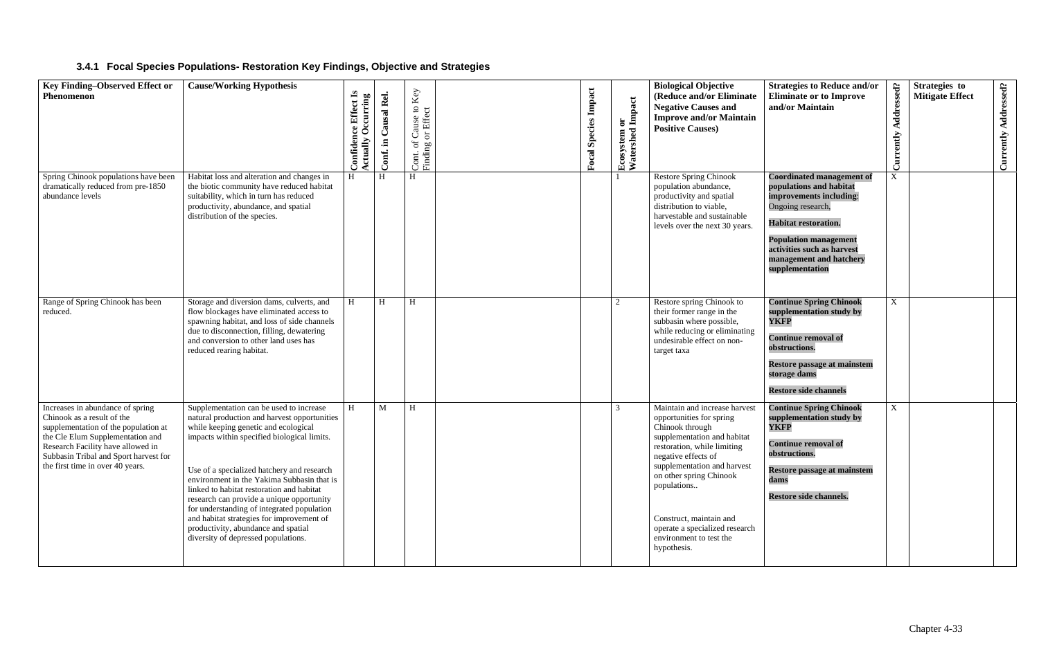### 3.4.1 Focal Species Populations- Restoration Key Findings, Objective and Strategies

| Key Finding–Observed Effect or Phenomenon | Cause/Working Hypothesis | Confidence Effect Is Actually Occurring | Conf. in Causal Rel. | Cont. of Cause to Key Finding or Effect | | Focal Species Impact | Ecosystem or Watershed Impact | Biological Objective (Reduce and/or Eliminate Negative Causes and Improve and/or Maintain Positive Causes) | Strategies to Reduce and/or Eliminate or to Improve and/or Maintain | Currently Addressed? | Strategies to Mitigate Effect | Currently Addressed? |
|---|---|---|---|---|---|---|---|---|---|---|---|---|
| Spring Chinook populations have been dramatically reduced from pre-1850 abundance levels | Habitat loss and alteration and changes in the biotic community have reduced habitat suitability, which in turn has reduced productivity, abundance, and spatial distribution of the species. | H | H | H | | | 1 | Restore Spring Chinook population abundance, productivity and spatial distribution to viable, harvestable and sustainable levels over the next 30 years. | **Coordinated management of populations and habitat improvements including**: Ongoing research, **Habitat restoration.** **Population management activities such as harvest management and hatchery supplementation** | X | | |
| Range of Spring Chinook has been reduced. | Storage and diversion dams, culverts, and flow blockages have eliminated access to spawning habitat, and loss of side channels due to disconnection, filling, dewatering and conversion to other land uses has reduced rearing habitat. | H | H | H | | | 2 | Restore spring Chinook to their former range in the subbasin where possible, while reducing or eliminating undesirable effect on non-target taxa | **Continue Spring Chinook supplementation study by YKFP** **Continue removal of obstructions.** **Restore passage at mainstem storage dams** **Restore side channels** | X | | |
| Increases in abundance of spring Chinook as a result of the supplementation of the population at the Cle Elum Supplementation and Research Facility have allowed in Subbasin Tribal and Sport harvest for the first time in over 40 years. | Supplementation can be used to increase natural production and harvest opportunities while keeping genetic and ecological impacts within specified biological limits. Use of a specialized hatchery and research environment in the Yakima Subbasin that is linked to habitat restoration and habitat research can provide a unique opportunity for understanding of integrated population and habitat strategies for improvement of productivity, abundance and spatial diversity of depressed populations. | H | M | H | | | 3 | Maintain and increase harvest opportunities for spring Chinook through supplementation and habitat restoration, while limiting negative effects of supplementation and harvest on other spring Chinook populations.. Construct, maintain and operate a specialized research environment to test the hypothesis. | **Continue Spring Chinook supplementation study by YKFP** **Continue removal of obstructions.** **Restore passage at mainstem dams** **Restore side channels.** | X | | |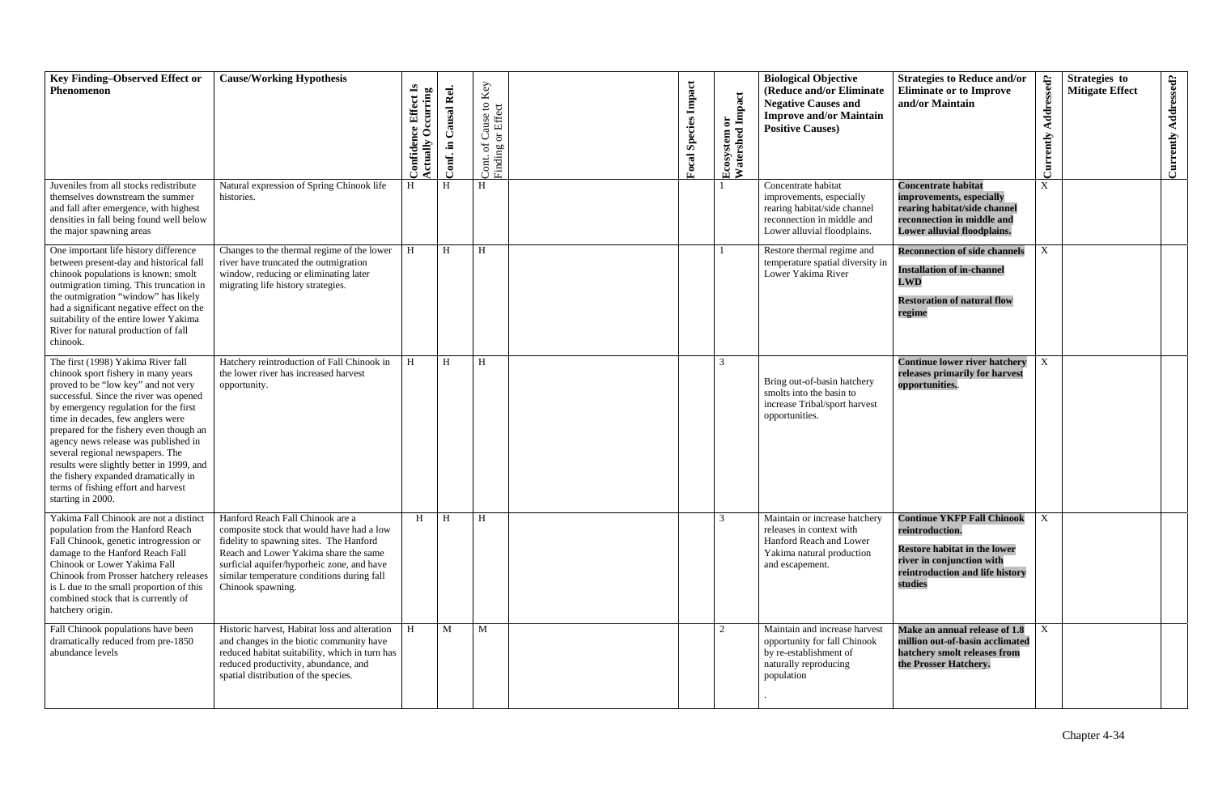| Key Finding–Observed Effect or Phenomenon | Cause/Working Hypothesis | Confidence Effect Is Actually Occurring | Conf. in Causal Rel. | Cont. of Cause to Key Finding or Effect | | Focal Species Impact | Ecosystem or Watershed Impact | Biological Objective (Reduce and/or Eliminate Negative Causes and Improve and/or Maintain Positive Causes) | Strategies to Reduce and/or Eliminate or to Improve and/or Maintain | Currently Addressed? | Strategies to Mitigate Effect | Currently Addressed? |
|---|---|---|---|---|---|---|---|---|---|---|---|---|
| Juveniles from all stocks redistribute themselves downstream the summer and fall after emergence, with highest densities in fall being found well below the major spawning areas | Natural expression of Spring Chinook life histories. | H | H | H | | | 1 | Concentrate habitat improvements, especially rearing habitat/side channel reconnection in middle and Lower alluvial floodplains. | **Concentrate habitat improvements, especially rearing habitat/side channel reconnection in middle and Lower alluvial floodplains.** | X | | |
| One important life history difference between present-day and historical fall chinook populations is known: smolt outmigration timing. This truncation in the outmigration "window" has likely had a significant negative effect on the suitability of the entire lower Yakima River for natural production of fall chinook. | Changes to the thermal regime of the lower river have truncated the outmigration window, reducing or eliminating later migrating life history strategies. | H | H | H | | | 1 | Restore thermal regime and temperature spatial diversity in Lower Yakima River | **Reconnection of side channels**<br><br>**Installation of in-channel LWD**<br><br>**Restoration of natural flow regime** | X | | |
| The first (1998) Yakima River fall chinook sport fishery in many years proved to be "low key" and not very successful. Since the river was opened by emergency regulation for the first time in decades, few anglers were prepared for the fishery even though an agency news release was published in several regional newspapers. The results were slightly better in 1999, and the fishery expanded dramatically in terms of fishing effort and harvest starting in 2000. | Hatchery reintroduction of Fall Chinook in the lower river has increased harvest opportunity. | H | H | H | | | 3 | Bring out-of-basin hatchery smolts into the basin to increase Tribal/sport harvest opportunities. | **Continue lower river hatchery releases primarily for harvest opportunities.**. | X | | |
| Yakima Fall Chinook are not a distinct population from the Hanford Reach Fall Chinook, genetic introgression or damage to the Hanford Reach Fall Chinook or Lower Yakima Fall Chinook from Prosser hatchery releases is L due to the small proportion of this combined stock that is currently of hatchery origin. | Hanford Reach Fall Chinook are a composite stock that would have had a low fidelity to spawning sites. The Hanford Reach and Lower Yakima share the same surficial aquifer/hyporheic zone, and have similar temperature conditions during fall Chinook spawning. | H | H | H | | | 3 | Maintain or increase hatchery releases in context with Hanford Reach and Lower Yakima natural production and escapement. | **Continue YKFP Fall Chinook reintroduction.**<br><br>**Restore habitat in the lower river in conjunction with reintroduction and life history studies** | X | | |
| Fall Chinook populations have been dramatically reduced from pre-1850 abundance levels | Historic harvest, Habitat loss and alteration and changes in the biotic community have reduced habitat suitability, which in turn has reduced productivity, abundance, and spatial distribution of the species. | H | M | M | | | 2 | Maintain and increase harvest opportunity for fall Chinook by re-establishment of naturally reproducing population<br><br>. | **Make an annual release of 1.8 million out-of-basin acclimated hatchery smolt releases from the Prosser Hatchery.** | X | | |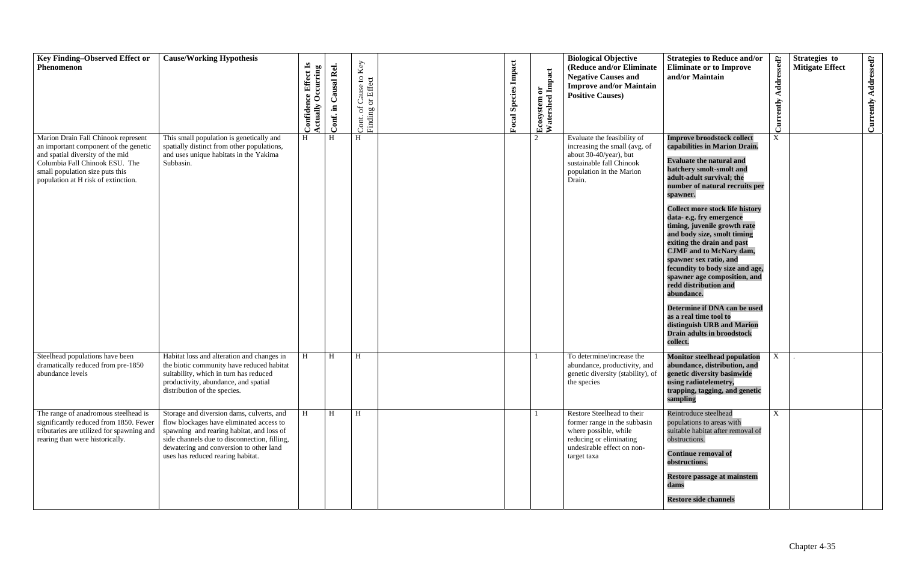| Key Finding–Observed Effect or Phenomenon | Cause/Working Hypothesis | Confidence Effect Is Actually Occurring | Conf. in Causal Rel. | Cont. of Cause to Key Finding or Effect | | Focal Species Impact | Ecosystem or Watershed Impact | Biological Objective (Reduce and/or Eliminate Negative Causes and Improve and/or Maintain Positive Causes) | Strategies to Reduce and/or Eliminate or to Improve and/or Maintain | Currently Addressed? | Strategies to Mitigate Effect | Currently Addressed? |
|---|---|---|---|---|---|---|---|---|---|---|---|---|
| Marion Drain Fall Chinook represent an important component of the genetic and spatial diversity of the mid Columbia Fall Chinook ESU. The small population size puts this population at H risk of extinction. | This small population is genetically and spatially distinct from other populations, and uses unique habitats in the Yakima Subbasin. | H | H | H | | | 2 | Evaluate the feasibility of increasing the small (avg. of about 30-40/year), but sustainable fall Chinook population in the Marion Drain. | **Improve broodstock collect capabilities in Marion Drain.**<br><br>**Evaluate the natural and hatchery smolt-smolt and adult-adult survival; the number of natural recruits per spawner.**<br><br>**Collect more stock life history data- e.g. fry emergence timing, juvenile growth rate and body size, smolt timing exiting the drain and past CJMF and to McNary dam, spawner sex ratio, and fecundity to body size and age, spawner age composition, and redd distribution and abundance.**<br><br>**Determine if DNA can be used as a real time tool to distinguish URB and Marion Drain adults in broodstock collect.** | X | | |
| Steelhead populations have been dramatically reduced from pre-1850 abundance levels | Habitat loss and alteration and changes in the biotic community have reduced habitat suitability, which in turn has reduced productivity, abundance, and spatial distribution of the species. | H | H | H | | | 1 | To determine/increase the abundance, productivity, and genetic diversity (stability), of the species | **Monitor steelhead population abundance, distribution, and genetic diversity basinwide using radiotelemetry, trapping, tagging, and genetic sampling** | X | . | |
| The range of anadromous steelhead is significantly reduced from 1850. Fewer tributaries are utilized for spawning and rearing than were historically. | Storage and diversion dams, culverts, and flow blockages have eliminated access to spawning and rearing habitat, and loss of side channels due to disconnection, filling, dewatering and conversion to other land uses has reduced rearing habitat. | H | H | H | | | 1 | Restore Steelhead to their former range in the subbasin where possible, while reducing or eliminating undesirable effect on non-target taxa | Reintroduce steelhead populations to areas with suitable habitat after removal of obstructions.<br><br>**Continue removal of obstructions.**<br><br>**Restore passage at mainstem dams**<br><br>**Restore side channels** | X | | |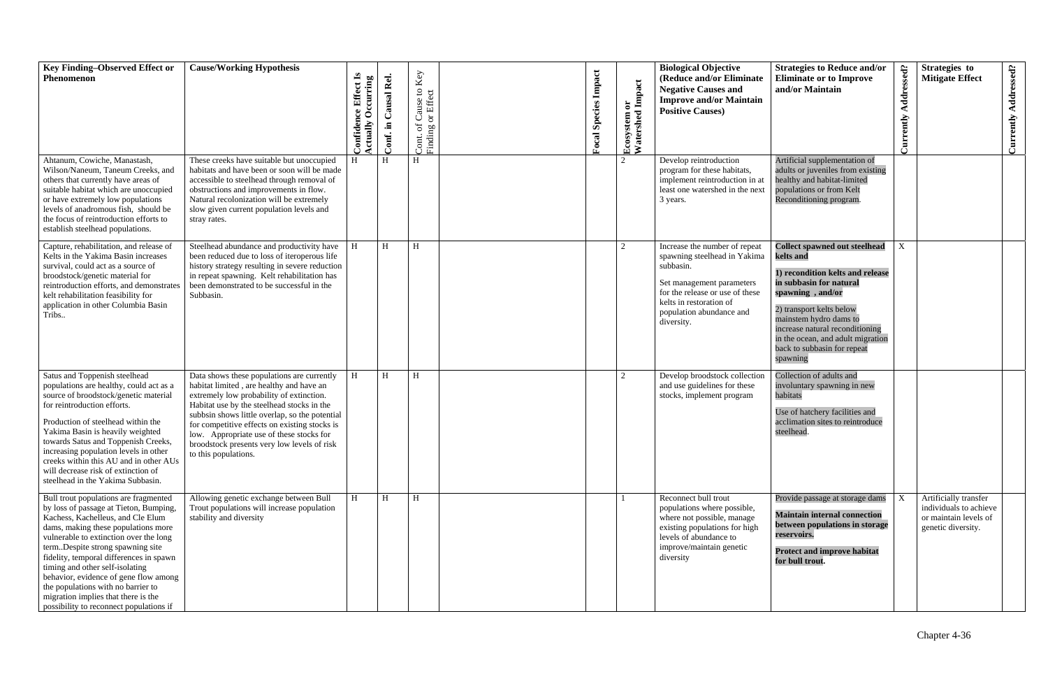| Key Finding–Observed Effect or Phenomenon | Cause/Working Hypothesis | Confidence Effect Is Actually Occurring | Conf. in Causal Rel. | Cont. of Cause to Key Finding or Effect | | Focal Species Impact | Ecosystem or Watershed Impact | Biological Objective (Reduce and/or Eliminate Negative Causes and Improve and/or Maintain Positive Causes) | Strategies to Reduce and/or Eliminate or to Improve and/or Maintain | Currently Addressed? | Strategies to Mitigate Effect | Currently Addressed? |
|---|---|---|---|---|---|---|---|---|---|---|---|---|
| Ahtanum, Cowiche, Manastash, Wilson/Naneum, Taneum Creeks, and others that currently have areas of suitable habitat which are unoccupied or have extremely low populations levels of anadromous fish, should be the focus of reintroduction efforts to establish steelhead populations. | These creeks have suitable but unoccupied habitats and have been or soon will be made accessible to steelhead through removal of obstructions and improvements in flow. Natural recolonization will be extremely slow given current population levels and stray rates. | H | H | H | | | 2 | Develop reintroduction program for these habitats, implement reintroduction in at least one watershed in the next 3 years. | Artificial supplementation of adults or juveniles from existing healthy and habitat-limited populations or from Kelt Reconditioning program. | | | |
| Capture, rehabilitation, and release of Kelts in the Yakima Basin increases survival, could act as a source of broodstock/genetic material for reintroduction efforts, and demonstrates kelt rehabilitation feasibility for application in other Columbia Basin Tribs.. | Steelhead abundance and productivity have been reduced due to loss of iteroperous life history strategy resulting in severe reduction in repeat spawning. Kelt rehabilitation has been demonstrated to be successful in the Subbasin. | H | H | H | | | 2 | Increase the number of repeat spawning steelhead in Yakima subbasin.<br><br>Set management parameters for the release or use of these kelts in restoration of population abundance and diversity. | **Collect spawned out steelhead kelts and**<br><br>**1) recondition kelts and release in subbasin for natural spawning , and/or**<br><br>2) transport kelts below mainstem hydro dams to increase natural reconditioning in the ocean, and adult migration back to subbasin for repeat spawning | X | | |
| Satus and Toppenish steelhead populations are healthy, could act as a source of broodstock/genetic material for reintroduction efforts.<br><br>Production of steelhead within the Yakima Basin is heavily weighted towards Satus and Toppenish Creeks, increasing population levels in other creeks within this AU and in other AUs will decrease risk of extinction of steelhead in the Yakima Subbasin. | Data shows these populations are currently habitat limited , are healthy and have an extremely low probability of extinction. Habitat use by the steelhead stocks in the subbsin shows little overlap, so the potential for competitive effects on existing stocks is low. Appropriate use of these stocks for broodstock presents very low levels of risk to this populations. | H | H | H | | | 2 | Develop broodstock collection and use guidelines for these stocks, implement program | Collection of adults and involuntary spawning in new habitats<br><br>Use of hatchery facilities and acclimation sites to reintroduce steelhead. | | | |
| Bull trout populations are fragmented by loss of passage at Tieton, Bumping, Kachess, Kachelleus, and Cle Elum dams, making these populations more vulnerable to extinction over the long term..Despite strong spawning site fidelity, temporal differences in spawn timing and other self-isolating behavior, evidence of gene flow among the populations with no barrier to migration implies that there is the possibility to reconnect populations if | Allowing genetic exchange between Bull Trout populations will increase population stability and diversity | H | H | H | | | 1 | Reconnect bull trout populations where possible, where not possible, manage existing populations for high levels of abundance to improve/maintain genetic diversity | Provide passage at storage dams<br><br>**Maintain internal connection between populations in storage reservoirs.**<br><br>**Protect and improve habitat for bull trout.** | X | Artificially transfer individuals to achieve or maintain levels of genetic diversity. | |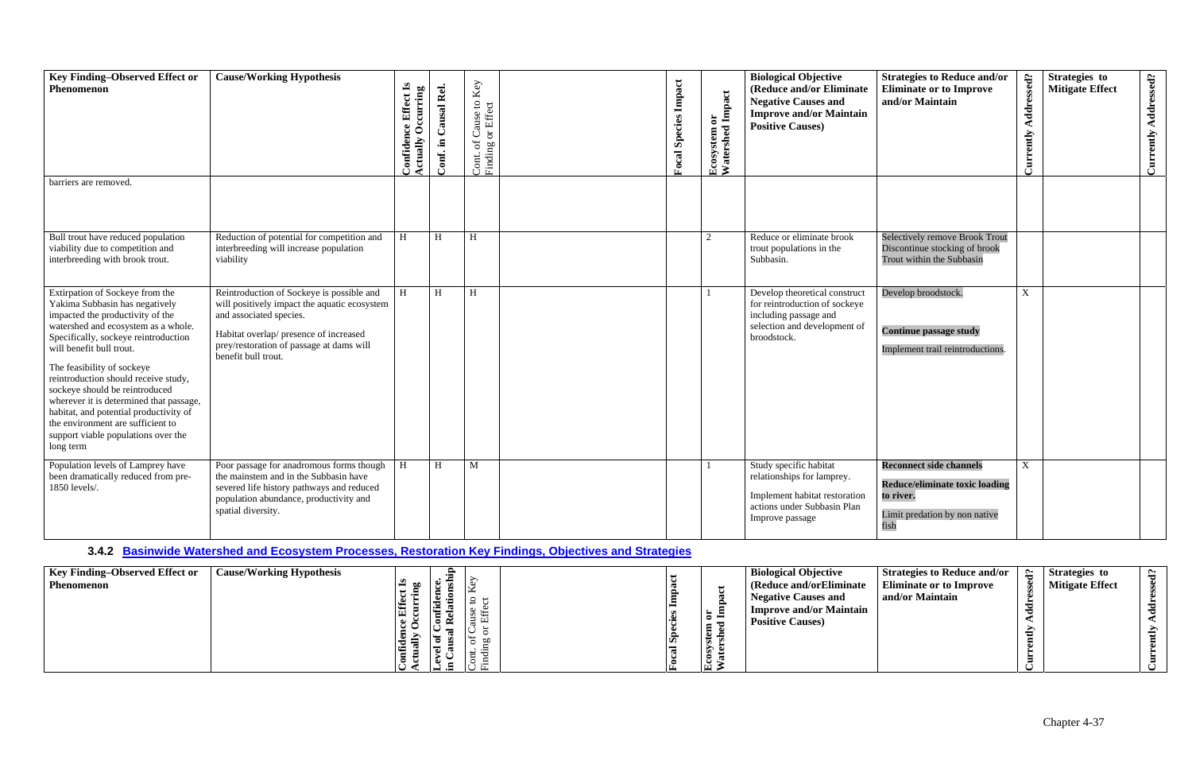| Key Finding–Observed Effect or Phenomenon | Cause/Working Hypothesis | Confidence Effect Is Actually Occurring | Conf. in Causal Rel. | Cont. of Cause to Key Finding or Effect | | Focal Species Impact | Ecosystem or Watershed Impact | Biological Objective (Reduce and/or Eliminate Negative Causes and Improve and/or Maintain Positive Causes) | Strategies to Reduce and/or Eliminate or to Improve and/or Maintain | Currently Addressed? | Strategies to Mitigate Effect | Currently Addressed? |
|---|---|---|---|---|---|---|---|---|---|---|---|---|
| barriers are removed. | | | | | | | | | | | | |
| Bull trout have reduced population viability due to competition and interbreeding with brook trout. | Reduction of potential for competition and interbreeding will increase population viability | H | H | H | | | 2 | Reduce or eliminate brook trout populations in the Subbasin. | Selectively remove Brook Trout Discontinue stocking of brook Trout within the Subbasin | | | |
| Extirpation of Sockeye from the Yakima Subbasin has negatively impacted the productivity of the watershed and ecosystem as a whole. Specifically, sockeye reintroduction will benefit bull trout.<br><br>The feasibility of sockeye reintroduction should receive study, sockeye should be reintroduced wherever it is determined that passage, habitat, and potential productivity of the environment are sufficient to support viable populations over the long term | Reintroduction of Sockeye is possible and will positively impact the aquatic ecosystem and associated species.<br><br>Habitat overlap/ presence of increased prey/restoration of passage at dams will benefit bull trout. | H | H | H | | | 1 | Develop theoretical construct for reintroduction of sockeye including passage and selection and development of broodstock. | Develop broodstock.<br><br>**Continue passage study**<br><br>Implement trail reintroductions. | X | | |
| Population levels of Lamprey have been dramatically reduced from pre-1850 levels/. | Poor passage for anadromous forms though the mainstem and in the Subbasin have severed life history pathways and reduced population abundance, productivity and spatial diversity. | H | H | M | | | 1 | Study specific habitat relationships for lamprey.<br><br>Implement habitat restoration actions under Subbasin Plan<br>Improve passage | **Reconnect side channels**<br><br>**Reduce/eliminate toxic loading to river.**<br><br>Limit predation by non native fish | X | | |

### 3.4.2 Basinwide Watershed and Ecosystem Processes, Restoration Key Findings, Objectives and Strategies

| Key Finding–Observed Effect or Phenomenon | Cause/Working Hypothesis | Confidence Effect Is Actually Occurring | Level of Confidence in Causal Relationship | Cont. of Cause to Key Finding or Effect | | Focal Species Impact | Ecosystem or Watershed Impact | Biological Objective (Reduce and/orEliminate Negative Causes and Improve and/or Maintain Positive Causes) | Strategies to Reduce and/or Eliminate or to Improve and/or Maintain | Currently Addressed? | Strategies to Mitigate Effect | Currently Addressed? |
|---|---|---|---|---|---|---|---|---|---|---|---|---|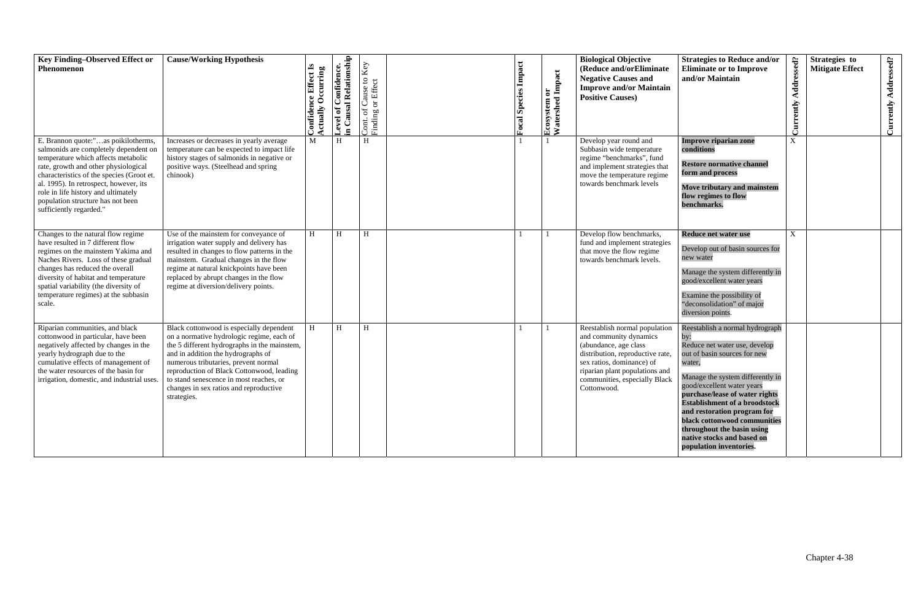| Key Finding–Observed Effect or Phenomenon | Cause/Working Hypothesis | Confidence Effect Is Actually Occurring | Level of Confidence. in Causal Relationship | Cont. of Cause to Key Finding or Effect | | Focal Species Impact | Ecosystem or Watershed Impact | Biological Objective (Reduce and/orEliminate Negative Causes and Improve and/or Maintain Positive Causes) | Strategies to Reduce and/or Eliminate or to Improve and/or Maintain | Currently Addressed? | Strategies to Mitigate Effect | Currently Addressed? |
|---|---|---|---|---|---|---|---|---|---|---|---|---|
| E. Brannon quote:"…as poikilotherms, salmonids are completely dependent on temperature which affects metabolic rate, growth and other physiological characteristics of the species (Groot et. al. 1995). In retrospect, however, its role in life history and ultimately population structure has not been sufficiently regarded." | Increases or decreases in yearly average temperature can be expected to impact life history stages of salmonids in negative or positive ways. (Steelhead and spring chinook) | M | H | H | | 1 | 1 | Develop year round and Subbasin wide temperature regime "benchmarks", fund and implement strategies that move the temperature regime towards benchmark levels | **Improve riparian zone conditions** **Restore normative channel form and process** **Move tributary and mainstem flow regimes to flow benchmarks.** | X | | |
| Changes to the natural flow regime have resulted in 7 different flow regimes on the mainstem Yakima and Naches Rivers. Loss of these gradual changes has reduced the overall diversity of habitat and temperature spatial variability (the diversity of temperature regimes) at the subbasin scale. | Use of the mainstem for conveyance of irrigation water supply and delivery has resulted in changes to flow patterns in the mainstem. Gradual changes in the flow regime at natural knickpoints have been replaced by abrupt changes in the flow regime at diversion/delivery points. | H | H | H | | 1 | 1 | Develop flow benchmarks, fund and implement strategies that move the flow regime towards benchmark levels. | **Reduce net water use** Develop out of basin sources for new water Manage the system differently in good/excellent water years Examine the possibility of "deconsolidation" of major diversion points. | X | | |
| Riparian communities, and black cottonwood in particular, have been negatively affected by changes in the yearly hydrograph due to the cumulative effects of management of the water resources of the basin for irrigation, domestic, and industrial uses. | Black cottonwood is especially dependent on a normative hydrologic regime, each of the 5 different hydrographs in the mainstem, and in addition the hydrographs of numerous tributaries, prevent normal reproduction of Black Cottonwood, leading to stand senescence in most reaches, or changes in sex ratios and reproductive strategies. | H | H | H | | 1 | 1 | Reestablish normal population and community dynamics (abundance, age class distribution, reproductive rate, sex ratios, dominance) of riparian plant populations and communities, especially Black Cottonwood. | Reestablish a normal hydrograph by: Reduce net water use, develop out of basin sources for new water, Manage the system differently in good/excellent water years **purchase/lease of water rights** **Establishment of a broodstock and restoration program for black cottonwood communities throughout the basin using native stocks and based on population inventories**. | | | |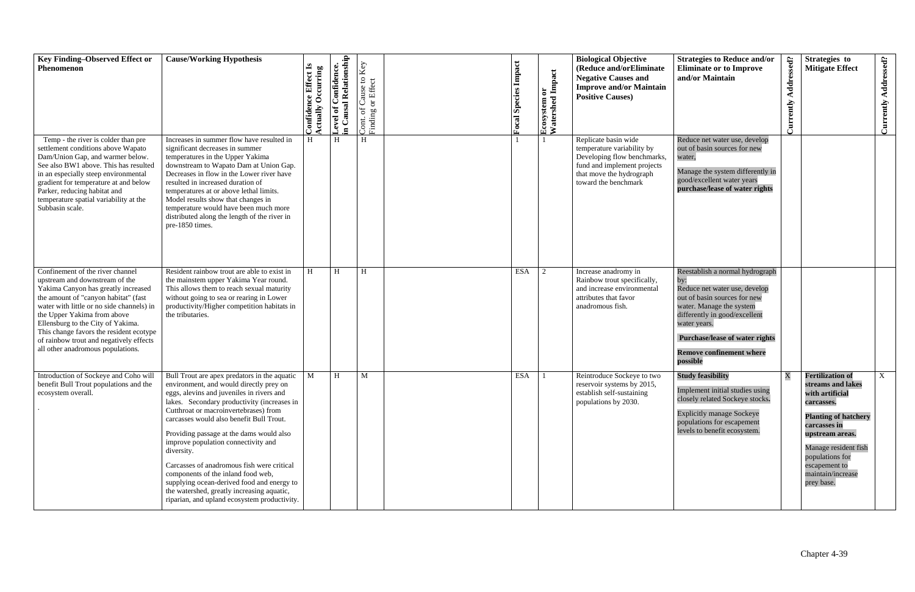| Key Finding–Observed Effect or Phenomenon | Cause/Working Hypothesis | Confidence Effect Is Actually Occurring | Level of Confidence. in Causal Relationship | Cont. of Cause to Key Finding or Effect | | Focal Species Impact | Ecosystem or Watershed Impact | Biological Objective (Reduce and/orEliminate Negative Causes and Improve and/or Maintain Positive Causes) | Strategies to Reduce and/or Eliminate or to Improve and/or Maintain | Currently Addressed? | Strategies to Mitigate Effect | Currently Addressed? |
|---|---|---|---|---|---|---|---|---|---|---|---|---|
| Temp - the river is colder than pre settlement conditions above Wapato Dam/Union Gap, and warmer below. See also BW1 above. This has resulted in an especially steep environmental gradient for temperature at and below Parker, reducing habitat and temperature spatial variability at the Subbasin scale. | Increases in summer flow have resulted in significant decreases in summer temperatures in the Upper Yakima downstream to Wapato Dam at Union Gap. Decreases in flow in the Lower river have resulted in increased duration of temperatures at or above lethal limits. Model results show that changes in temperature would have been much more distributed along the length of the river in pre-1850 times. | H | H | H | | 1 | 1 | Replicate basin wide temperature variability by Developing flow benchmarks, fund and implement projects that move the hydrograph toward the benchmark | Reduce net water use, develop out of basin sources for new water.<br><br>Manage the system differently in good/excellent water years **purchase/lease of water rights** | | | |
| Confinement of the river channel upstream and downstream of the Yakima Canyon has greatly increased the amount of "canyon habitat" (fast water with little or no side channels) in the Upper Yakima from above Ellensburg to the City of Yakima. This change favors the resident ecotype of rainbow trout and negatively effects all other anadromous populations. | Resident rainbow trout are able to exist in the mainstem upper Yakima Year round. This allows them to reach sexual maturity without going to sea or rearing in Lower productivity/Higher competition habitats in the tributaries. | H | H | H | | ESA | 2 | Increase anadromy in Rainbow trout specifically, and increase environmental attributes that favor anadromous fish. | Reestablish a normal hydrograph by:<br>Reduce net water use, develop out of basin sources for new water. Manage the system differently in good/excellent water years.<br><br>**Purchase/lease of water rights**<br><br>**Remove confinement where possible** | | | |
| Introduction of Sockeye and Coho will benefit Bull Trout populations and the ecosystem overall.<br><br>. | Bull Trout are apex predators in the aquatic environment, and would directly prey on eggs, alevins and juveniles in rivers and lakes. Secondary productivity (increases in Cutthroat or macroinvertebrases) from carcasses would also benefit Bull Trout.<br><br>Providing passage at the dams would also improve population connectivity and diversity.<br><br>Carcasses of anadromous fish were critical components of the inland food web, supplying ocean-derived food and energy to the watershed, greatly increasing aquatic, riparian, and upland ecosystem productivity. | M | H | M | | ESA | 1 | Reintroduce Sockeye to two reservoir systems by 2015, establish self-sustaining populations by 2030. | **Study feasibility**<br><br>Implement initial studies using closely related Sockeye stocks.<br><br>Explicitly manage Sockeye populations for escapement levels to benefit ecosystem. | X | **Fertilization of streams and lakes with artificial carcasses.**<br><br>**Planting of hatchery carcasses in upstream areas.**<br><br>Manage resident fish populations for escapement to maintain/increase prey base. | X |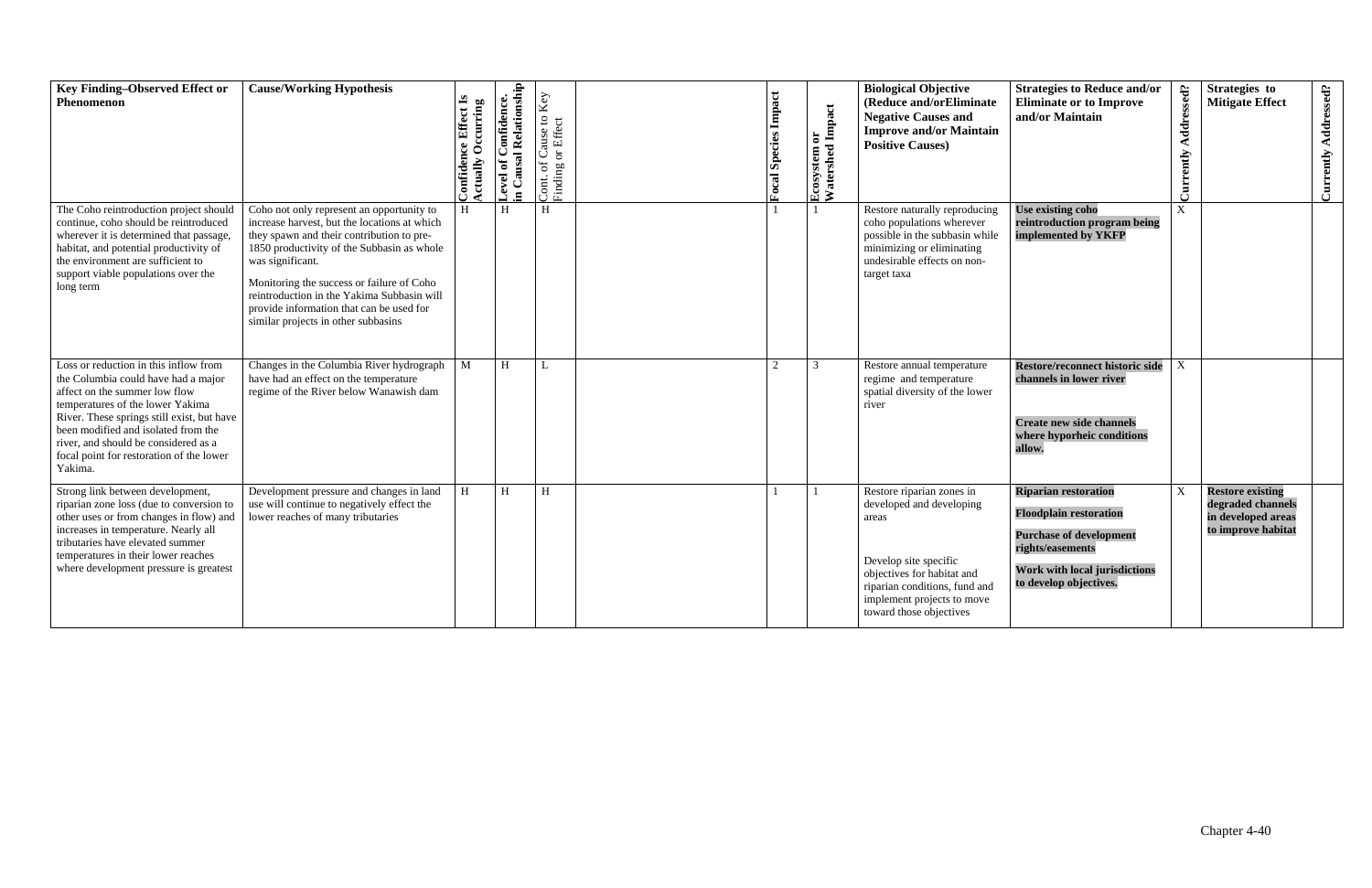| Key Finding–Observed Effect or Phenomenon | Cause/Working Hypothesis | Confidence Effect Is Actually Occurring | Level of Confidence. in Causal Relationship | Cont. of Cause to Key Finding or Effect | | Focal Species Impact | Ecosystem or Watershed Impact | Biological Objective (Reduce and/orEliminate Negative Causes and Improve and/or Maintain Positive Causes) | Strategies to Reduce and/or Eliminate or to Improve and/or Maintain | Currently Addressed? | Strategies to Mitigate Effect | Currently Addressed? |
|---|---|---|---|---|---|---|---|---|---|---|---|---|
| The Coho reintroduction project should continue, coho should be reintroduced wherever it is determined that passage, habitat, and potential productivity of the environment are sufficient to support viable populations over the long term | Coho not only represent an opportunity to increase harvest, but the locations at which they spawn and their contribution to pre-1850 productivity of the Subbasin as whole was significant.<br><br>Monitoring the success or failure of Coho reintroduction in the Yakima Subbasin will provide information that can be used for similar projects in other subbasins | H | H | H | | 1 | 1 | Restore naturally reproducing coho populations wherever possible in the subbasin while minimizing or eliminating undesirable effects on non-target taxa | **Use existing coho reintroduction program being implemented by YKFP** | X | | |
| Loss or reduction in this inflow from the Columbia could have had a major affect on the summer low flow temperatures of the lower Yakima River. These springs still exist, but have been modified and isolated from the river, and should be considered as a focal point for restoration of the lower Yakima. | Changes in the Columbia River hydrograph have had an effect on the temperature regime of the River below Wanawish dam | M | H | L | | 2 | 3 | Restore annual temperature regime and temperature spatial diversity of the lower river | **Restore/reconnect historic side channels in lower river**<br><br>**Create new side channels where hyporheic conditions allow.** | X | | |
| Strong link between development, riparian zone loss (due to conversion to other uses or from changes in flow) and increases in temperature. Nearly all tributaries have elevated summer temperatures in their lower reaches where development pressure is greatest | Development pressure and changes in land use will continue to negatively effect the lower reaches of many tributaries | H | H | H | | 1 | 1 | Restore riparian zones in developed and developing areas<br><br>Develop site specific objectives for habitat and riparian conditions, fund and implement projects to move toward those objectives | **Riparian restoration**<br><br>**Floodplain restoration**<br><br>**Purchase of development rights/easements**<br><br>**Work with local jurisdictions to develop objectives.** | X | **Restore existing degraded channels in developed areas to improve habitat** | |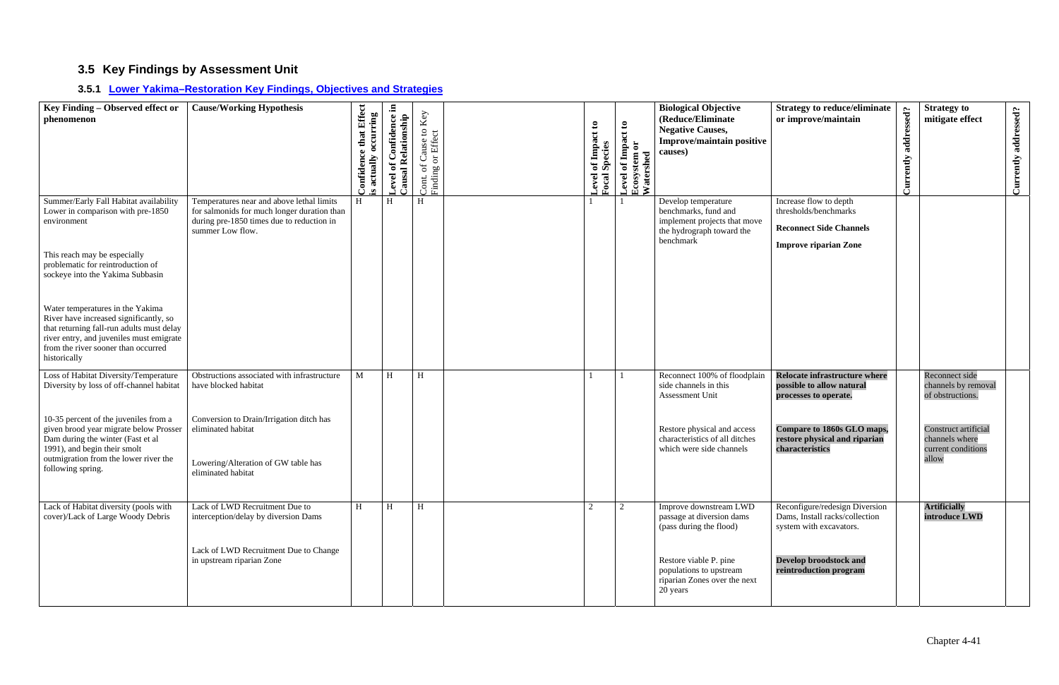## 3.5 Key Findings by Assessment Unit

### 3.5.1 Lower Yakima–Restoration Key Findings, Objectives and Strategies

| Key Finding – Observed effect or phenomenon | Cause/Working Hypothesis | Confidence that Effect is actually occurring | Level of Confidence in Causal Relationship | Cont. of Cause to Key Finding or Effect | | Level of Impact to Focal Species | Level of Impact to Ecosystem or Watershed | Biological Objective (Reduce/Eliminate Negative Causes, Improve/maintain positive causes) | Strategy to reduce/eliminate or improve/maintain | Currently addressed? | Strategy to mitigate effect | Currently addressed? |
|---|---|---|---|---|---|---|---|---|---|---|---|---|
| Summer/Early Fall Habitat availability Lower in comparison with pre-1850 environment<br><br>This reach may be especially problematic for reintroduction of sockeye into the Yakima Subbasin<br><br>Water temperatures in the Yakima River have increased significantly, so that returning fall-run adults must delay river entry, and juveniles must emigrate from the river sooner than occurred historically | Temperatures near and above lethal limits for salmonids for much longer duration than during pre-1850 times due to reduction in summer Low flow. | H | H | H | | 1 | 1 | Develop temperature benchmarks, fund and implement projects that move the hydrograph toward the benchmark | Increase flow to depth thresholds/benchmarks<br><br>**Reconnect Side Channels**<br><br>**Improve riparian Zone** | | | |
| Loss of Habitat Diversity/Temperature Diversity by loss of off-channel habitat<br><br>10-35 percent of the juveniles from a given brood year migrate below Prosser Dam during the winter (Fast et al 1991), and begin their smolt outmigration from the lower river the following spring. | Obstructions associated with infrastructure have blocked habitat<br><br>Conversion to Drain/Irrigation ditch has eliminated habitat<br><br>Lowering/Alteration of GW table has eliminated habitat | M | H | H | | 1 | 1 | Reconnect 100% of floodplain side channels in this Assessment Unit<br><br>Restore physical and access characteristics of all ditches which were side channels | **Relocate infrastructure where possible to allow natural processes to operate.**<br><br>**Compare to 1860s GLO maps, restore physical and riparian characteristics** | | Reconnect side channels by removal of obstructions.<br><br>Construct artificial channels where current conditions allow | |
| Lack of Habitat diversity (pools with cover)/Lack of Large Woody Debris | Lack of LWD Recruitment Due to interception/delay by diversion Dams<br><br>Lack of LWD Recruitment Due to Change in upstream riparian Zone | H | H | H | | 2 | 2 | Improve downstream LWD passage at diversion dams (pass during the flood)<br><br>Restore viable P. pine populations to upstream riparian Zones over the next 20 years | Reconfigure/redesign Diversion Dams, Install racks/collection system with excavators.<br><br>**Develop broodstock and reintroduction program** | | **Artificially introduce LWD** | |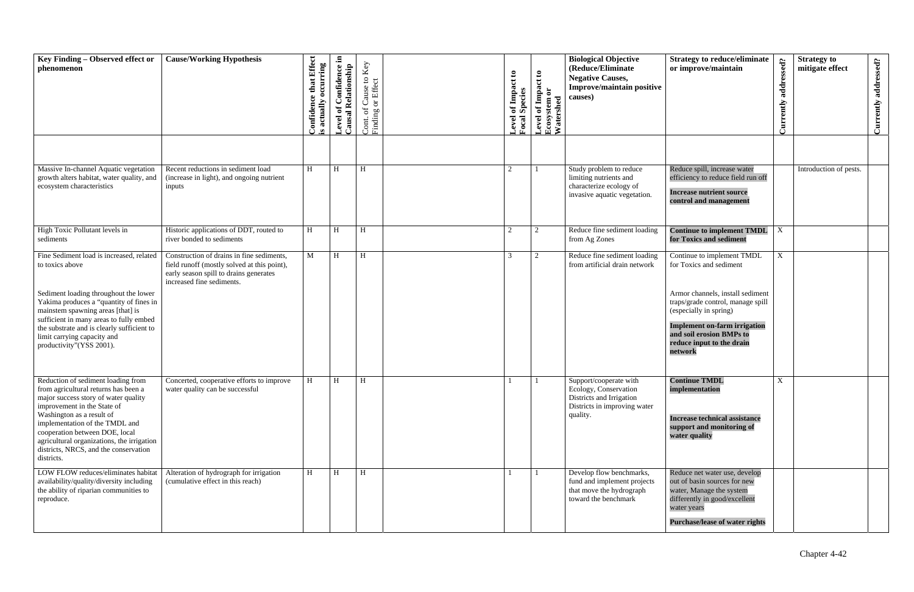| Key Finding – Observed effect or phenomenon | Cause/Working Hypothesis | Confidence that Effect is actually occurring | Level of Confidence in Causal Relationship | Cont. of Cause to Key Finding or Effect | | Level of Impact to Focal Species | Level of Impact to Ecosystem or Watershed | Biological Objective (Reduce/Eliminate Negative Causes, Improve/maintain positive causes) | Strategy to reduce/eliminate or improve/maintain | Currently addressed? | Strategy to mitigate effect | Currently addressed? |
|---|---|---|---|---|---|---|---|---|---|---|---|---|
| | | | | | | | | | | | | |
| Massive In-channel Aquatic vegetation growth alters habitat, water quality, and ecosystem characteristics | Recent reductions in sediment load (increase in light), and ongoing nutrient inputs | H | H | H | | 2 | 1 | Study problem to reduce limiting nutrients and characterize ecology of invasive aquatic vegetation. | Reduce spill, increase water efficiency to reduce field run off<br><br>**Increase nutrient source control and management** | | Introduction of pests. | |
| High Toxic Pollutant levels in sediments | Historic applications of DDT, routed to river bonded to sediments | H | H | H | | 2 | 2 | Reduce fine sediment loading from Ag Zones | **Continue to implement TMDL for Toxics and sediment** | X | | |
| Fine Sediment load is increased, related to toxics above<br><br>Sediment loading throughout the lower Yakima produces a "quantity of fines in mainstem spawning areas [that] is sufficient in many areas to fully embed the substrate and is clearly sufficient to limit carrying capacity and productivity"(YSS 2001). | Construction of drains in fine sediments, field runoff (mostly solved at this point), early season spill to drains generates increased fine sediments. | M | H | H | | 3 | 2 | Reduce fine sediment loading from artificial drain network | Continue to implement TMDL for Toxics and sediment<br><br>Armor channels, install sediment traps/grade control, manage spill (especially in spring)<br><br>**Implement on-farm irrigation and soil erosion BMPs to reduce input to the drain network** | X | | |
| Reduction of sediment loading from agricultural returns has been a major success story of water quality improvement in the State of Washington as a result of implementation of the TMDL and cooperation between DOE, local agricultural organizations, the irrigation districts, NRCS, and the conservation districts. | Concerted, cooperative efforts to improve water quality can be successful | H | H | H | | 1 | 1 | Support/cooperate with Ecology, Conservation Districts and Irrigation Districts in improving water quality. | **Continue TMDL implementation**<br><br>**Increase technical assistance support and monitoring of water quality** | X | | |
| LOW FLOW reduces/eliminates habitat availability/quality/diversity including the ability of riparian communities to reproduce. | Alteration of hydrograph for irrigation (cumulative effect in this reach) | H | H | H | | 1 | 1 | Develop flow benchmarks, fund and implement projects that move the hydrograph toward the benchmark | Reduce net water use, develop out of basin sources for new water, Manage the system differently in good/excellent water years<br><br>**Purchase/lease of water rights** | | | |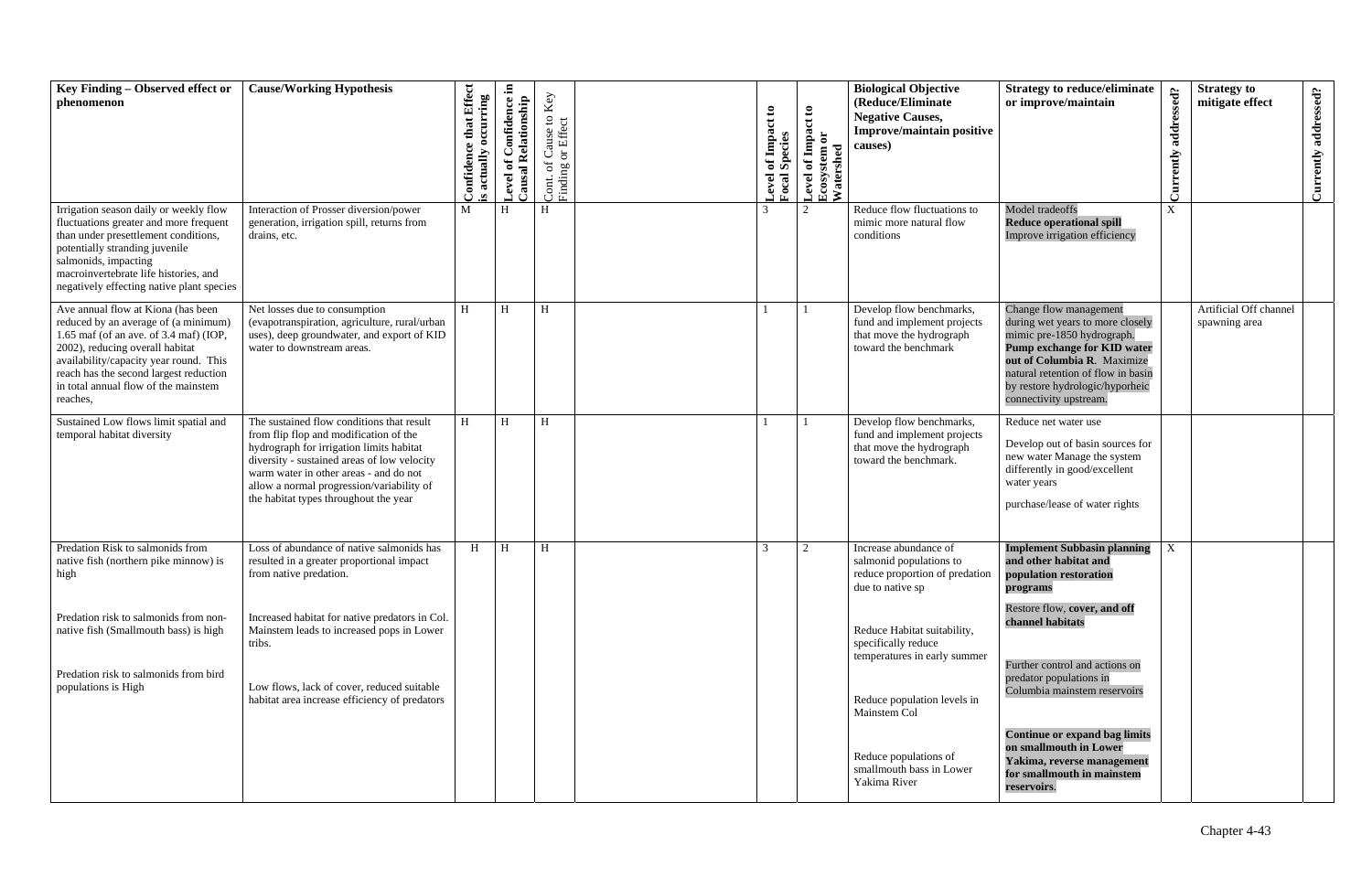| Key Finding – Observed effect or phenomenon | Cause/Working Hypothesis | Confidence that Effect is actually occurring | Level of Confidence in Causal Relationship | Cont. of Cause to Key Finding or Effect | | Level of Impact to Focal Species | Level of Impact to Ecosystem or Watershed | Biological Objective (Reduce/Eliminate Negative Causes, Improve/maintain positive causes) | Strategy to reduce/eliminate or improve/maintain | Currently addressed? | Strategy to mitigate effect | Currently addressed? |
|---|---|---|---|---|---|---|---|---|---|---|---|---|
| Irrigation season daily or weekly flow fluctuations greater and more frequent than under presettlement conditions, potentially stranding juvenile salmonids, impacting macroinvertebrate life histories, and negatively effecting native plant species | Interaction of Prosser diversion/power generation, irrigation spill, returns from drains, etc. | M | H | H | | 3 | 2 | Reduce flow fluctuations to mimic more natural flow conditions | Model tradeoffs<br>**Reduce operational spill**<br>Improve irrigation efficiency | X | | |
| Ave annual flow at Kiona (has been reduced by an average of (a minimum) 1.65 maf (of an ave. of 3.4 maf) (IOP, 2002), reducing overall habitat availability/capacity year round. This reach has the second largest reduction in total annual flow of the mainstem reaches, | Net losses due to consumption (evapotranspiration, agriculture, rural/urban uses), deep groundwater, and export of KID water to downstream areas. | H | H | H | | 1 | 1 | Develop flow benchmarks, fund and implement projects that move the hydrograph toward the benchmark | Change flow management during wet years to more closely mimic pre-1850 hydrograph. **Pump exchange for KID water out of Columbia R**. Maximize natural retention of flow in basin by restore hydrologic/hyporheic connectivity upstream. | | Artificial Off channel spawning area | |
| Sustained Low flows limit spatial and temporal habitat diversity | The sustained flow conditions that result from flip flop and modification of the hydrograph for irrigation limits habitat diversity - sustained areas of low velocity warm water in other areas - and do not allow a normal progression/variability of the habitat types throughout the year | H | H | H | | 1 | 1 | Develop flow benchmarks, fund and implement projects that move the hydrograph toward the benchmark. | Reduce net water use<br>Develop out of basin sources for new water Manage the system differently in good/excellent water years<br>purchase/lease of water rights | | | |
| Predation Risk to salmonids from native fish (northern pike minnow) is high<br><br>Predation risk to salmonids from non-native fish (Smallmouth bass) is high<br><br>Predation risk to salmonids from bird populations is High | Loss of abundance of native salmonids has resulted in a greater proportional impact from native predation.<br><br>Increased habitat for native predators in Col. Mainstem leads to increased pops in Lower tribs.<br><br>Low flows, lack of cover, reduced suitable habitat area increase efficiency of predators | H | H | H | | 3 | 2 | Increase abundance of salmonid populations to reduce proportion of predation due to native sp<br><br>Reduce Habitat suitability, specifically reduce temperatures in early summer<br><br>Reduce population levels in Mainstem Col<br><br>Reduce populations of smallmouth bass in Lower Yakima River | **Implement Subbasin planning and other habitat and population restoration programs**<br>Restore flow, **cover, and off channel habitats**<br>Further control and actions on predator populations in Columbia mainstem reservoirs<br>**Continue or expand bag limits on smallmouth in Lower Yakima, reverse management for smallmouth in mainstem reservoirs**. | X | | |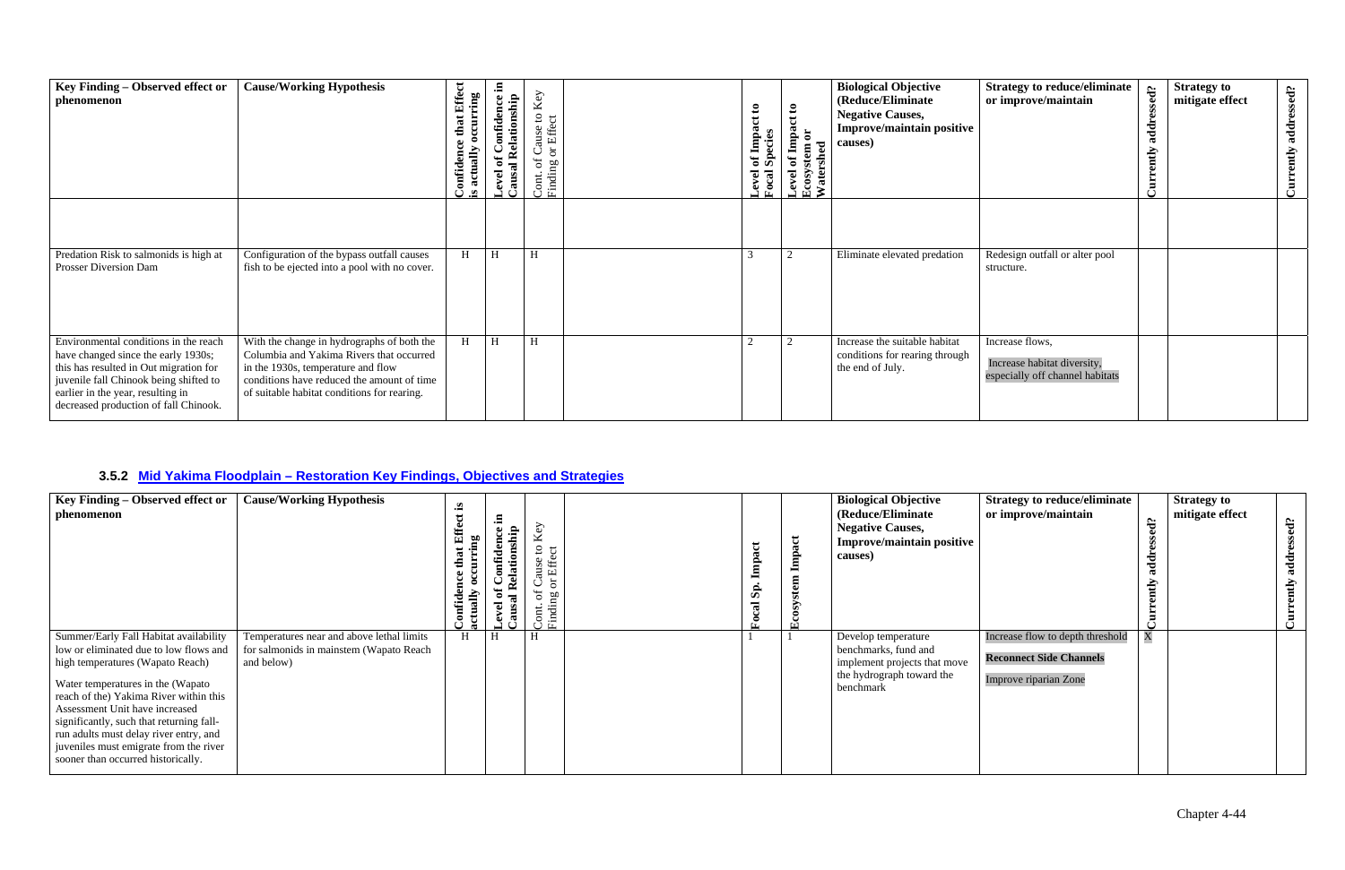| Key Finding – Observed effect or phenomenon | Cause/Working Hypothesis | Confidence that Effect is actually occurring | Level of Confidence in Causal Relationship | Cont. of Cause to Key Finding or Effect | | Level of Impact to Focal Species | Level of Impact to Ecosystem or Watershed | Biological Objective (Reduce/Eliminate Negative Causes, Improve/maintain positive causes) | Strategy to reduce/eliminate or improve/maintain | Currently addressed? | Strategy to mitigate effect | Currently addressed? |
|---|---|---|---|---|---|---|---|---|---|---|---|---|
| | | | | | | | | | | | | |
| Predation Risk to salmonids is high at Prosser Diversion Dam | Configuration of the bypass outfall causes fish to be ejected into a pool with no cover. | H | H | H | | 3 | 2 | Eliminate elevated predation | Redesign outfall or alter pool structure. | | | |
| Environmental conditions in the reach have changed since the early 1930s; this has resulted in Out migration for juvenile fall Chinook being shifted to earlier in the year, resulting in decreased production of fall Chinook. | With the change in hydrographs of both the Columbia and Yakima Rivers that occurred in the 1930s, temperature and flow conditions have reduced the amount of time of suitable habitat conditions for rearing. | H | H | H | | 2 | 2 | Increase the suitable habitat conditions for rearing through the end of July. | Increase flows,<br>Increase habitat diversity, especially off channel habitats | | | |

### 3.5.2 Mid Yakima Floodplain – Restoration Key Findings, Objectives and Strategies

| Key Finding – Observed effect or phenomenon | Cause/Working Hypothesis | Confidence that Effect is actually occurring | Level of Confidence in Causal Relationship | Cont. of Cause to Key Finding or Effect | | Focal Sp. Impact | Ecosystem Impact | Biological Objective (Reduce/Eliminate Negative Causes, Improve/maintain positive causes) | Strategy to reduce/eliminate or improve/maintain | Currently addressed? | Strategy to mitigate effect | Currently addressed? |
|---|---|---|---|---|---|---|---|---|---|---|---|---|
| Summer/Early Fall Habitat availability low or eliminated due to low flows and high temperatures (Wapato Reach)<br><br>Water temperatures in the (Wapato reach of the) Yakima River within this Assessment Unit have increased significantly, such that returning fall-run adults must delay river entry, and juveniles must emigrate from the river sooner than occurred historically. | Temperatures near and above lethal limits for salmonids in mainstem (Wapato Reach and below) | H | H | H | | 1 | 1 | Develop temperature benchmarks, fund and implement projects that move the hydrograph toward the benchmark | Increase flow to depth threshold<br>**Reconnect Side Channels**<br>Improve riparian Zone | X | | |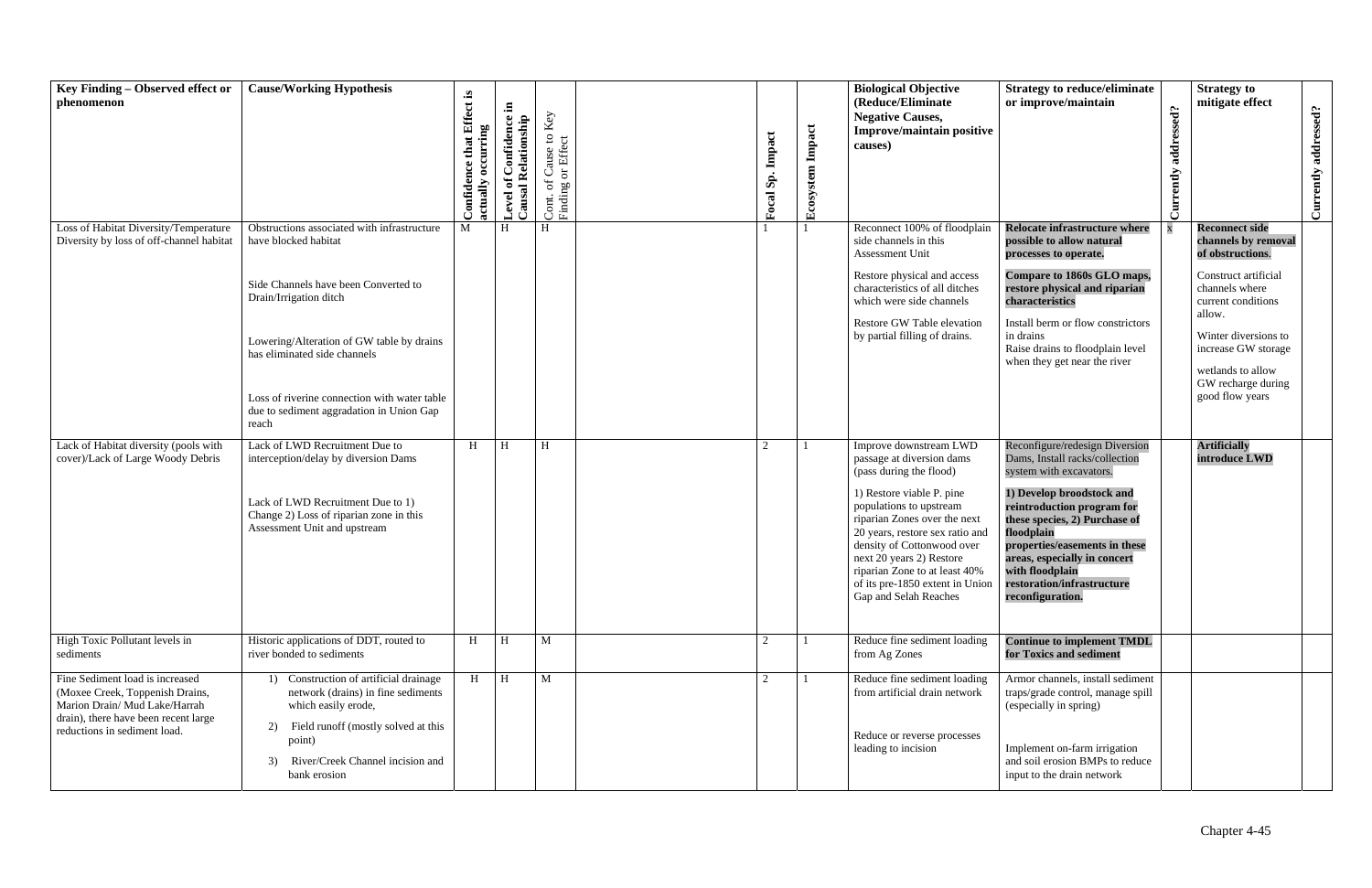| Key Finding – Observed effect or phenomenon | Cause/Working Hypothesis | Confidence that Effect is actually occurring | Level of Confidence in Causal Relationship | Cont. of Cause to Key Finding or Effect | | Focal Sp. Impact | Ecosystem Impact | Biological Objective (Reduce/Eliminate Negative Causes, Improve/maintain positive causes) | Strategy to reduce/eliminate or improve/maintain | Currently addressed? | Strategy to mitigate effect | Currently addressed? |
|---|---|---|---|---|---|---|---|---|---|---|---|---|
| Loss of Habitat Diversity/Temperature Diversity by loss of off-channel habitat | Obstructions associated with infrastructure have blocked habitat<br><br>Side Channels have been Converted to Drain/Irrigation ditch<br><br>Lowering/Alteration of GW table by drains has eliminated side channels<br><br>Loss of riverine connection with water table due to sediment aggradation in Union Gap reach | M | H | H | | 1 | 1 | Reconnect 100% of floodplain side channels in this Assessment Unit<br><br>Restore physical and access characteristics of all ditches which were side channels<br><br>Restore GW Table elevation by partial filling of drains. | **Relocate infrastructure where possible to allow natural processes to operate.**<br><br>**Compare to 1860s GLO maps, restore physical and riparian characteristics**<br><br>Install berm or flow constrictors in drains<br>Raise drains to floodplain level when they get near the river | x | **Reconnect side channels by removal of obstructions.**<br><br>Construct artificial channels where current conditions allow.<br><br>Winter diversions to increase GW storage<br><br>wetlands to allow GW recharge during good flow years | |
| Lack of Habitat diversity (pools with cover)/Lack of Large Woody Debris | Lack of LWD Recruitment Due to interception/delay by diversion Dams<br><br>Lack of LWD Recruitment Due to 1) Change 2) Loss of riparian zone in this Assessment Unit and upstream | H | H | H | | 2 | 1 | Improve downstream LWD passage at diversion dams (pass during the flood)<br><br>1) Restore viable P. pine populations to upstream riparian Zones over the next 20 years, restore sex ratio and density of Cottonwood over next 20 years 2) Restore riparian Zone to at least 40% of its pre-1850 extent in Union Gap and Selah Reaches | Reconfigure/redesign Diversion Dams, Install racks/collection system with excavators.<br><br>**1) Develop broodstock and reintroduction program for these species, 2) Purchase of floodplain properties/easements in these areas, especially in concert with floodplain restoration/infrastructure reconfiguration.** | | **Artificially introduce LWD** | |
| High Toxic Pollutant levels in sediments | Historic applications of DDT, routed to river bonded to sediments | H | H | M | | 2 | 1 | Reduce fine sediment loading from Ag Zones | **Continue to implement TMDL for Toxics and sediment** | | | |
| Fine Sediment load is increased (Moxee Creek, Toppenish Drains, Marion Drain/ Mud Lake/Harrah drain), there have been recent large reductions in sediment load. | 1) Construction of artificial drainage network (drains) in fine sediments which easily erode,<br>2) Field runoff (mostly solved at this point)<br>3) River/Creek Channel incision and bank erosion | H | H | M | | 2 | 1 | Reduce fine sediment loading from artificial drain network<br><br>Reduce or reverse processes leading to incision | Armor channels, install sediment traps/grade control, manage spill (especially in spring)<br><br>Implement on-farm irrigation and soil erosion BMPs to reduce input to the drain network | | | |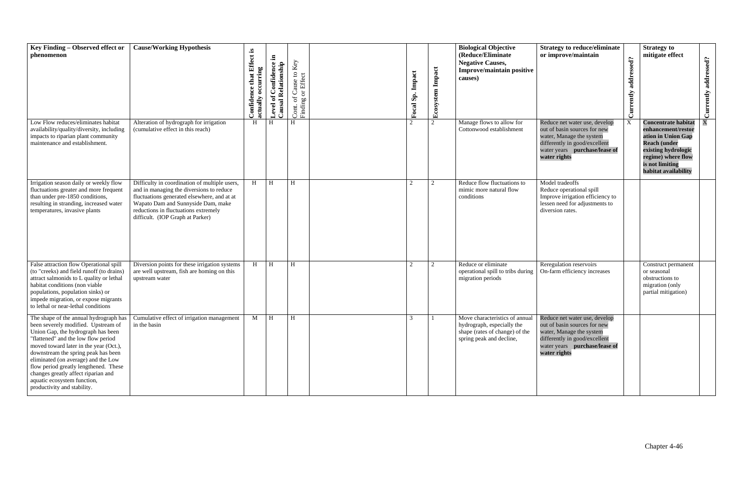| Key Finding – Observed effect or phenomenon | Cause/Working Hypothesis | Confidence that Effect is actually occurring | Level of Confidence in Causal Relationship | Cont. of Cause to Key Finding or Effect | | Focal Sp. Impact | Ecosystem Impact | Biological Objective (Reduce/Eliminate Negative Causes, Improve/maintain positive causes) | Strategy to reduce/eliminate or improve/maintain | Currently addressed? | Strategy to mitigate effect | Currently addressed? |
|---|---|---|---|---|---|---|---|---|---|---|---|---|
| Low Flow reduces/eliminates habitat availability/quality/diversity, including impacts to riparian plant community maintenance and establishment. | Alteration of hydrograph for irrigation (cumulative effect in this reach) | H | H | H | | 2 | 2 | Manage flows to allow for Cottonwood establishment | Reduce net water use, develop out of basin sources for new water, Manage the system differently in good/excellent water years **purchase/lease of water rights** | X | **Concentrate habitat enhancement/restoration in Union Gap Reach (under existing hydrologic regime) where flow is not limiting habitat availability** | X |
| Irrigation season daily or weekly flow fluctuations greater and more frequent than under pre-1850 conditions, resulting in stranding, increased water temperatures, invasive plants | Difficulty in coordination of multiple users, and in managing the diversions to reduce fluctuations generated elsewhere, and at at Wapato Dam and Sunnyside Dam, make reductions in fluctuations extremely difficult. (IOP Graph at Parker) | H | H | H | | 2 | 2 | Reduce flow fluctuations to mimic more natural flow conditions | Model tradeoffs<br>Reduce operational spill<br>Improve irrigation efficiency to lessen need for adjustments to diversion rates. | | | |
| False attraction flow Operational spill (to "creeks) and field runoff (to drains) attract salmonids to L quality or lethal habitat conditions (non viable populations, population sinks) or impede migration, or expose migrants to lethal or near-lethal conditions | Diversion points for these irrigation systems are well upstream, fish are homing on this upstream water | H | H | H | | 2 | 2 | Reduce or eliminate operational spill to tribs during migration periods | Reregulation reservoirs<br>On-farm efficiency increases | | Construct permanent or seasonal obstructions to migration (only partial mitigation) | |
| The shape of the annual hydrograph has been severely modified. Upstream of Union Gap, the hydrograph has been "flattened" and the low flow period moved toward later in the year (Oct.), downstream the spring peak has been eliminated (on average) and the Low flow period greatly lengthened. These changes greatly affect riparian and aquatic ecosystem function, productivity and stability. | Cumulative effect of irrigation management in the basin | M | H | H | | 3 | 1 | Move characteristics of annual hydrograph, especially the shape (rates of change) of the spring peak and decline, | Reduce net water use, develop out of basin sources for new water, Manage the system differently in good/excellent water years **purchase/lease of water rights** | | | |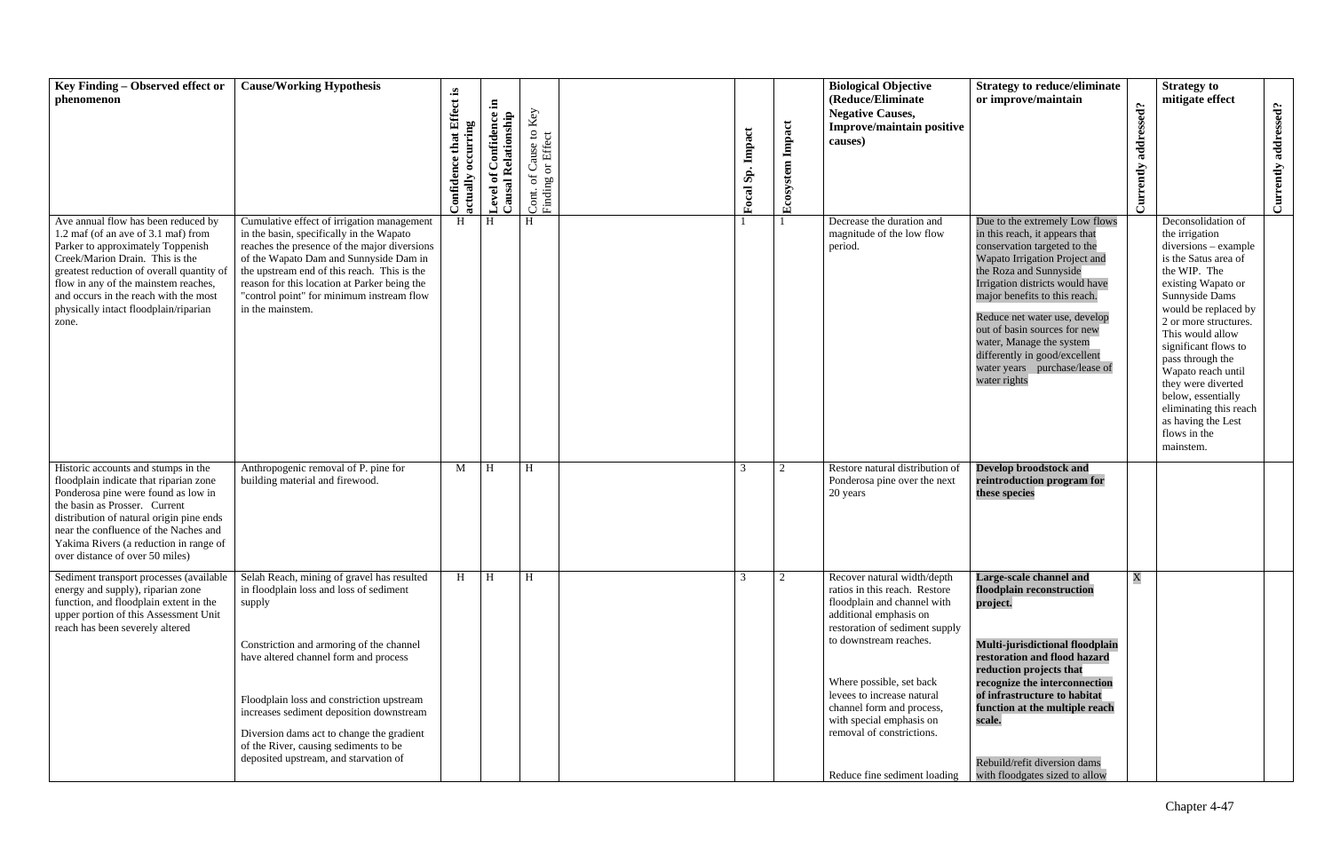| Key Finding – Observed effect or phenomenon | Cause/Working Hypothesis | Confidence that Effect is actually occurring | Level of Confidence in Causal Relationship | Cont. of Cause to Key Finding or Effect | | Focal Sp. Impact | Ecosystem Impact | Biological Objective (Reduce/Eliminate Negative Causes, Improve/maintain positive causes) | Strategy to reduce/eliminate or improve/maintain | Currently addressed? | Strategy to mitigate effect | Currently addressed? |
|---|---|---|---|---|---|---|---|---|---|---|---|---|
| Ave annual flow has been reduced by 1.2 maf (of an ave of 3.1 maf) from Parker to approximately Toppenish Creek/Marion Drain. This is the greatest reduction of overall quantity of flow in any of the mainstem reaches, and occurs in the reach with the most physically intact floodplain/riparian zone. | Cumulative effect of irrigation management in the basin, specifically in the Wapato reaches the presence of the major diversions of the Wapato Dam and Sunnyside Dam in the upstream end of this reach. This is the reason for this location at Parker being the "control point" for minimum instream flow in the mainstem. | H | H | H | | 1 | 1 | Decrease the duration and magnitude of the low flow period. | Due to the extremely Low flows in this reach, it appears that conservation targeted to the Wapato Irrigation Project and the Roza and Sunnyside Irrigation districts would have major benefits to this reach.<br><br>Reduce net water use, develop out of basin sources for new water, Manage the system differently in good/excellent water years purchase/lease of water rights | | Deconsolidation of the irrigation diversions – example is the Satus area of the WIP. The existing Wapato or Sunnyside Dams would be replaced by 2 or more structures. This would allow significant flows to pass through the Wapato reach until they were diverted below, essentially eliminating this reach as having the Lest flows in the mainstem. | |
| Historic accounts and stumps in the floodplain indicate that riparian zone Ponderosa pine were found as low in the basin as Prosser. Current distribution of natural origin pine ends near the confluence of the Naches and Yakima Rivers (a reduction in range of over distance of over 50 miles) | Anthropogenic removal of P. pine for building material and firewood. | M | H | H | | 3 | 2 | Restore natural distribution of Ponderosa pine over the next 20 years | **Develop broodstock and reintroduction program for these species** | | | |
| Sediment transport processes (available energy and supply), riparian zone function, and floodplain extent in the upper portion of this Assessment Unit reach has been severely altered | Selah Reach, mining of gravel has resulted in floodplain loss and loss of sediment supply<br><br>Constriction and armoring of the channel have altered channel form and process<br><br>Floodplain loss and constriction upstream increases sediment deposition downstream<br><br>Diversion dams act to change the gradient of the River, causing sediments to be deposited upstream, and starvation of | H | H | H | | 3 | 2 | Recover natural width/depth ratios in this reach. Restore floodplain and channel with additional emphasis on restoration of sediment supply to downstream reaches.<br><br>Where possible, set back levees to increase natural channel form and process, with special emphasis on removal of constrictions.<br><br>Reduce fine sediment loading | **Large-scale channel and floodplain reconstruction project.**<br><br>**Multi-jurisdictional floodplain restoration and flood hazard reduction projects that recognize the interconnection of infrastructure to habitat function at the multiple reach scale.**<br><br>Rebuild/refit diversion dams with floodgates sized to allow | X | | |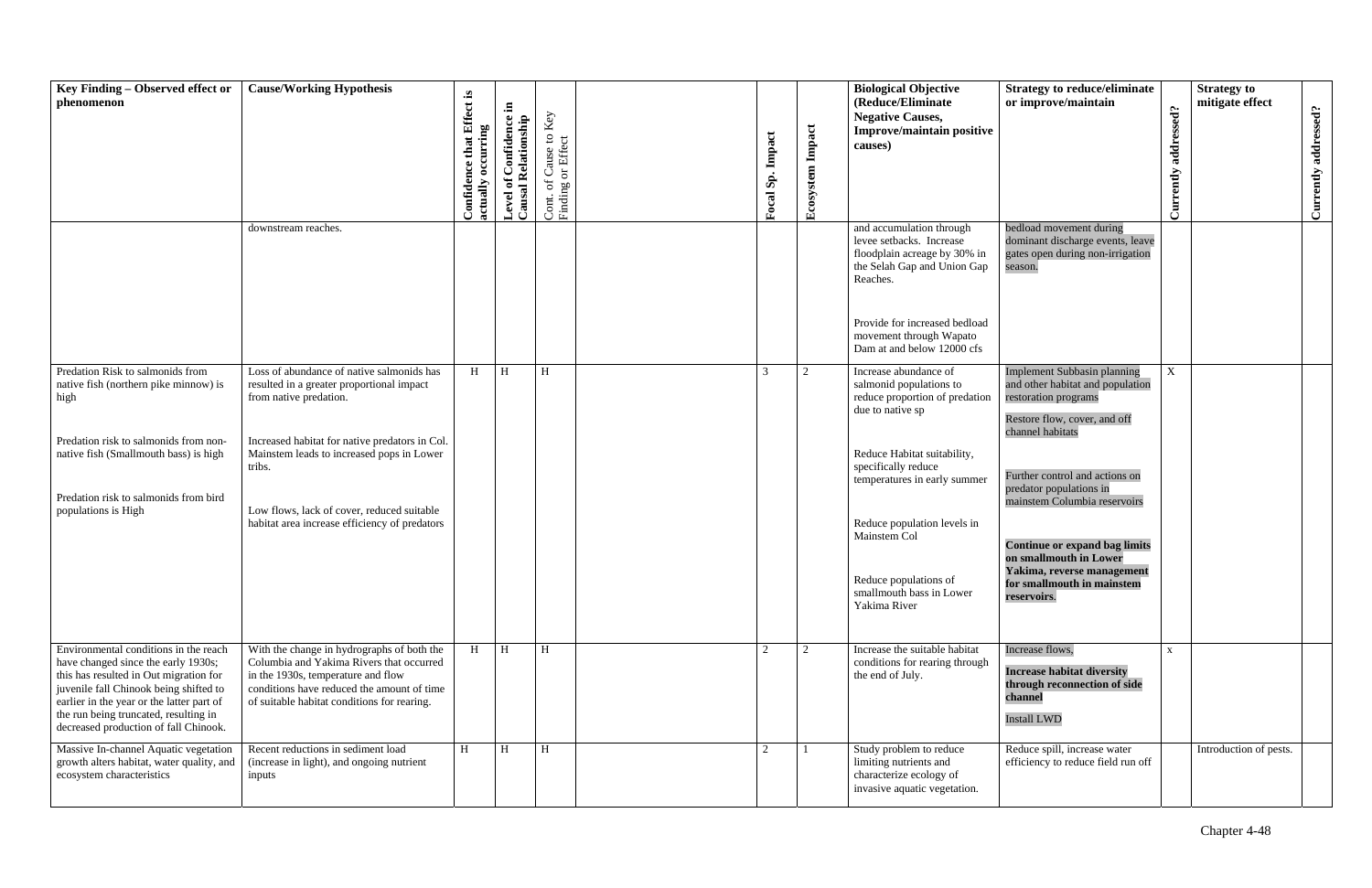| Key Finding – Observed effect or phenomenon | Cause/Working Hypothesis | Confidence that Effect is actually occurring | Level of Confidence in Causal Relationship | Cont. of Cause to Key Finding or Effect | | Focal Sp. Impact | Ecosystem Impact | Biological Objective (Reduce/Eliminate Negative Causes, Improve/maintain positive causes) | Strategy to reduce/eliminate or improve/maintain | Currently addressed? | Strategy to mitigate effect | Currently addressed? |
|---|---|---|---|---|---|---|---|---|---|---|---|---|
| | downstream reaches. | | | | | | | and accumulation through levee setbacks. Increase floodplain acreage by 30% in the Selah Gap and Union Gap Reaches.<br><br>Provide for increased bedload movement through Wapato Dam at and below 12000 cfs | bedload movement during dominant discharge events, leave gates open during non-irrigation season. | | | |
| Predation Risk to salmonids from native fish (northern pike minnow) is high<br><br>Predation risk to salmonids from non-native fish (Smallmouth bass) is high<br><br>Predation risk to salmonids from bird populations is High | Loss of abundance of native salmonids has resulted in a greater proportional impact from native predation.<br><br>Increased habitat for native predators in Col. Mainstem leads to increased pops in Lower tribs.<br><br>Low flows, lack of cover, reduced suitable habitat area increase efficiency of predators | H | H | H | | 3 | 2 | Increase abundance of salmonid populations to reduce proportion of predation due to native sp<br><br>Reduce Habitat suitability, specifically reduce temperatures in early summer<br><br>Reduce population levels in Mainstem Col<br><br>Reduce populations of smallmouth bass in Lower Yakima River | Implement Subbasin planning and other habitat and population restoration programs<br><br>Restore flow, cover, and off channel habitats<br><br>Further control and actions on predator populations in mainstem Columbia reservoirs<br><br>**Continue or expand bag limits on smallmouth in Lower Yakima, reverse management for smallmouth in mainstem reservoirs**. | X | | |
| Environmental conditions in the reach have changed since the early 1930s; this has resulted in Out migration for juvenile fall Chinook being shifted to earlier in the year or the latter part of the run being truncated, resulting in decreased production of fall Chinook. | With the change in hydrographs of both the Columbia and Yakima Rivers that occurred in the 1930s, temperature and flow conditions have reduced the amount of time of suitable habitat conditions for rearing. | H | H | H | | 2 | 2 | Increase the suitable habitat conditions for rearing through the end of July. | Increase flows,<br><br>**Increase habitat diversity through reconnection of side channel**<br><br>Install LWD | x | | |
| Massive In-channel Aquatic vegetation growth alters habitat, water quality, and ecosystem characteristics | Recent reductions in sediment load (increase in light), and ongoing nutrient inputs | H | H | H | | 2 | 1 | Study problem to reduce limiting nutrients and characterize ecology of invasive aquatic vegetation. | Reduce spill, increase water efficiency to reduce field run off | | Introduction of pests. | |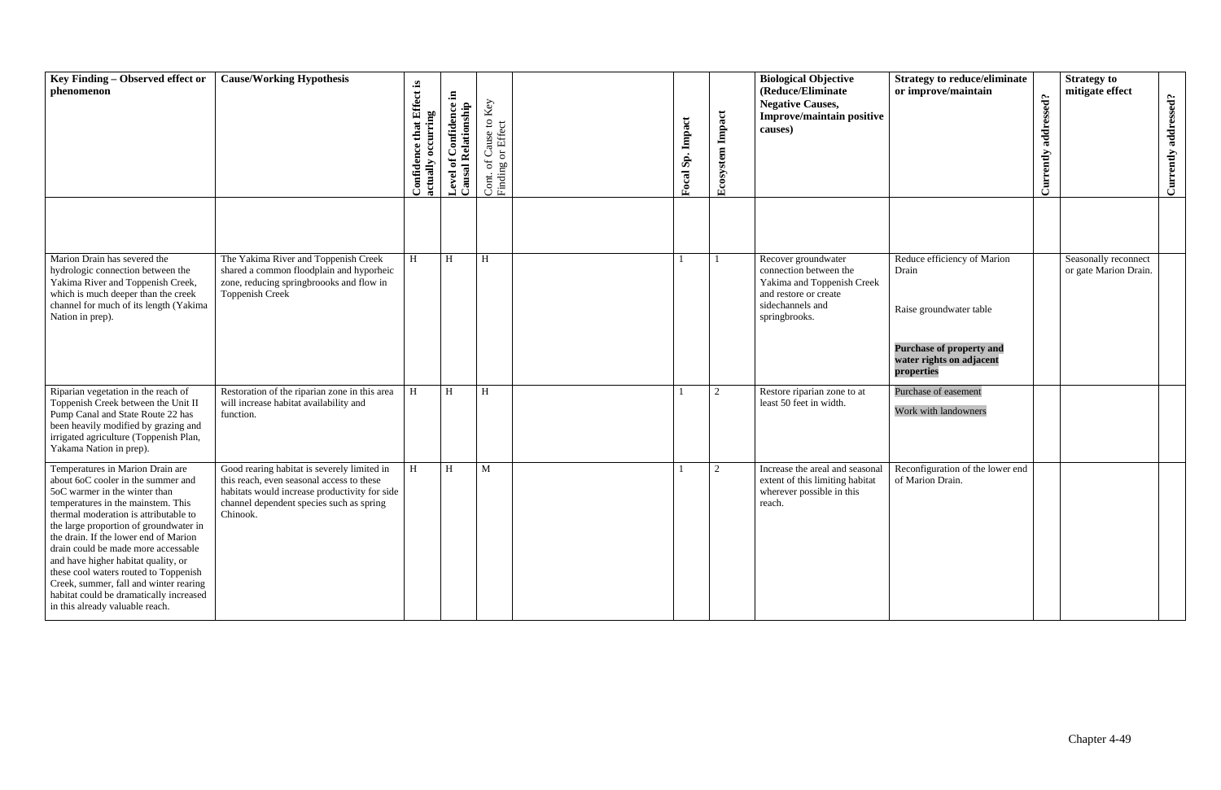| Key Finding – Observed effect or phenomenon | Cause/Working Hypothesis | Confidence that Effect is actually occurring | Level of Confidence in Causal Relationship | Cont. of Cause to Key Finding or Effect | | Focal Sp. Impact | Ecosystem Impact | Biological Objective (Reduce/Eliminate Negative Causes, Improve/maintain positive causes) | Strategy to reduce/eliminate or improve/maintain | Currently addressed? | Strategy to mitigate effect | Currently addressed? |
|---|---|---|---|---|---|---|---|---|---|---|---|---|
| | | | | | | | | | | | | |
| Marion Drain has severed the hydrologic connection between the Yakima River and Toppenish Creek, which is much deeper than the creek channel for much of its length (Yakima Nation in prep). | The Yakima River and Toppenish Creek shared a common floodplain and hyporheic zone, reducing springbroooks and flow in Toppenish Creek | H | H | H | | 1 | 1 | Recover groundwater connection between the Yakima and Toppenish Creek and restore or create sidechannels and springbrooks. | Reduce efficiency of Marion Drain<br><br>Raise groundwater table<br><br>**Purchase of property and water rights on adjacent properties** | | Seasonally reconnect or gate Marion Drain. | |
| Riparian vegetation in the reach of Toppenish Creek between the Unit II Pump Canal and State Route 22 has been heavily modified by grazing and irrigated agriculture (Toppenish Plan, Yakama Nation in prep). | Restoration of the riparian zone in this area will increase habitat availability and function. | H | H | H | | 1 | 2 | Restore riparian zone to at least 50 feet in width. | Purchase of easement<br><br>Work with landowners | | | |
| Temperatures in Marion Drain are about 6oC cooler in the summer and 5oC warmer in the winter than temperatures in the mainstem. This thermal moderation is attributable to the large proportion of groundwater in the drain. If the lower end of Marion drain could be made more accessable and have higher habitat quality, or these cool waters routed to Toppenish Creek, summer, fall and winter rearing habitat could be dramatically increased in this already valuable reach. | Good rearing habitat is severely limited in this reach, even seasonal access to these habitats would increase productivity for side channel dependent species such as spring Chinook. | H | H | M | | 1 | 2 | Increase the areal and seasonal extent of this limiting habitat wherever possible in this reach. | Reconfiguration of the lower end of Marion Drain. | | | |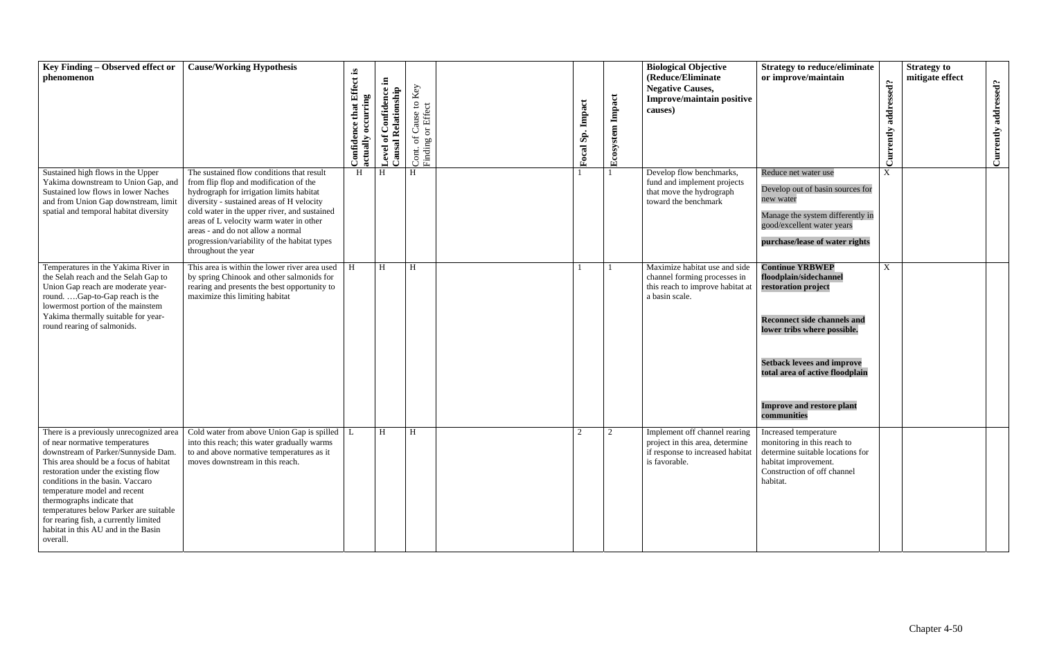| Key Finding – Observed effect or phenomenon | Cause/Working Hypothesis | Confidence that Effect is actually occurring | Level of Confidence in Causal Relationship | Cont. of Cause to Key Finding or Effect | | Focal Sp. Impact | Ecosystem Impact | Biological Objective (Reduce/Eliminate Negative Causes, Improve/maintain positive causes) | Strategy to reduce/eliminate or improve/maintain | Currently addressed? | Strategy to mitigate effect | Currently addressed? |
|---|---|---|---|---|---|---|---|---|---|---|---|---|
| Sustained high flows in the Upper Yakima downstream to Union Gap, and Sustained low flows in lower Naches and from Union Gap downstream, limit spatial and temporal habitat diversity | The sustained flow conditions that result from flip flop and modification of the hydrograph for irrigation limits habitat diversity - sustained areas of H velocity cold water in the upper river, and sustained areas of L velocity warm water in other areas - and do not allow a normal progression/variability of the habitat types throughout the year | H | H | H | | 1 | 1 | Develop flow benchmarks, fund and implement projects that move the hydrograph toward the benchmark | Reduce net water use<br><br>Develop out of basin sources for new water<br><br>Manage the system differently in good/excellent water years<br><br>**purchase/lease of water rights** | X | | |
| Temperatures in the Yakima River in the Selah reach and the Selah Gap to Union Gap reach are moderate year-round. ….Gap-to-Gap reach is the lowermost portion of the mainstem Yakima thermally suitable for year-round rearing of salmonids. | This area is within the lower river area used by spring Chinook and other salmonids for rearing and presents the best opportunity to maximize this limiting habitat | H | H | H | | 1 | 1 | Maximize habitat use and side channel forming processes in this reach to improve habitat at a basin scale. | **Continue YRBWEP floodplain/sidechannel restoration project**<br><br>**Reconnect side channels and lower tribs where possible.**<br><br>**Setback levees and improve total area of active floodplain**<br><br>**Improve and restore plant communities** | X | | |
| There is a previously unrecognized area of near normative temperatures downstream of Parker/Sunnyside Dam. This area should be a focus of habitat restoration under the existing flow conditions in the basin. Vaccaro temperature model and recent thermographs indicate that temperatures below Parker are suitable for rearing fish, a currently limited habitat in this AU and in the Basin overall. | Cold water from above Union Gap is spilled into this reach; this water gradually warms to and above normative temperatures as it moves downstream in this reach. | L | H | H | | 2 | 2 | Implement off channel rearing project in this area, determine if response to increased habitat is favorable. | Increased temperature monitoring in this reach to determine suitable locations for habitat improvement. Construction of off channel habitat. | | | |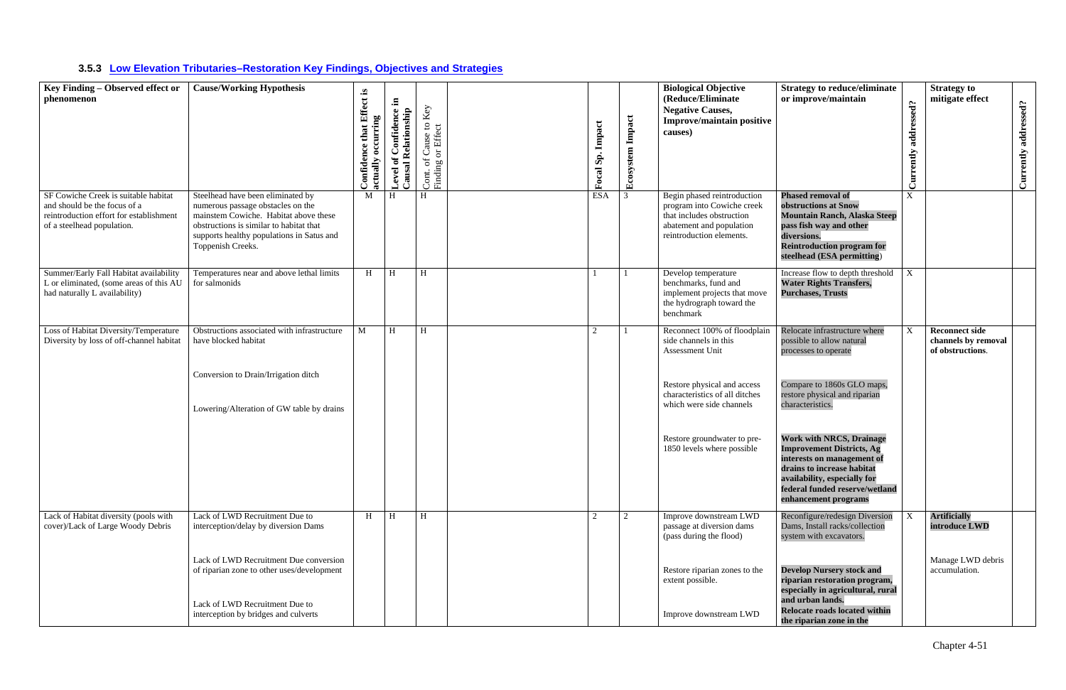### 3.5.3 Low Elevation Tributaries–Restoration Key Findings, Objectives and Strategies

| Key Finding – Observed effect or phenomenon | Cause/Working Hypothesis | Confidence that Effect is actually occurring | Level of Confidence in Causal Relationship | Cont. of Cause to Key Finding or Effect | | Focal Sp. Impact | Ecosystem Impact | Biological Objective (Reduce/Eliminate Negative Causes, Improve/maintain positive causes) | Strategy to reduce/eliminate or improve/maintain | Currently addressed? | Strategy to mitigate effect | Currently addressed? |
|---|---|---|---|---|---|---|---|---|---|---|---|---|
| SF Cowiche Creek is suitable habitat and should be the focus of a reintroduction effort for establishment of a steelhead population. | Steelhead have been eliminated by numerous passage obstacles on the mainstem Cowiche. Habitat above these obstructions is similar to habitat that supports healthy populations in Satus and Toppenish Creeks. | M | H | H | | ESA | 3 | Begin phased reintroduction program into Cowiche creek that includes obstruction abatement and population reintroduction elements. | **Phased removal of obstructions at Snow Mountain Ranch, Alaska Steep pass fish way and other diversions.** **Reintroduction program for steelhead (ESA permitting)** | X | | |
| Summer/Early Fall Habitat availability L or eliminated, (some areas of this AU had naturally L availability) | Temperatures near and above lethal limits for salmonids | H | H | H | | 1 | 1 | Develop temperature benchmarks, fund and implement projects that move the hydrograph toward the benchmark | Increase flow to depth threshold **Water Rights Transfers, Purchases, Trusts** | X | | |
| Loss of Habitat Diversity/Temperature Diversity by loss of off-channel habitat | Obstructions associated with infrastructure have blocked habitat | M | H | H | | 2 | 1 | Reconnect 100% of floodplain side channels in this Assessment Unit | Relocate infrastructure where possible to allow natural processes to operate | X | **Reconnect side channels by removal of obstructions**. | |
| | Conversion to Drain/Irrigation ditch | | | | | | | Restore physical and access characteristics of all ditches which were side channels | Compare to 1860s GLO maps, restore physical and riparian characteristics. | | | |
| | Lowering/Alteration of GW table by drains | | | | | | | Restore groundwater to pre-1850 levels where possible | **Work with NRCS, Drainage Improvement Districts, Ag interests on management of drains to increase habitat availability, especially for federal funded reserve/wetland enhancement programs** | | | |
| Lack of Habitat diversity (pools with cover)/Lack of Large Woody Debris | Lack of LWD Recruitment Due to interception/delay by diversion Dams | H | H | H | | 2 | 2 | Improve downstream LWD passage at diversion dams (pass during the flood) | Reconfigure/redesign Diversion Dams, Install racks/collection system with excavators. | X | **Artificially introduce LWD** | |
| | Lack of LWD Recruitment Due conversion of riparian zone to other uses/development | | | | | | | Restore riparian zones to the extent possible. | **Develop Nursery stock and riparian restoration program, especially in agricultural, rural and urban lands.** | | Manage LWD debris accumulation. | |
| | Lack of LWD Recruitment Due to interception by bridges and culverts | | | | | | | Improve downstream LWD | **Relocate roads located within the riparian zone in the** | | | |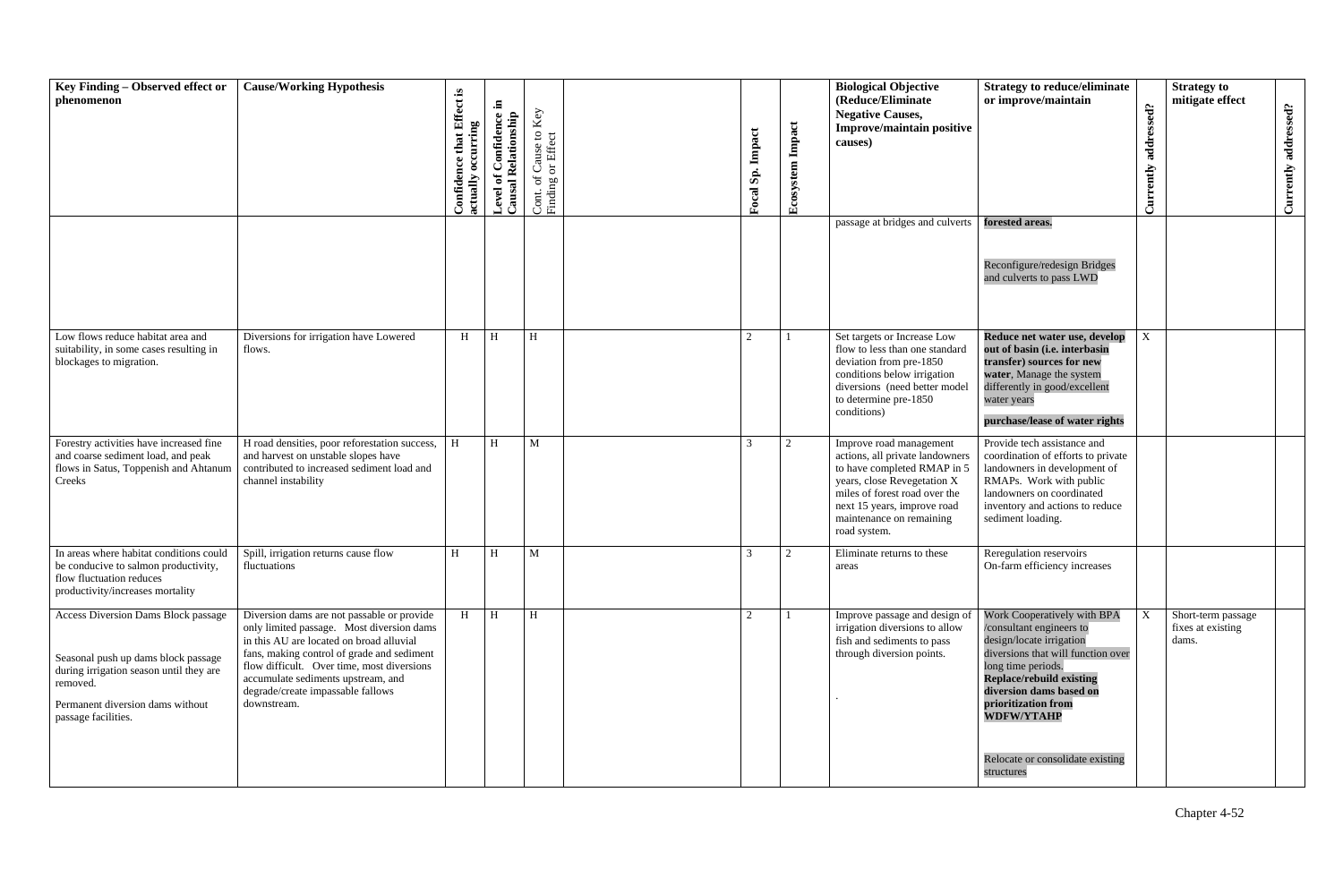| Key Finding – Observed effect or phenomenon | Cause/Working Hypothesis | Confidence that Effect is actually occurring | Level of Confidence in Causal Relationship | Cont. of Cause to Key Finding or Effect | | Focal Sp. Impact | Ecosystem Impact | Biological Objective (Reduce/Eliminate Negative Causes, Improve/maintain positive causes) | Strategy to reduce/eliminate or improve/maintain | Currently addressed? | Strategy to mitigate effect | Currently addressed? |
|---|---|---|---|---|---|---|---|---|---|---|---|---|
| | | | | | | | | passage at bridges and culverts | **forested areas.**<br><br>Reconfigure/redesign Bridges and culverts to pass LWD | | | |
| Low flows reduce habitat area and suitability, in some cases resulting in blockages to migration. | Diversions for irrigation have Lowered flows. | H | H | H | | 2 | 1 | Set targets or Increase Low flow to less than one standard deviation from pre-1850 conditions below irrigation diversions (need better model to determine pre-1850 conditions) | **Reduce net water use, develop out of basin (i.e. interbasin transfer) sources for new water**, Manage the system differently in good/excellent water years<br><br>**purchase/lease of water rights** | X | | |
| Forestry activities have increased fine and coarse sediment load, and peak flows in Satus, Toppenish and Ahtanum Creeks | H road densities, poor reforestation success, and harvest on unstable slopes have contributed to increased sediment load and channel instability | H | H | M | | 3 | 2 | Improve road management actions, all private landowners to have completed RMAP in 5 years, close Revegetation X miles of forest road over the next 15 years, improve road maintenance on remaining road system. | Provide tech assistance and coordination of efforts to private landowners in development of RMAPs. Work with public landowners on coordinated inventory and actions to reduce sediment loading. | | | |
| In areas where habitat conditions could be conducive to salmon productivity, flow fluctuation reduces productivity/increases mortality | Spill, irrigation returns cause flow fluctuations | H | H | M | | 3 | 2 | Eliminate returns to these areas | Reregulation reservoirs<br>On-farm efficiency increases | | | |
| Access Diversion Dams Block passage<br><br>Seasonal push up dams block passage during irrigation season until they are removed.<br><br>Permanent diversion dams without passage facilities. | Diversion dams are not passable or provide only limited passage. Most diversion dams in this AU are located on broad alluvial fans, making control of grade and sediment flow difficult. Over time, most diversions accumulate sediments upstream, and degrade/create impassable fallows downstream. | H | H | H | | 2 | 1 | Improve passage and design of irrigation diversions to allow fish and sediments to pass through diversion points.<br><br>. | Work Cooperatively with BPA /consultant engineers to design/locate irrigation diversions that will function over long time periods.<br>**Replace/rebuild existing diversion dams based on prioritization from WDFW/YTAHP**<br><br>Relocate or consolidate existing structures | X | Short-term passage fixes at existing dams. | |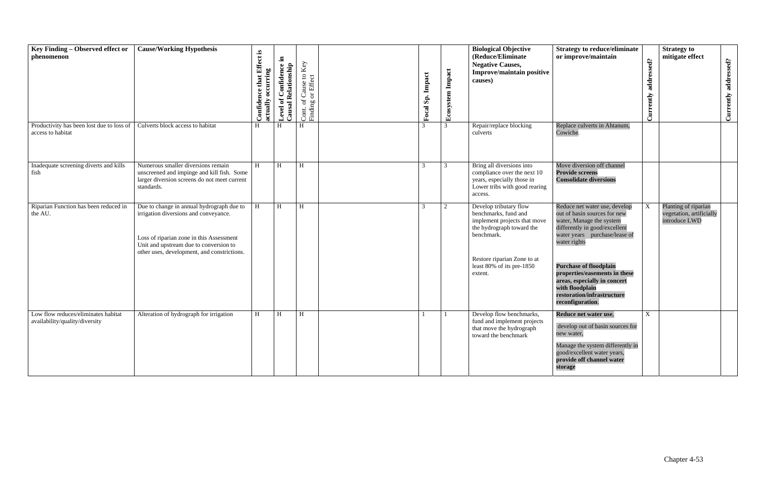| Key Finding – Observed effect or phenomenon | Cause/Working Hypothesis | Confidence that Effect is actually occurring | Level of Confidence in Causal Relationship | Cont. of Cause to Key Finding or Effect | | Focal Sp. Impact | Ecosystem Impact | Biological Objective (Reduce/Eliminate Negative Causes, Improve/maintain positive causes) | Strategy to reduce/eliminate or improve/maintain | Currently addressed? | Strategy to mitigate effect | Currently addressed? |
|---|---|---|---|---|---|---|---|---|---|---|---|---|
| Productivity has been lost due to loss of access to habitat | Culverts block access to habitat | H | H | H | | 3 | 3 | Repair/replace blocking culverts | Replace culverts in Ahtanum, Cowiche. | | | |
| Inadequate screening diverts and kills fish | Numerous smaller diversions remain unscreened and impinge and kill fish. Some larger diversion screens do not meet current standards. | H | H | H | | 3 | 3 | Bring all diversions into compliance over the next 10 years, especially those in Lower tribs with good rearing access. | Move diversion off channel **Provide screens** **Consolidate diversions** | | | |
| Riparian Function has been reduced in the AU. | Due to change in annual hydrograph due to irrigation diversions and conveyance. Loss of riparian zone in this Assessment Unit and upstream due to conversion to other uses, development, and constrictions. | H | H | H | | 3 | 2 | Develop tributary flow benchmarks, fund and implement projects that move the hydrograph toward the benchmark. Restore riparian Zone to at least 80% of its pre-1850 extent. | Reduce net water use, develop out of basin sources for new water, Manage the system differently in good/excellent water years purchase/lease of water rights **Purchase of floodplain properties/easements in these areas, especially in concert with floodplain restoration/infrastructure reconfiguration.** | X | Planting of riparian vegetation, artificially introduce LWD | |
| Low flow reduces/eliminates habitat availability/quality/diversity | Alteration of hydrograph for irrigation | H | H | H | | 1 | 1 | Develop flow benchmarks, fund and implement projects that move the hydrograph toward the benchmark | **Reduce net water use**, develop out of basin sources for new water, Manage the system differently in good/excellent water years, **provide off channel water storage** | X | | |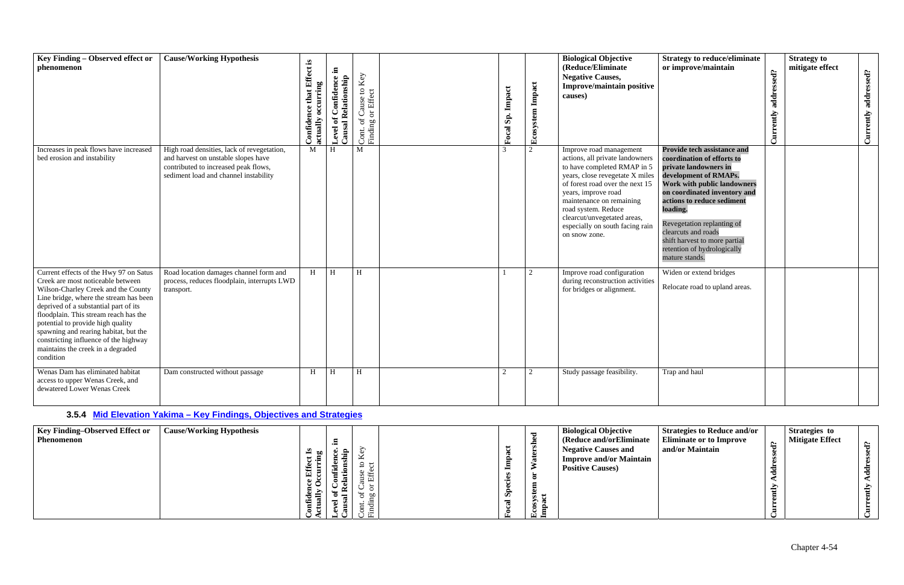| Key Finding – Observed effect or phenomenon | Cause/Working Hypothesis | Confidence that Effect is actually occurring | Level of Confidence in Causal Relationship | Cont. of Cause to Key Finding or Effect | | Focal Sp. Impact | Ecosystem Impact | Biological Objective (Reduce/Eliminate Negative Causes, Improve/maintain positive causes) | Strategy to reduce/eliminate or improve/maintain | Currently addressed? | Strategy to mitigate effect | Currently addressed? |
|---|---|---|---|---|---|---|---|---|---|---|---|---|
| Increases in peak flows have increased bed erosion and instability | High road densities, lack of revegetation, and harvest on unstable slopes have contributed to increased peak flows, sediment load and channel instability | M | H | M | | 3 | 2 | Improve road management actions, all private landowners to have completed RMAP in 5 years, close revegetate X miles of forest road over the next 15 years, improve road maintenance on remaining road system. Reduce clearcut/unvegetated areas, especially on south facing rain on snow zone. | **Provide tech assistance and coordination of efforts to private landowners in development of RMAPs. Work with public landowners on coordinated inventory and actions to reduce sediment loading.** Revegetation replanting of clearcuts and roads shift harvest to more partial retention of hydrologically mature stands. | | | |
| Current effects of the Hwy 97 on Satus Creek are most noticeable between Wilson-Charley Creek and the County Line bridge, where the stream has been deprived of a substantial part of its floodplain. This stream reach has the potential to provide high quality spawning and rearing habitat, but the constricting influence of the highway maintains the creek in a degraded condition | Road location damages channel form and process, reduces floodplain, interrupts LWD transport. | H | H | H | | 1 | 2 | Improve road configuration during reconstruction activities for bridges or alignment. | Widen or extend bridges Relocate road to upland areas. | | | |
| Wenas Dam has eliminated habitat access to upper Wenas Creek, and dewatered Lower Wenas Creek | Dam constructed without passage | H | H | H | | 2 | 2 | Study passage feasibility. | Trap and haul | | | |

### 3.5.4 Mid Elevation Yakima – Key Findings, Objectives and Strategies

| Key Finding–Observed Effect or Phenomenon | Cause/Working Hypothesis | Confidence Effect Is Actually Occurring | Level of Confidence. in Causal Relationship | Cont. of Cause to Key Finding or Effect | | Focal Species Impact | Ecosystem or Watershed Impact | Biological Objective (Reduce and/orEliminate Negative Causes and Improve and/or Maintain Positive Causes) | Strategies to Reduce and/or Eliminate or to Improve and/or Maintain | Currently Addressed? | Strategies to Mitigate Effect | Currently Addressed? |
|---|---|---|---|---|---|---|---|---|---|---|---|---|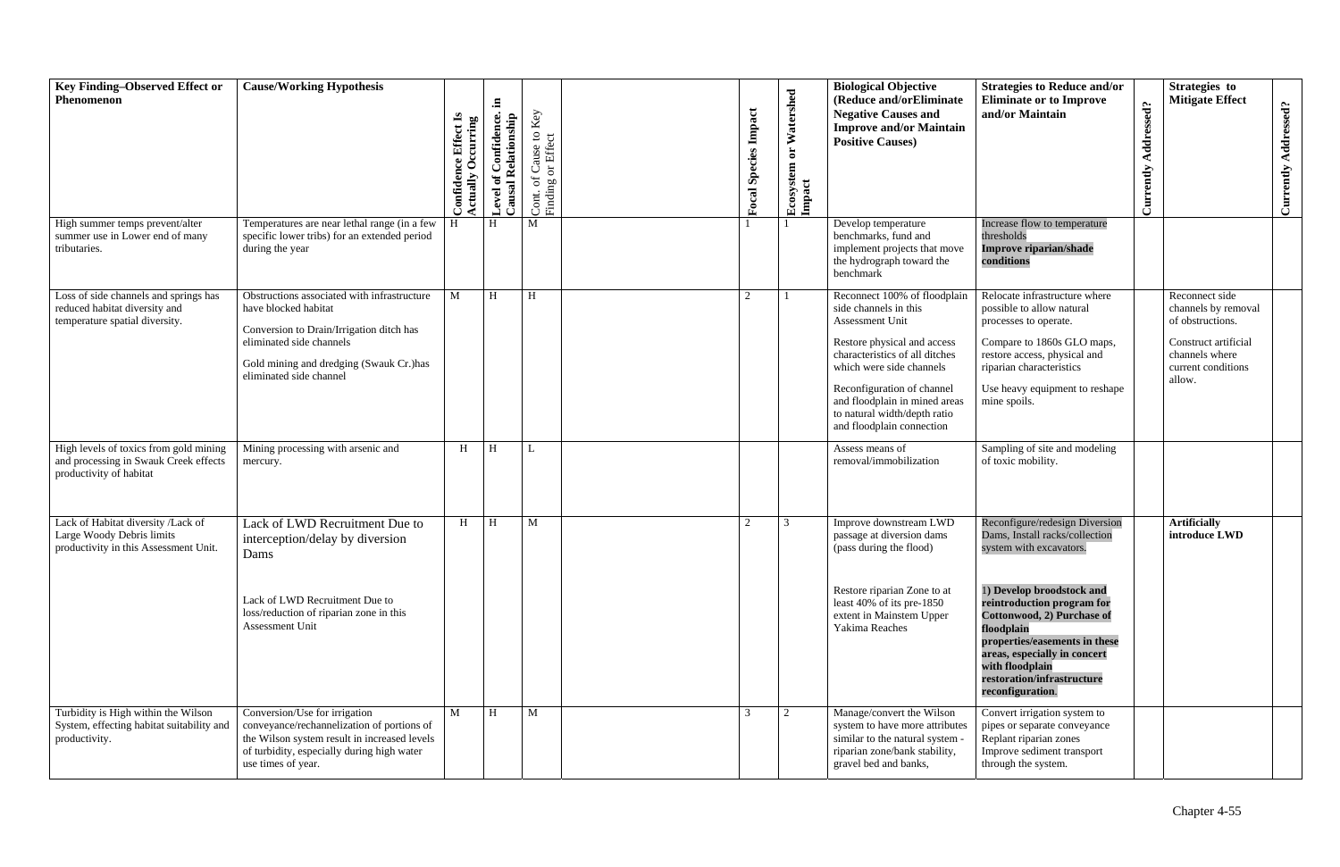| Key Finding–Observed Effect or Phenomenon | Cause/Working Hypothesis | Confidence Effect Is Actually Occurring | Level of Confidence. in Causal Relationship | Cont. of Cause to Key Finding or Effect | | Focal Species Impact | Ecosystem or Watershed Impact | Biological Objective (Reduce and/orEliminate Negative Causes and Improve and/or Maintain Positive Causes) | Strategies to Reduce and/or Eliminate or to Improve and/or Maintain | Currently Addressed? | Strategies to Mitigate Effect | Currently Addressed? |
|---|---|---|---|---|---|---|---|---|---|---|---|---|
| High summer temps prevent/alter summer use in Lower end of many tributaries. | Temperatures are near lethal range (in a few specific lower tribs) for an extended period during the year | H | H | M | | 1 | 1 | Develop temperature benchmarks, fund and implement projects that move the hydrograph toward the benchmark | Increase flow to temperature thresholds<br>**Improve riparian/shade conditions** | | | |
| Loss of side channels and springs has reduced habitat diversity and temperature spatial diversity. | Obstructions associated with infrastructure have blocked habitat<br><br>Conversion to Drain/Irrigation ditch has eliminated side channels<br><br>Gold mining and dredging (Swauk Cr.)has eliminated side channel | M | H | H | | 2 | 1 | Reconnect 100% of floodplain side channels in this Assessment Unit<br><br>Restore physical and access characteristics of all ditches which were side channels<br><br>Reconfiguration of channel and floodplain in mined areas to natural width/depth ratio and floodplain connection | Relocate infrastructure where possible to allow natural processes to operate.<br><br>Compare to 1860s GLO maps, restore access, physical and riparian characteristics<br><br>Use heavy equipment to reshape mine spoils. | | Reconnect side channels by removal of obstructions.<br><br>Construct artificial channels where current conditions allow. | |
| High levels of toxics from gold mining and processing in Swauk Creek effects productivity of habitat | Mining processing with arsenic and mercury. | H | H | L | | | | Assess means of removal/immobilization | Sampling of site and modeling of toxic mobility. | | | |
| Lack of Habitat diversity /Lack of Large Woody Debris limits productivity in this Assessment Unit. | Lack of LWD Recruitment Due to interception/delay by diversion Dams<br><br>Lack of LWD Recruitment Due to loss/reduction of riparian zone in this Assessment Unit | H | H | M | | 2 | 3 | Improve downstream LWD passage at diversion dams (pass during the flood)<br><br>Restore riparian Zone to at least 40% of its pre-1850 extent in Mainstem Upper Yakima Reaches | Reconfigure/redesign Diversion Dams, Install racks/collection system with excavators.<br><br>**1) Develop broodstock and reintroduction program for Cottonwood, 2) Purchase of floodplain properties/easements in these areas, especially in concert with floodplain restoration/infrastructure reconfiguration**. | | **Artificially introduce LWD** | |
| Turbidity is High within the Wilson System, effecting habitat suitability and productivity. | Conversion/Use for irrigation conveyance/rechannelization of portions of the Wilson system result in increased levels of turbidity, especially during high water use times of year. | M | H | M | | 3 | 2 | Manage/convert the Wilson system to have more attributes similar to the natural system - riparian zone/bank stability, gravel bed and banks, | Convert irrigation system to pipes or separate conveyance<br>Replant riparian zones<br>Improve sediment transport through the system. | | | |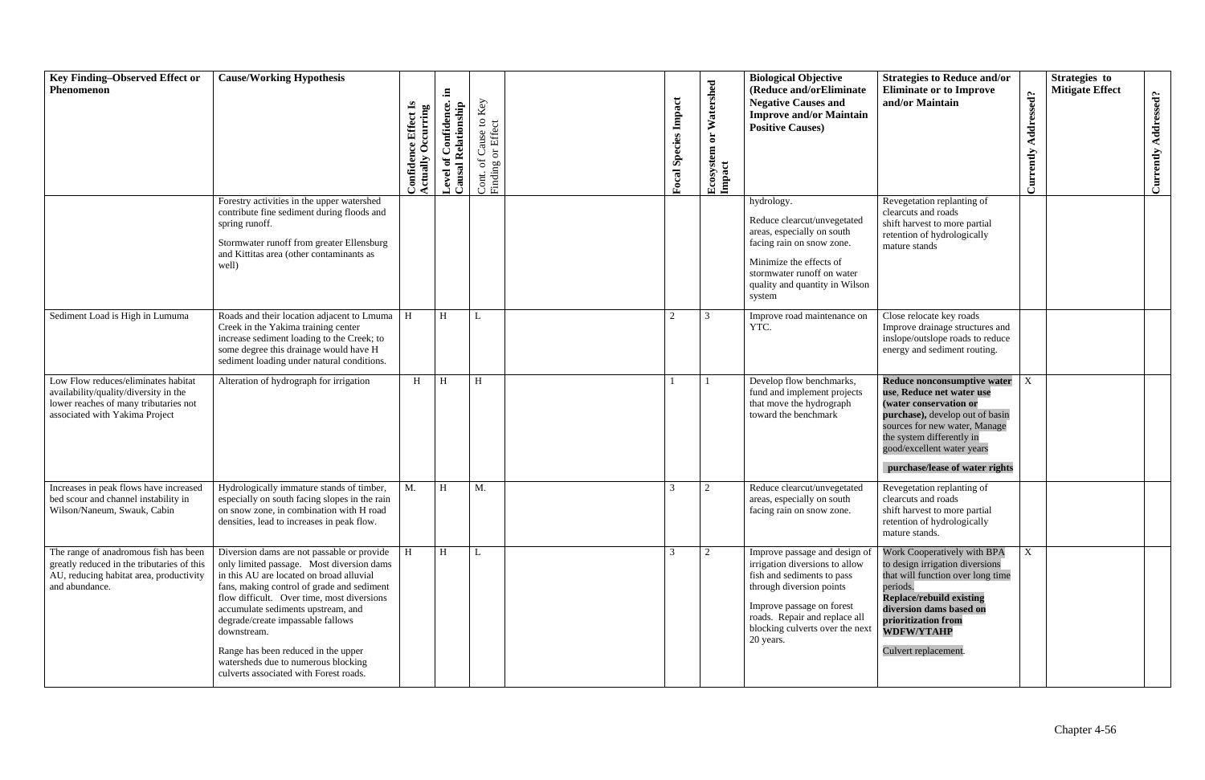| Key Finding–Observed Effect or Phenomenon | Cause/Working Hypothesis | Confidence Effect Is Actually Occurring | Level of Confidence. in Causal Relationship | Cont. of Cause to Key Finding or Effect | | Focal Species Impact | Ecosystem or Watershed Impact | Biological Objective (Reduce and/orEliminate Negative Causes and Improve and/or Maintain Positive Causes) | Strategies to Reduce and/or Eliminate or to Improve and/or Maintain | Currently Addressed? | Strategies to Mitigate Effect | Currently Addressed? |
|---|---|---|---|---|---|---|---|---|---|---|---|---|
| | Forestry activities in the upper watershed contribute fine sediment during floods and spring runoff.<br><br>Stormwater runoff from greater Ellensburg and Kittitas area (other contaminants as well) | | | | | | | hydrology.<br><br>Reduce clearcut/unvegetated areas, especially on south facing rain on snow zone.<br><br>Minimize the effects of stormwater runoff on water quality and quantity in Wilson system | Revegetation replanting of clearcuts and roads shift harvest to more partial retention of hydrologically mature stands | | | |
| Sediment Load is High in Lumuma | Roads and their location adjacent to Lmuma Creek in the Yakima training center increase sediment loading to the Creek; to some degree this drainage would have H sediment loading under natural conditions. | H | H | L | | 2 | 3 | Improve road maintenance on YTC. | Close relocate key roads Improve drainage structures and inslope/outslope roads to reduce energy and sediment routing. | | | |
| Low Flow reduces/eliminates habitat availability/quality/diversity in the lower reaches of many tributaries not associated with Yakima Project | Alteration of hydrograph for irrigation | H | H | H | | 1 | 1 | Develop flow benchmarks, fund and implement projects that move the hydrograph toward the benchmark | **Reduce nonconsumptive water use**, **Reduce net water use (water conservation or purchase),** develop out of basin sources for new water, Manage the system differently in good/excellent water years<br><br>**purchase/lease of water rights** | X | | |
| Increases in peak flows have increased bed scour and channel instability in Wilson/Naneum, Swauk, Cabin | Hydrologically immature stands of timber, especially on south facing slopes in the rain on snow zone, in combination with H road densities, lead to increases in peak flow. | M. | H | M. | | 3 | 2 | Reduce clearcut/unvegetated areas, especially on south facing rain on snow zone. | Revegetation replanting of clearcuts and roads shift harvest to more partial retention of hydrologically mature stands. | | | |
| The range of anadromous fish has been greatly reduced in the tributaries of this AU, reducing habitat area, productivity and abundance. | Diversion dams are not passable or provide only limited passage. Most diversion dams in this AU are located on broad alluvial fans, making control of grade and sediment flow difficult. Over time, most diversions accumulate sediments upstream, and degrade/create impassable fallows downstream.<br><br>Range has been reduced in the upper watersheds due to numerous blocking culverts associated with Forest roads. | H | H | L | | 3 | 2 | Improve passage and design of irrigation diversions to allow fish and sediments to pass through diversion points<br><br>Improve passage on forest roads. Repair and replace all blocking culverts over the next 20 years. | Work Cooperatively with BPA to design irrigation diversions that will function over long time periods.<br>**Replace/rebuild existing diversion dams based on prioritization from WDFW/YTAHP**<br><br>Culvert replacement. | X | | |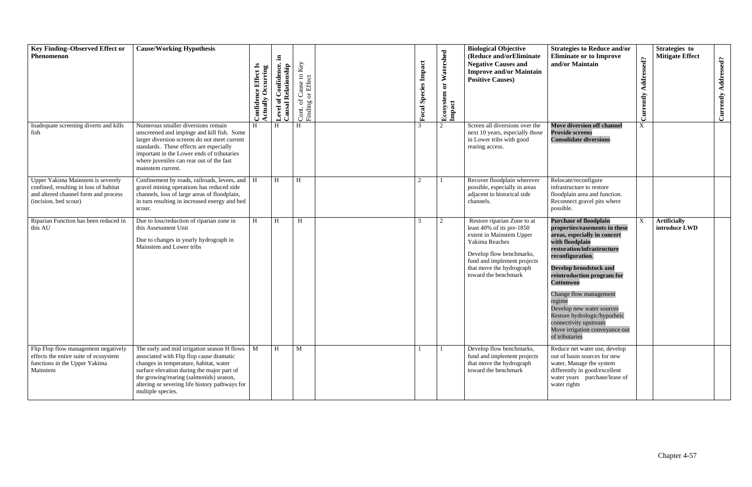| Key Finding–Observed Effect or Phenomenon | Cause/Working Hypothesis | Confidence Effect Is Actually Occurring | Level of Confidence. in Causal Relationship | Cont. of Cause to Key Finding or Effect | | Focal Species Impact | Ecosystem or Watershed Impact | Biological Objective (Reduce and/orEliminate Negative Causes and Improve and/or Maintain Positive Causes) | Strategies to Reduce and/or Eliminate or to Improve and/or Maintain | Currently Addressed? | Strategies to Mitigate Effect | Currently Addressed? |
|---|---|---|---|---|---|---|---|---|---|---|---|---|
| Inadequate screening diverts and kills fish | Numerous smaller diversions remain unscreened and impinge and kill fish. Some larger diversion screens do not meet current standards. These effects are especially important in the Lower ends of tributaries where juveniles can rear out of the fast mainstem current. | H | H | H | | 3 | 2 | Screen all diversions over the next 10 years, especially those in Lower tribs with good rearing access. | **Move diversion off channel** **Provide screens** **Consolidate diversions** | X | | |
| Upper Yakima Mainstem is severely confined, resulting in loss of habitat and altered channel form and process (incision, bed scour) | Confinement by roads, railroads, levees, and gravel mining operations has reduced side channels, loss of large areas of floodplain, in turn resulting in increased energy and bed scour. | H | H | H | | 2 | 1 | Recover floodplain wherever possible, especially in areas adjacent to historical side channels. | Relocate/reconfigure infrastructure to restore floodplain area and function. Reconnect gravel pits where possible. | | | |
| Riparian Function has been reduced in this AU | Due to loss/reduction of riparian zone in this Assessment Unit<br><br>Due to changes in yearly hydrograph in Mainstem and Lower tribs | H | H | H | | 3 | 2 | Restore riparian Zone to at least 40% of its pre-1850 extent in Mainstem Upper Yakima Reaches<br><br>Develop flow benchmarks, fund and implement projects that move the hydrograph toward the benchmark | **Purchase of floodplain properties/easements in these areas, especially in concert with floodplain restoration/infrastructure reconfiguration**.<br><br>**Develop broodstock and reintroduction program for Cottonwoo**<br><br>Change flow management regime<br>Develop new water sources<br>Restore hydrologic/hyporheic connectivity upstream<br>Move irrigation conveyance out of tributaries | X | **Artificially introduce LWD** | |
| Flip Flop flow management negatively effects the entire suite of ecosystem functions in the Upper Yakima Mainstem | The early and mid irrigation season H flows associated with Flip flop cause dramatic changes in temperature, habitat, water surface elevation during the major part of the growing/rearing (salmonids) season, altering or severing life history pathways for multiple species. | M | H | M | | 1 | 1 | Develop flow benchmarks, fund and implement projects that move the hydrograph toward the benchmark | Reduce net water use, develop out of basin sources for new water, Manage the system differently in good/excellent water years purchase/lease of water rights | | | |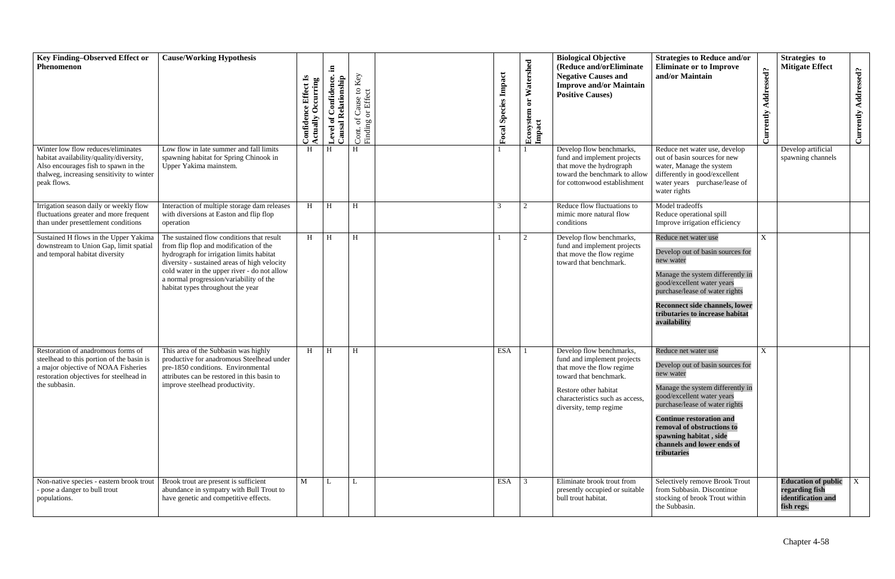| Key Finding–Observed Effect or Phenomenon | Cause/Working Hypothesis | Confidence Effect Is Actually Occurring | Level of Confidence. in Causal Relationship | Cont. of Cause to Key Finding or Effect | | Focal Species Impact | Ecosystem or Watershed Impact | Biological Objective (Reduce and/orEliminate Negative Causes and Improve and/or Maintain Positive Causes) | Strategies to Reduce and/or Eliminate or to Improve and/or Maintain | Currently Addressed? | Strategies to Mitigate Effect | Currently Addressed? |
|---|---|---|---|---|---|---|---|---|---|---|---|---|
| Winter low flow reduces/eliminates habitat availability/quality/diversity, Also encourages fish to spawn in the thalweg, increasing sensitivity to winter peak flows. | Low flow in late summer and fall limits spawning habitat for Spring Chinook in Upper Yakima mainstem. | H | H | H | | 1 | 1 | Develop flow benchmarks, fund and implement projects that move the hydrograph toward the benchmark to allow for cottonwood establishment | Reduce net water use, develop out of basin sources for new water, Manage the system differently in good/excellent water years purchase/lease of water rights | | Develop artificial spawning channels | |
| Irrigation season daily or weekly flow fluctuations greater and more frequent than under presettlement conditions | Interaction of multiple storage dam releases with diversions at Easton and flip flop operation | H | H | H | | 3 | 2 | Reduce flow fluctuations to mimic more natural flow conditions | Model tradeoffs<br>Reduce operational spill<br>Improve irrigation efficiency | | | |
| Sustained H flows in the Upper Yakima downstream to Union Gap, limit spatial and temporal habitat diversity | The sustained flow conditions that result from flip flop and modification of the hydrograph for irrigation limits habitat diversity - sustained areas of high velocity cold water in the upper river - do not allow a normal progression/variability of the habitat types throughout the year | H | H | H | | 1 | 2 | Develop flow benchmarks, fund and implement projects that move the flow regime toward that benchmark. | Reduce net water use<br>Develop out of basin sources for new water<br>Manage the system differently in good/excellent water years purchase/lease of water rights<br>**Reconnect side channels, lower tributaries to increase habitat availability** | X | | |
| Restoration of anadromous forms of steelhead to this portion of the basin is a major objective of NOAA Fisheries restoration objectives for steelhead in the subbasin. | This area of the Subbasin was highly productive for anadromous Steelhead under pre-1850 conditions. Environmental attributes can be restored in this basin to improve steelhead productivity. | H | H | H | | ESA | 1 | Develop flow benchmarks, fund and implement projects that move the flow regime toward that benchmark.<br>Restore other habitat characteristics such as access, diversity, temp regime | Reduce net water use<br>Develop out of basin sources for new water<br>Manage the system differently in good/excellent water years purchase/lease of water rights<br>**Continue restoration and removal of obstructions to spawning habitat , side channels and lower ends of tributaries** | X | | |
| Non-native species - eastern brook trout - pose a danger to bull trout populations. | Brook trout are present is sufficient abundance in sympatry with Bull Trout to have genetic and competitive effects. | M | L | L | | ESA | 3 | Eliminate brook trout from presently occupied or suitable bull trout habitat. | Selectively remove Brook Trout from Subbasin. Discontinue stocking of brook Trout within the Subbasin. | | **Education of public regarding fish identification and fish regs.** | X |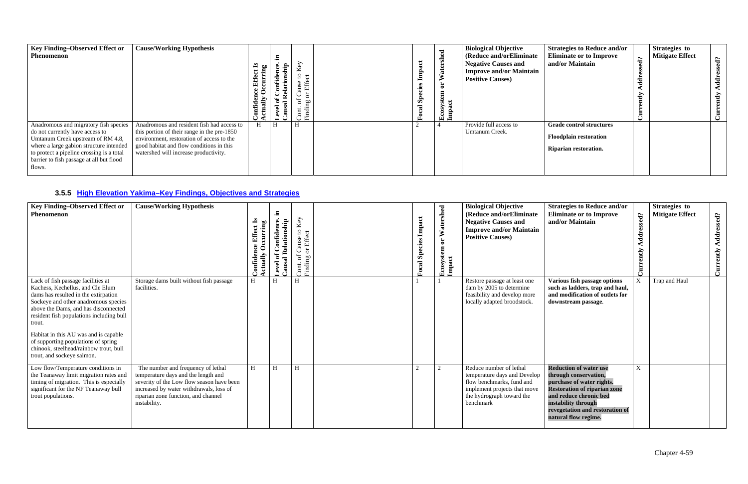| Key Finding–Observed Effect or Phenomenon | Cause/Working Hypothesis | Confidence Effect Is Actually Occurring | Level of Confidence. in Causal Relationship | Cont. of Cause to Key Finding or Effect | | Focal Species Impact | Ecosystem or Watershed Impact | Biological Objective (Reduce and/orEliminate Negative Causes and Improve and/or Maintain Positive Causes) | Strategies to Reduce and/or Eliminate or to Improve and/or Maintain | Currently Addressed? | Strategies to Mitigate Effect | Currently Addressed? |
|---|---|---|---|---|---|---|---|---|---|---|---|---|
| Anadromous and migratory fish species do not currently have access to Umtanum Creek upstream of RM 4.8, where a large gabion structure intended to protect a pipeline crossing is a total barrier to fish passage at all but flood flows. | Anadromous and resident fish had access to this portion of their range in the pre-1850 environment, restoration of access to the good habitat and flow conditions in this watershed will increase productivity. | H | H | H | | 2 | 4 | Provide full access to Umtanum Creek. | **Grade control structures**<br><br>**Floodplain restoration**<br><br>**Riparian restoration.** | | | |

### 3.5.5 High Elevation Yakima–Key Findings, Objectives and Strategies

| Key Finding–Observed Effect or Phenomenon | Cause/Working Hypothesis | Confidence Effect Is Actually Occurring | Level of Confidence. in Causal Relationship | Cont. of Cause to Key Finding or Effect | | Focal Species Impact | Ecosystem or Watershed Impact | Biological Objective (Reduce and/orEliminate Negative Causes and Improve and/or Maintain Positive Causes) | Strategies to Reduce and/or Eliminate or to Improve and/or Maintain | Currently Addressed? | Strategies to Mitigate Effect | Currently Addressed? |
|---|---|---|---|---|---|---|---|---|---|---|---|---|
| Lack of fish passage facilities at Kachess, Kechellus, and Cle Elum dams has resulted in the extirpation Sockeye and other anadromous species above the Dams, and has disconnected resident fish populations including bull trout.<br><br>Habitat in this AU was and is capable of supporting populations of spring chinook, steelhead/rainbow trout, bull trout, and sockeye salmon. | Storage dams built without fish passage facilities. | H | H | H | | 1 | 1 | Restore passage at least one dam by 2005 to determine feasibility and develop more locally adapted broodstock. | **Various fish passage options such as ladders, trap and haul, and modification of outlets for downstream passage**. | X | Trap and Haul | |
| Low flow/Temperature conditions in the Teanaway limit migration rates and timing of migration. This is especially significant for the NF Teanaway bull trout populations. | The number and frequency of lethal temperature days and the length and severity of the Low flow season have been increased by water withdrawals, loss of riparian zone function, and channel instability. | H | H | H | | 2 | 2 | Reduce number of lethal temperature days and Develop flow benchmarks, fund and implement projects that move the hydrograph toward the benchmark | **Reduction of water use through conservation, purchase of water rights. Restoration of riparian zone and reduce chronic bed instability through revegetation and restoration of natural flow regime.** | X | | |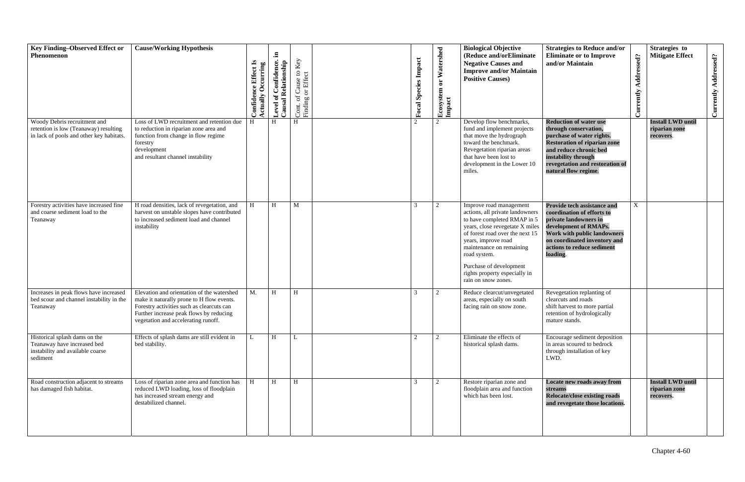| Key Finding–Observed Effect or Phenomenon | Cause/Working Hypothesis | Confidence Effect Is Actually Occurring | Level of Confidence. in Causal Relationship | Cont. of Cause to Key Finding or Effect | | Focal Species Impact | Ecosystem or Watershed Impact | Biological Objective (Reduce and/orEliminate Negative Causes and Improve and/or Maintain Positive Causes) | Strategies to Reduce and/or Eliminate or to Improve and/or Maintain | Currendy Addressed? | Strategies to Mitigate Effect | Currendy Addressed? |
|---|---|---|---|---|---|---|---|---|---|---|---|---|
| Woody Debris recruitment and retention is low (Teanaway) resulting in lack of pools and other key habitats. | Loss of LWD recruitment and retention due to reduction in riparian zone area and function from change in flow regime forestry development and resultant channel instability | H | H | H | | 2 | 2 | Develop flow benchmarks, fund and implement projects that move the hydrograph toward the benchmark. Revegetation riparian areas that have been lost to development in the Lower 10 miles. | **Reduction of water use through conservation, purchase of water rights. Restoration of riparian zone and reduce chronic bed instability through revegetation and restoration of natural flow regime.** | | **Install LWD until riparian zone recovers**. | |
| Forestry activities have increased fine and coarse sediment load to the Teanaway | H road densities, lack of revegetation, and harvest on unstable slopes have contributed to increased sediment load and channel instability | H | H | M | | 3 | 2 | Improve road management actions, all private landowners to have completed RMAP in 5 years, close revegetate X miles of forest road over the next 15 years, improve road maintenance on remaining road system.<br><br>Purchase of development rights property especially in rain on snow zones. | **Provide tech assistance and coordination of efforts to private landowners in development of RMAPs. Work with public landowners on coordinated inventory and actions to reduce sediment loading**. | X | | |
| Increases in peak flows have increased bed scour and channel instability in the Teanaway | Elevation and orientation of the watershed make it naturally prone to H flow events. Forestry activities such as clearcuts can Further increase peak flows by reducing vegetation and accelerating runoff. | M. | H | H | | 3 | 2 | Reduce clearcut/unvegetated areas, especially on south facing rain on snow zone. | Revegetation replanting of clearcuts and roads shift harvest to more partial retention of hydrologically mature stands. | | | |
| Historical splash dams on the Teanaway have increased bed instability and available coarse sediment | Effects of splash dams are still evident in bed stability. | L | H | L | | 2 | 2 | Eliminate the effects of historical splash dams. | Encourage sediment deposition in areas scoured to bedrock through installation of key LWD. | | | |
| Road construction adjacent to streams has damaged fish habitat. | Loss of riparian zone area and function has reduced LWD loading, loss of floodplain has increased stream energy and destabilized channel. | H | H | H | | 3 | 2 | Restore riparian zone and floodplain area and function which has been lost. | **Locate new roads away from streams Relocate/close existing roads and revegetate those locations.** | | **Install LWD until riparian zone recovers.** | |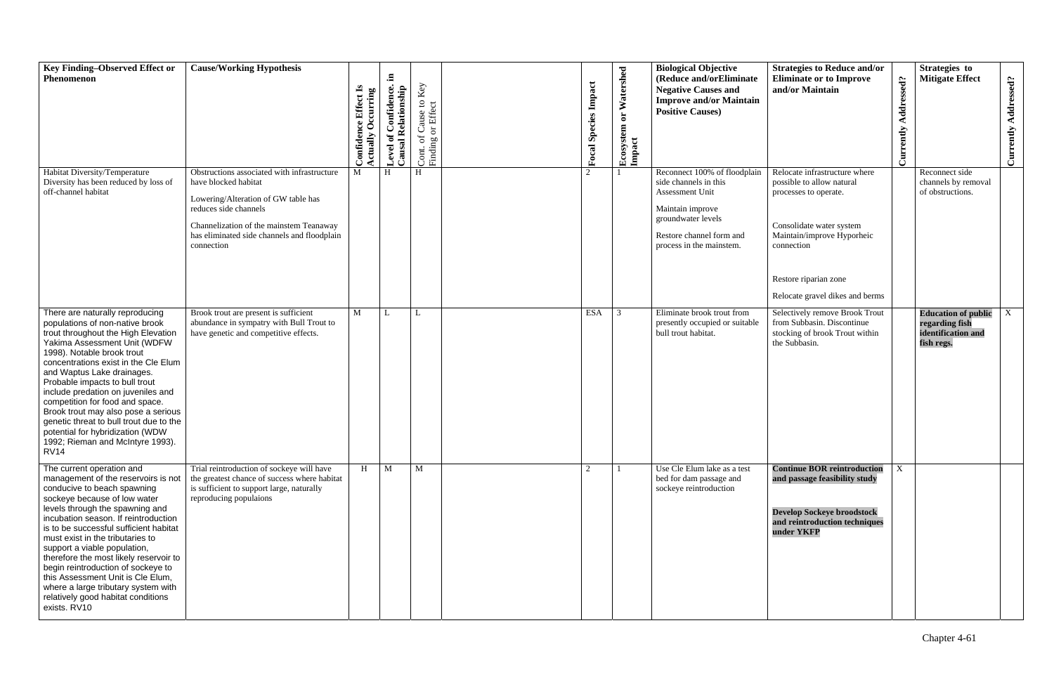| Key Finding–Observed Effect or Phenomenon | Cause/Working Hypothesis | Confidence Effect Is Actually Occurring | Level of Confidence. in Causal Relationship | Cont. of Cause to Key Finding or Effect | | Focal Species Impact | Ecosystem or Watershed Impact | Biological Objective (Reduce and/orEliminate Negative Causes and Improve and/or Maintain Positive Causes) | Strategies to Reduce and/or Eliminate or to Improve and/or Maintain | Currently Addressed? | Strategies to Mitigate Effect | Currently Addressed? |
|---|---|---|---|---|---|---|---|---|---|---|---|---|
| Habitat Diversity/Temperature Diversity has been reduced by loss of off-channel habitat | Obstructions associated with infrastructure have blocked habitat<br><br>Lowering/Alteration of GW table has reduces side channels<br><br>Channelization of the mainstem Teanaway has eliminated side channels and floodplain connection | M | H | H | | 2 | 1 | Reconnect 100% of floodplain side channels in this Assessment Unit<br><br>Maintain improve groundwater levels<br><br>Restore channel form and process in the mainstem. | Relocate infrastructure where possible to allow natural processes to operate.<br><br>Consolidate water system Maintain/improve Hyporheic connection<br><br>Restore riparian zone<br><br>Relocate gravel dikes and berms | | Reconnect side channels by removal of obstructions. | |
| There are naturally reproducing populations of non-native brook trout throughout the High Elevation Yakima Assessment Unit (WDFW 1998). Notable brook trout concentrations exist in the Cle Elum and Waptus Lake drainages. Probable impacts to bull trout include predation on juveniles and competition for food and space. Brook trout may also pose a serious genetic threat to bull trout due to the potential for hybridization (WDW 1992; Rieman and McIntyre 1993). RV14 | Brook trout are present is sufficient abundance in sympatry with Bull Trout to have genetic and competitive effects. | M | L | L | | ESA | 3 | Eliminate brook trout from presently occupied or suitable bull trout habitat. | Selectively remove Brook Trout from Subbasin. Discontinue stocking of brook Trout within the Subbasin. | | **Education of public regarding fish identification and fish regs.** | X |
| The current operation and management of the reservoirs is not conducive to beach spawning sockeye because of low water levels through the spawning and incubation season. If reintroduction is to be successful sufficient habitat must exist in the tributaries to support a viable population, therefore the most likely reservoir to begin reintroduction of sockeye to this Assessment Unit is Cle Elum, where a large tributary system with relatively good habitat conditions exists. RV10 | Trial reintroduction of sockeye will have the greatest chance of success where habitat is sufficient to support large, naturally reproducing populaions | H | M | M | | 2 | 1 | Use Cle Elum lake as a test bed for dam passage and sockeye reintroduction | **Continue BOR reintroduction and passage feasibility study**<br><br>**Develop Sockeye broodstock and reintroduction techniques under YKFP** | X | | |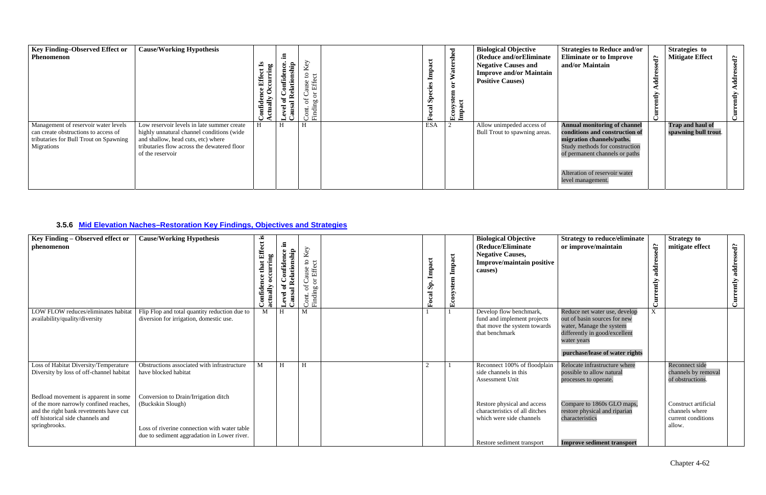| Key Finding–Observed Effect or Phenomenon | Cause/Working Hypothesis | Confidence Effect Is Actually Occurring | Level of Confidence. in Causal Relationship | Cont. of Cause to Key Finding or Effect | | Focal Species Impact | Ecosystem or Watershed Impact | Biological Objective (Reduce and/orEliminate Negative Causes and Improve and/or Maintain Positive Causes) | Strategies to Reduce and/or Eliminate or to Improve and/or Maintain | Currently Addressed? | Strategies to Mitigate Effect | Currently Addressed? |
|---|---|---|---|---|---|---|---|---|---|---|---|---|
| Management of reservoir water levels can create obstructions to access of tributaries for Bull Trout on Spawning Migrations | Low reservoir levels in late summer create highly unnatural channel conditions (wide and shallow, head cuts, etc) where tributaries flow across the dewatered floor of the reservoir | H | H | H | | ESA | 2 | Allow unimpeded access of Bull Trout to spawning areas. | **Annual monitoring of channel conditions and construction of migration channels/paths.** Study methods for construction of permanent channels or paths<br><br>Alteration of reservoir water level management. | | **Trap and haul of spawning bull trout**. | |

### 3.5.6 Mid Elevation Naches–Restoration Key Findings, Objectives and Strategies

| Key Finding – Observed effect or phenomenon | Cause/Working Hypothesis | Confidence that Effect is actually occurring | Level of Confidence in Causal Relationship | Cont. of Cause to Key Finding or Effect | | Focal Sp. Impact | Ecosystem Impact | Biological Objective (Reduce/Eliminate Negative Causes, Improve/maintain positive causes) | Strategy to reduce/eliminate or improve/maintain | Currently addressed? | Strategy to mitigate effect | Currently addressed? |
|---|---|---|---|---|---|---|---|---|---|---|---|---|
| LOW FLOW reduces/eliminates habitat availability/quality/diversity | Flip Flop and total quantity reduction due to diversion for irrigation, domestic use. | M | H | M | | 1 | 1 | Develop flow benchmark, fund and implement projects that move the system towards that benchmark | Reduce net water use, develop out of basin sources for new water, Manage the system differently in good/excellent water years<br><br>**purchase/lease of water rights** | X | | |
| Loss of Habitat Diversity/Temperature Diversity by loss of off-channel habitat<br><br>Bedload movement is apparent in some of the more narrowly confined reaches, and the right bank revetments have cut off historical side channels and springbrooks. | Obstructions associated with infrastructure have blocked habitat<br><br>Conversion to Drain/Irrigation ditch (Buckskin Slough)<br><br>Loss of riverine connection with water table due to sediment aggradation in Lower river. | M | H | H | | 2 | 1 | Reconnect 100% of floodplain side channels in this Assessment Unit<br><br>Restore physical and access characteristics of all ditches which were side channels<br><br>Restore sediment transport | Relocate infrastructure where possible to allow natural processes to operate.<br><br>Compare to 1860s GLO maps, restore physical and riparian characteristics<br><br>**Improve sediment transport** | | Reconnect side channels by removal of obstructions.<br><br>Construct artificial channels where current conditions allow. | |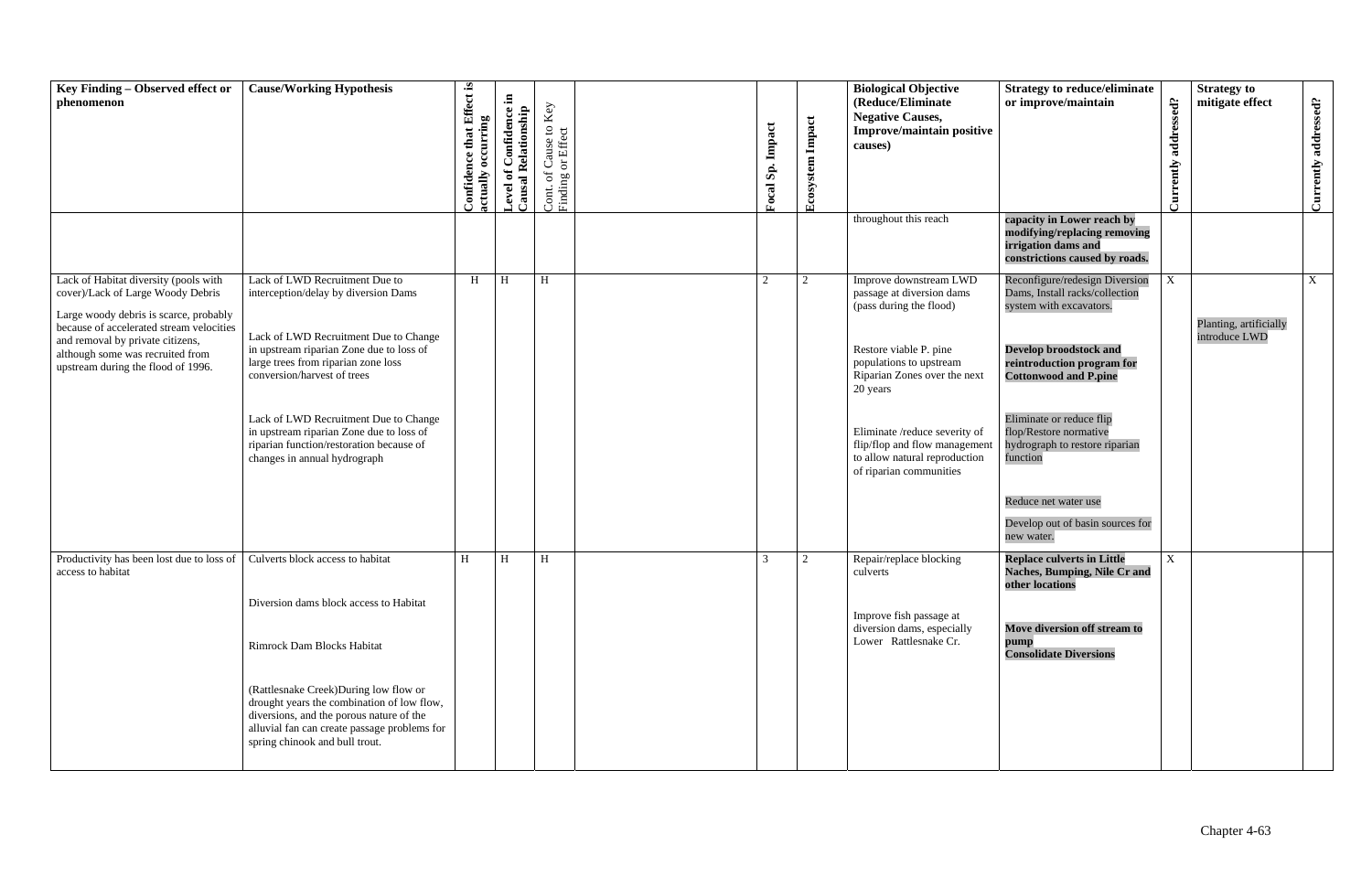| Key Finding – Observed effect or phenomenon | Cause/Working Hypothesis | Confidence that Effect is actually occurring | Level of Confidence in Causal Relationship | Cont. of Cause to Key Finding or Effect | | Focal Sp. Impact | Ecosystem Impact | Biological Objective (Reduce/Eliminate Negative Causes, Improve/maintain positive causes) | Strategy to reduce/eliminate or improve/maintain | Currently addressed? | Strategy to mitigate effect | Currently addressed? |
|---|---|---|---|---|---|---|---|---|---|---|---|---|
| | | | | | | | | throughout this reach | **capacity in Lower reach by modifying/replacing removing irrigation dams and constrictions caused by roads.** | | | |
| Lack of Habitat diversity (pools with cover)/Lack of Large Woody Debris<br><br>Large woody debris is scarce, probably because of accelerated stream velocities and removal by private citizens, although some was recruited from upstream during the flood of 1996. | Lack of LWD Recruitment Due to interception/delay by diversion Dams<br><br>Lack of LWD Recruitment Due to Change in upstream riparian Zone due to loss of large trees from riparian zone loss conversion/harvest of trees<br><br>Lack of LWD Recruitment Due to Change in upstream riparian Zone due to loss of riparian function/restoration because of changes in annual hydrograph | H | H | H | | 2 | 2 | Improve downstream LWD passage at diversion dams (pass during the flood)<br><br>Restore viable P. pine populations to upstream Riparian Zones over the next 20 years<br><br>Eliminate /reduce severity of flip/flop and flow management to allow natural reproduction of riparian communities | Reconfigure/redesign Diversion Dams, Install racks/collection system with excavators.<br><br>**Develop broodstock and reintroduction program for Cottonwood and P.pine**<br><br>Eliminate or reduce flip flop/Restore normative hydrograph to restore riparian function<br><br>Reduce net water use<br><br>Develop out of basin sources for new water. | X | Planting, artificially introduce LWD | X |
| Productivity has been lost due to loss of access to habitat | Culverts block access to habitat<br><br>Diversion dams block access to Habitat<br><br>Rimrock Dam Blocks Habitat<br><br>(Rattlesnake Creek)During low flow or drought years the combination of low flow, diversions, and the porous nature of the alluvial fan can create passage problems for spring chinook and bull trout. | H | H | H | | 3 | 2 | Repair/replace blocking culverts<br><br>Improve fish passage at diversion dams, especially Lower Rattlesnake Cr. | **Replace culverts in Little Naches, Bumping, Nile Cr and other locations**<br><br>**Move diversion off stream to pump**<br>**Consolidate Diversions** | X | | |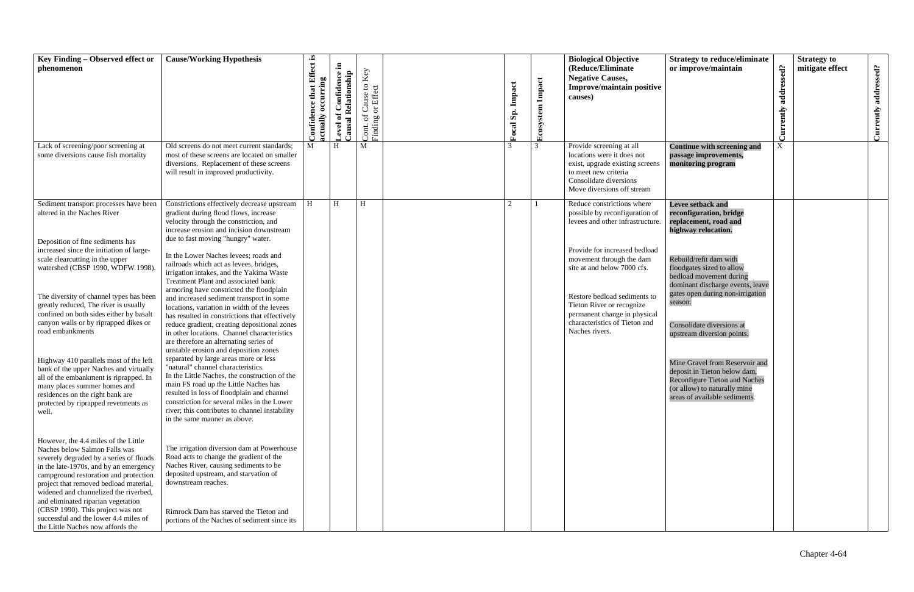| Key Finding – Observed effect or phenomenon | Cause/Working Hypothesis | Confidence that Effect is actually occurring | Level of Confidence in Causal Relationship | Cont. of Cause to Key Finding or Effect | | Focal Sp. Impact | Ecosystem Impact | Biological Objective (Reduce/Eliminate Negative Causes, Improve/maintain positive causes) | Strategy to reduce/eliminate or improve/maintain | Currently addressed? | Strategy to mitigate effect | Currently addressed? |
|---|---|---|---|---|---|---|---|---|---|---|---|---|
| Lack of screening/poor screening at some diversions cause fish mortality | Old screens do not meet current standards; most of these screens are located on smaller diversions. Replacement of these screens will result in improved productivity. | M | H | M | | 3 | 3 | Provide screening at all locations were it does not exist, upgrade existing screens to meet new criteria<br>Consolidate diversions<br>Move diversions off stream | **Continue with screening and passage improvements, monitoring program** | X | | |
| Sediment transport processes have been altered in the Naches River<br><br>Deposition of fine sediments has increased since the initiation of large-scale clearcutting in the upper watershed (CBSP 1990, WDFW 1998).<br><br>The diversity of channel types has been greatly reduced, The river is usually confined on both sides either by basalt canyon walls or by riprapped dikes or road embankments<br><br>Highway 410 parallels most of the left bank of the upper Naches and virtually all of the embankment is riprapped. In many places summer homes and residences on the right bank are protected by riprapped revetments as well.<br><br>However, the 4.4 miles of the Little Naches below Salmon Falls was severely degraded by a series of floods in the late-1970s, and by an emergency campground restoration and protection project that removed bedload material, widened and channelized the riverbed, and eliminated riparian vegetation (CBSP 1990). This project was not successful and the lower 4.4 miles of the Little Naches now affords the | Constrictions effectively decrease upstream gradient during flood flows, increase velocity through the constriction, and increase erosion and incision downstream due to fast moving "hungry" water.<br><br>In the Lower Naches levees; roads and railroads which act as levees, bridges, irrigation intakes, and the Yakima Waste Treatment Plant and associated bank armoring have constricted the floodplain and increased sediment transport in some locations, variation in width of the levees has resulted in constrictions that effectively reduce gradient, creating depositional zones in other locations. Channel characteristics are therefore an alternating series of unstable erosion and deposition zones separated by large areas more or less "natural" channel characteristics.<br>In the Little Naches, the construction of the main FS road up the Little Naches has resulted in loss of floodplain and channel constriction for several miles in the Lower river; this contributes to channel instability in the same manner as above.<br><br>The irrigation diversion dam at Powerhouse Road acts to change the gradient of the Naches River, causing sediments to be deposited upstream, and starvation of downstream reaches.<br><br>Rimrock Dam has starved the Tieton and portions of the Naches of sediment since its | H | H | H | | 2 | 1 | Reduce constrictions where possible by reconfiguration of levees and other infrastructure.<br><br>Provide for increased bedload movement through the dam site at and below 7000 cfs.<br><br>Restore bedload sediments to Tieton River or recognize permanent change in physical characteristics of Tieton and Naches rivers. | **Levee setback and reconfiguration, bridge replacement, road and highway relocation.**<br><br>Rebuild/refit dam with floodgates sized to allow bedload movement during dominant discharge events, leave gates open during non-irrigation season.<br><br>Consolidate diversions at upstream diversion points.<br><br>Mine Gravel from Reservoir and deposit in Tieton below dam, Reconfigure Tieton and Naches (or allow) to naturally mine areas of available sediments. | | | |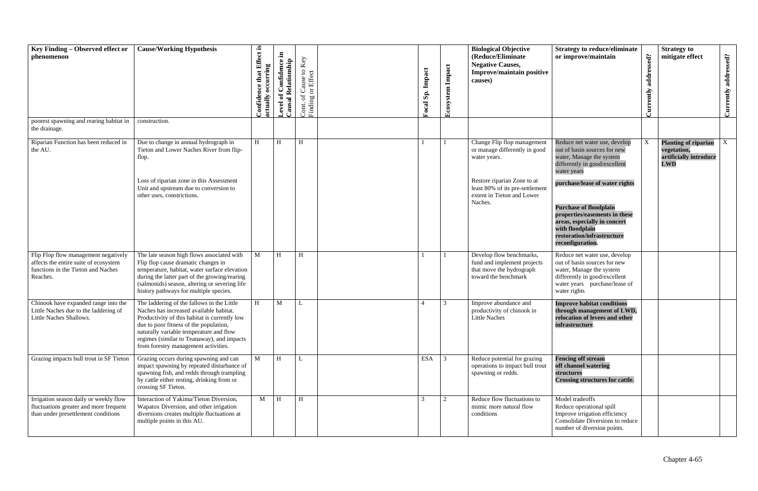| Key Finding – Observed effect or phenomenon | Cause/Working Hypothesis | Confidence that Effect is actually occurring | Level of Confidence in Causal Relationship | Cont. of Cause to Key Finding or Effect | | Focal Sp. Impact | Ecosystem Impact | Biological Objective (Reduce/Eliminate Negative Causes, Improve/maintain positive causes) | Strategy to reduce/eliminate or improve/maintain | Currently addressed? | Strategy to mitigate effect | Currently addressed? |
|---|---|---|---|---|---|---|---|---|---|---|---|---|
| poorest spawning and rearing habitat in the drainage. | construction. | | | | | | | | | | | |
| Riparian Function has been reduced in the AU. | Due to change in annual hydrograph in Tieton and Lower Naches River from flip-flop.<br><br>Loss of riparian zone in this Assessment Unit and upstream due to conversion to other uses, constrictions. | H | H | H | | 1 | 1 | Change Flip flop management or manage differently in good water years.<br><br>Restore riparian Zone to at least 80% of its pre-settlement extent in Tieton and Lower Naches. | Reduce net water use, develop out of basin sources for new water, Manage the system differently in good/excellent water years<br><br>**purchase/lease of water rights**<br><br>**Purchase of floodplain properties/easements in these areas, especially in concert with floodplain restoration/infrastructure reconfiguration.** | X | **Planting of riparian vegetation, artificially introduce LWD** | X |
| Flip Flop flow management negatively affects the entire suite of ecosystem functions in the Tieton and Naches Reaches. | The late season high flows associated with Flip flop cause dramatic changes in temperature, habitat, water surface elevation during the latter part of the growing/rearing (salmonids) season, altering or severing life history pathways for multiple species. | M | H | H | | 1 | 1 | Develop flow benchmarks, fund and implement projects that move the hydrograph toward the benchmark | Reduce net water use, develop out of basin sources for new water, Manage the system differently in good/excellent water years purchase/lease of water rights | | | |
| Chinook have expanded range into the Little Naches due to the laddering of Little Naches Shallows. | The laddering of the fallows in the Little Naches has increased available habitat. Productivity of this habitat is currently low due to poor fitness of the population, naturally variable temperature and flow regimes (similar to Teanaway), and impacts from forestry management activities. | H | M | L | | 4 | 3 | Improve abundance and productivity of chinook in Little Naches | **Improve habitat conditions through management of LWD, relocation of levees and other infrastructure**. | | | |
| Grazing impacts bull trout in SF Tieton | Grazing occurs during spawning and can impact spawning by repeated disturbance of spawning fish, and redds through trampling by cattle either resting, drinking from or crossing SF Tieton. | M | H | L | | ESA | 3 | Reduce potential for grazing operations to impact bull trout spawning or redds. | **Fencing off stream**<br>**off channel watering structures**<br>**Crossing structures for cattle**. | | | |
| Irrigation season daily or weekly flow fluctuations greater and more frequent than under presettlement conditions | Interaction of Yakima/Tieton Diversion, Wapatox Diversion, and other irrigation diversions creates multiple fluctuations at multiple points in this AU. | M | H | H | | 3 | 2 | Reduce flow fluctuations to mimic more natural flow conditions | Model tradeoffs<br>Reduce operational spill<br>Improve irrigation efficiency<br>Consolidate Diversions to reduce number of diversion points. | | | |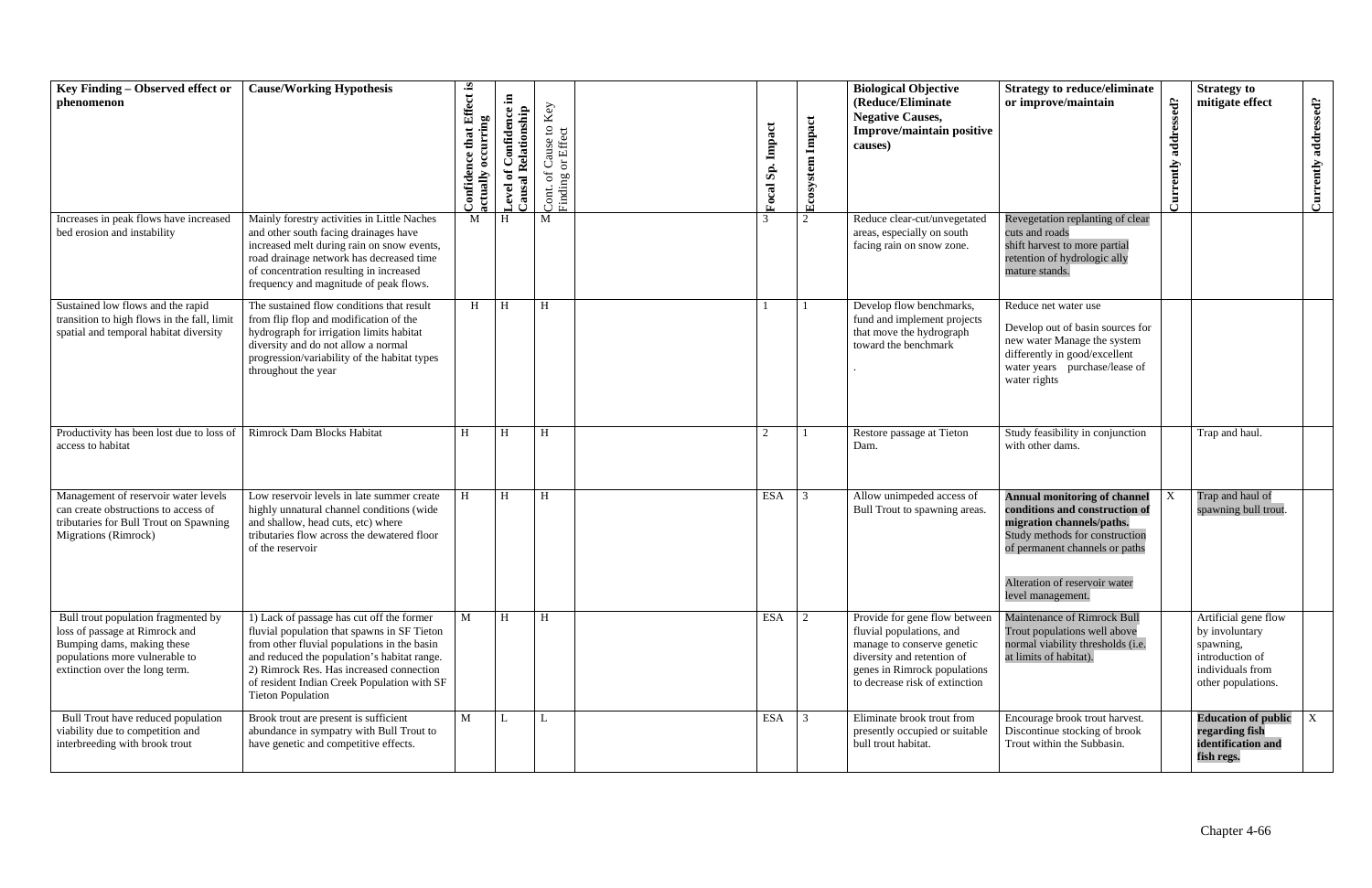| Key Finding – Observed effect or phenomenon | Cause/Working Hypothesis | Confidence that Effect is actually occurring | Level of Confidence in Causal Relationship | Cont. of Cause to Key Finding or Effect | | Focal Sp. Impact | Ecosystem Impact | Biological Objective (Reduce/Eliminate Negative Causes, Improve/maintain positive causes) | Strategy to reduce/eliminate or improve/maintain | Currently addressed? | Strategy to mitigate effect | Currently addressed? |
|---|---|---|---|---|---|---|---|---|---|---|---|---|
| Increases in peak flows have increased bed erosion and instability | Mainly forestry activities in Little Naches and other south facing drainages have increased melt during rain on snow events, road drainage network has decreased time of concentration resulting in increased frequency and magnitude of peak flows. | M | H | M | | 3 | 2 | Reduce clear-cut/unvegetated areas, especially on south facing rain on snow zone. | Revegetation replanting of clear cuts and roads shift harvest to more partial retention of hydrologic ally mature stands. | | | |
| Sustained low flows and the rapid transition to high flows in the fall, limit spatial and temporal habitat diversity | The sustained flow conditions that result from flip flop and modification of the hydrograph for irrigation limits habitat diversity and do not allow a normal progression/variability of the habitat types throughout the year | H | H | H | | 1 | 1 | Develop flow benchmarks, fund and implement projects that move the hydrograph toward the benchmark . | Reduce net water use<br><br>Develop out of basin sources for new water Manage the system differently in good/excellent water years purchase/lease of water rights | | | |
| Productivity has been lost due to loss of access to habitat | Rimrock Dam Blocks Habitat | H | H | H | | 2 | 1 | Restore passage at Tieton Dam. | Study feasibility in conjunction with other dams. | | Trap and haul. | |
| Management of reservoir water levels can create obstructions to access of tributaries for Bull Trout on Spawning Migrations (Rimrock) | Low reservoir levels in late summer create highly unnatural channel conditions (wide and shallow, head cuts, etc) where tributaries flow across the dewatered floor of the reservoir | H | H | H | | ESA | 3 | Allow unimpeded access of Bull Trout to spawning areas. | **Annual monitoring of channel conditions and construction of migration channels/paths.** Study methods for construction of permanent channels or paths<br><br>Alteration of reservoir water level management. | X | Trap and haul of spawning bull trout. | |
| Bull trout population fragmented by loss of passage at Rimrock and Bumping dams, making these populations more vulnerable to extinction over the long term. | 1) Lack of passage has cut off the former fluvial population that spawns in SF Tieton from other fluvial populations in the basin and reduced the population's habitat range. 2) Rimrock Res. Has increased connection of resident Indian Creek Population with SF Tieton Population | M | H | H | | ESA | 2 | Provide for gene flow between fluvial populations, and manage to conserve genetic diversity and retention of genes in Rimrock populations to decrease risk of extinction | Maintenance of Rimrock Bull Trout populations well above normal viability thresholds (i.e. at limits of habitat). | | Artificial gene flow by involuntary spawning, introduction of individuals from other populations. | |
| Bull Trout have reduced population viability due to competition and interbreeding with brook trout | Brook trout are present is sufficient abundance in sympatry with Bull Trout to have genetic and competitive effects. | M | L | L | | ESA | 3 | Eliminate brook trout from presently occupied or suitable bull trout habitat. | Encourage brook trout harvest. Discontinue stocking of brook Trout within the Subbasin. | | **Education of public regarding fish identification and fish regs.** | X |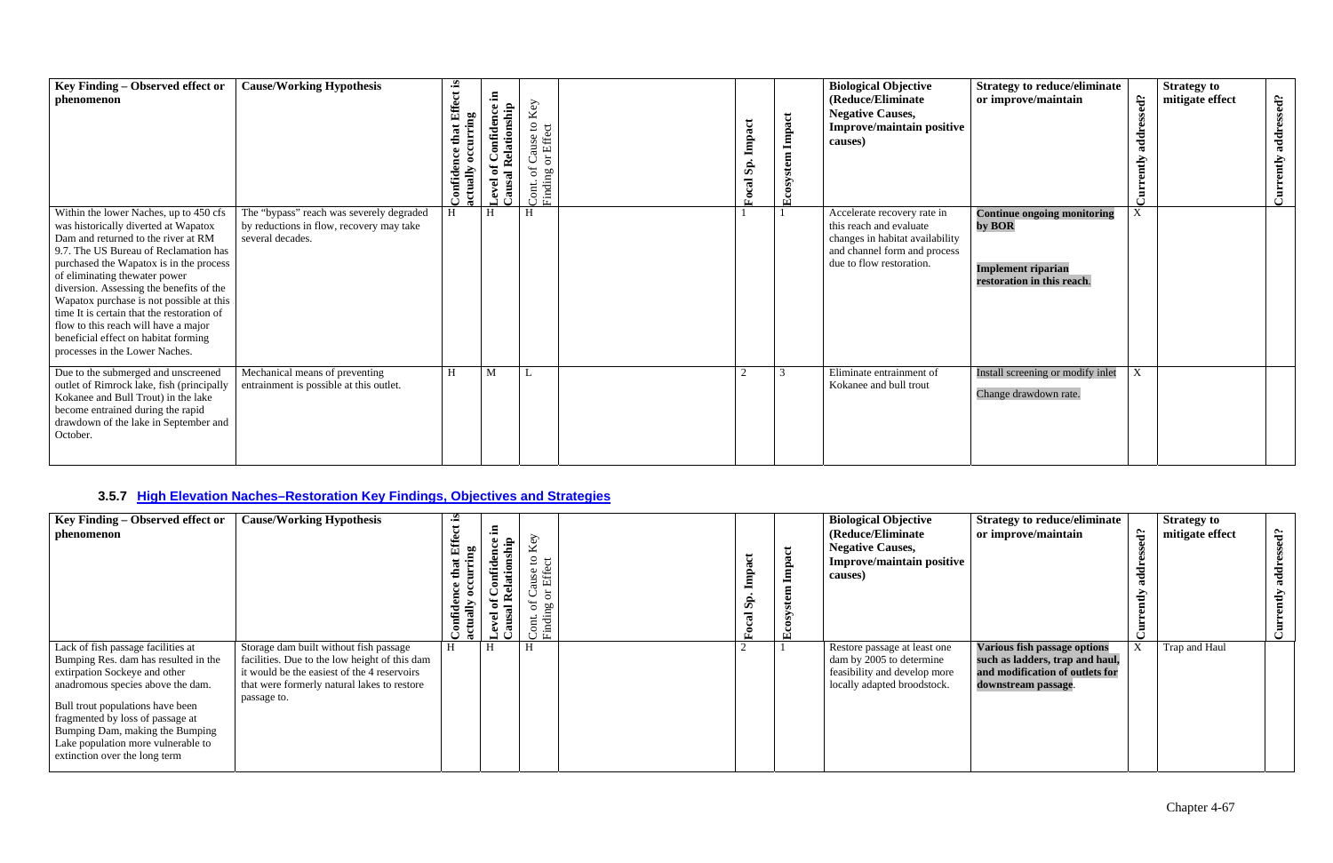| Key Finding – Observed effect or phenomenon | Cause/Working Hypothesis | Confidence that Effect is actually occurring | Level of Confidence in Causal Relationship | Cont. of Cause to Key Finding or Effect | | Focal Sp. Impact | Ecosystem Impact | Biological Objective (Reduce/Eliminate Negative Causes, Improve/maintain positive causes) | Strategy to reduce/eliminate or improve/maintain | Currently addressed? | Strategy to mitigate effect | Currently addressed? |
|---|---|---|---|---|---|---|---|---|---|---|---|---|
| Within the lower Naches, up to 450 cfs was historically diverted at Wapatox Dam and returned to the river at RM 9.7. The US Bureau of Reclamation has purchased the Wapatox is in the process of eliminating thewater power diversion. Assessing the benefits of the Wapatox purchase is not possible at this time It is certain that the restoration of flow to this reach will have a major beneficial effect on habitat forming processes in the Lower Naches. | The "bypass" reach was severely degraded by reductions in flow, recovery may take several decades. | H | H | H | | 1 | 1 | Accelerate recovery rate in this reach and evaluate changes in habitat availability and channel form and process due to flow restoration. | **Continue ongoing monitoring by BOR**<br><br>**Implement riparian restoration in this reach**. | X | | |
| Due to the submerged and unscreened outlet of Rimrock lake, fish (principally Kokanee and Bull Trout) in the lake become entrained during the rapid drawdown of the lake in September and October. | Mechanical means of preventing entrainment is possible at this outlet. | H | M | L | | 2 | 3 | Eliminate entrainment of Kokanee and bull trout | Install screening or modify inlet<br><br>Change drawdown rate. | X | | |

### 3.5.7 High Elevation Naches–Restoration Key Findings, Objectives and Strategies

| Key Finding – Observed effect or phenomenon | Cause/Working Hypothesis | Confidence that Effect is actually occurring | Level of Confidence in Causal Relationship | Cont. of Cause to Key Finding or Effect | | Focal Sp. Impact | Ecosystem Impact | Biological Objective (Reduce/Eliminate Negative Causes, Improve/maintain positive causes) | Strategy to reduce/eliminate or improve/maintain | Currently addressed? | Strategy to mitigate effect | Currently addressed? |
|---|---|---|---|---|---|---|---|---|---|---|---|---|
| Lack of fish passage facilities at Bumping Res. dam has resulted in the extirpation Sockeye and other anadromous species above the dam.<br><br>Bull trout populations have been fragmented by loss of passage at Bumping Dam, making the Bumping Lake population more vulnerable to extinction over the long term | Storage dam built without fish passage facilities. Due to the low height of this dam it would be the easiest of the 4 reservoirs that were formerly natural lakes to restore passage to. | H | H | H | | 2 | 1 | Restore passage at least one dam by 2005 to determine feasibility and develop more locally adapted broodstock. | **Various fish passage options such as ladders, trap and haul, and modification of outlets for downstream passage**. | X | Trap and Haul | |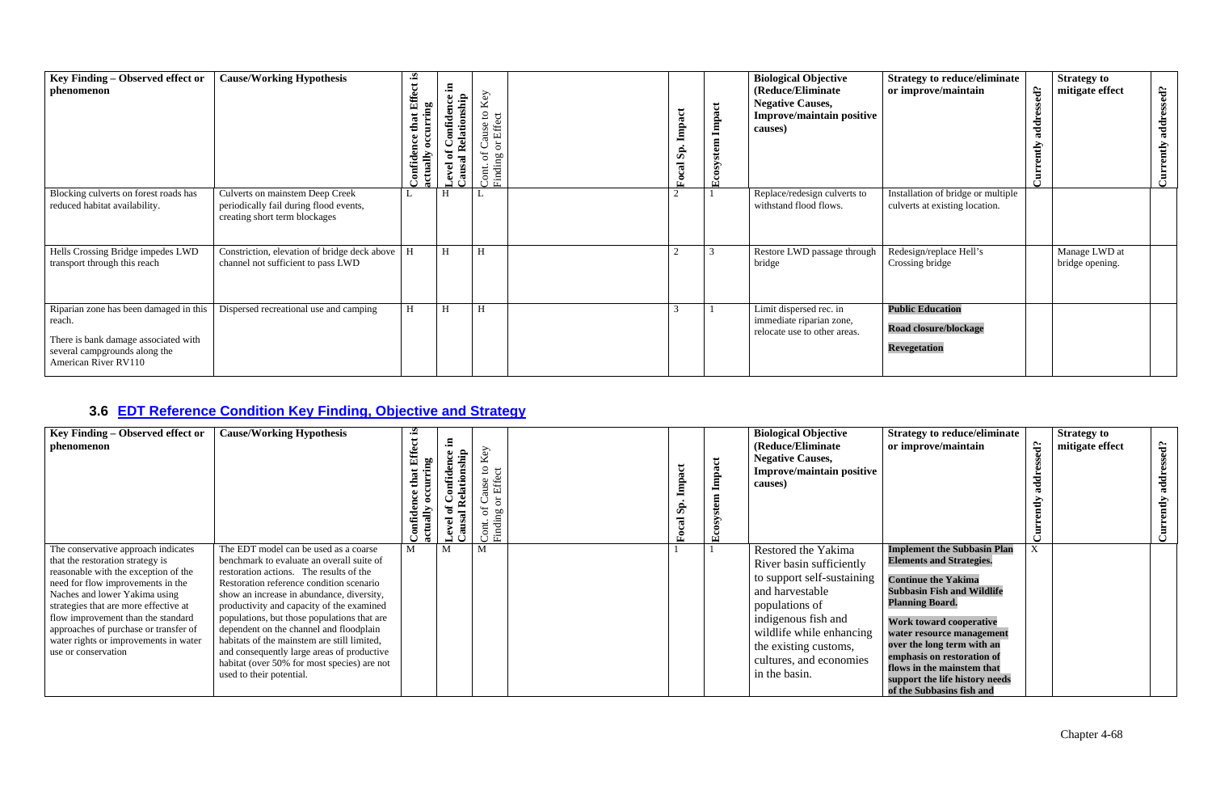| Key Finding – Observed effect or phenomenon | Cause/Working Hypothesis | Confidence that Effect is actually occurring | Level of Confidence in Causal Relationship | Cont. of Cause to Key Finding or Effect | | Focal Sp. Impact | Ecosystem Impact | Biological Objective (Reduce/Eliminate Negative Causes, Improve/maintain positive causes) | Strategy to reduce/eliminate or improve/maintain | Currently addressed? | Strategy to mitigate effect | Currently addressed? |
|---|---|---|---|---|---|---|---|---|---|---|---|---|
| Blocking culverts on forest roads has reduced habitat availability. | Culverts on mainstem Deep Creek periodically fail during flood events, creating short term blockages | L | H | L | | 2 | 1 | Replace/redesign culverts to withstand flood flows. | Installation of bridge or multiple culverts at existing location. | | | |
| Hells Crossing Bridge impedes LWD transport through this reach | Constriction, elevation of bridge deck above channel not sufficient to pass LWD | H | H | H | | 2 | 3 | Restore LWD passage through bridge | Redesign/replace Hell's Crossing bridge | | Manage LWD at bridge opening. | |
| Riparian zone has been damaged in this reach.<br><br>There is bank damage associated with several campgrounds along the American River RV110 | Dispersed recreational use and camping | H | H | H | | 3 | 1 | Limit dispersed rec. in immediate riparian zone, relocate use to other areas. | **Public Education**<br><br>**Road closure/blockage**<br><br>**Revegetation** | | | |

### 3.6 EDT Reference Condition Key Finding, Objective and Strategy

| Key Finding – Observed effect or phenomenon | Cause/Working Hypothesis | Confidence that Effect is actually occurring | Level of Confidence in Causal Relationship | Cont. of Cause to Key Finding or Effect | | Focal Sp. Impact | Ecosystem Impact | Biological Objective (Reduce/Eliminate Negative Causes, Improve/maintain positive causes) | Strategy to reduce/eliminate or improve/maintain | Currently addressed? | Strategy to mitigate effect | Currently addressed? |
|---|---|---|---|---|---|---|---|---|---|---|---|---|
| The conservative approach indicates that the restoration strategy is reasonable with the exception of the need for flow improvements in the Naches and lower Yakima using strategies that are more effective at flow improvement than the standard approaches of purchase or transfer of water rights or improvements in water use or conservation | The EDT model can be used as a coarse benchmark to evaluate an overall suite of restoration actions. The results of the Restoration reference condition scenario show an increase in abundance, diversity, productivity and capacity of the examined populations, but those populations that are dependent on the channel and floodplain habitats of the mainstem are still limited, and consequently large areas of productive habitat (over 50% for most species) are not used to their potential. | M | M | M | | 1 | 1 | Restored the Yakima River basin sufficiently to support self-sustaining and harvestable populations of indigenous fish and wildlife while enhancing the existing customs, cultures, and economies in the basin. | **Implement the Subbasin Plan Elements and Strategies.**<br><br>**Continue the Yakima Subbasin Fish and Wildlife Planning Board.**<br><br>**Work toward cooperative water resource management over the long term with an emphasis on restoration of flows in the mainstem that support the life history needs of the Subbasins fish and** | X | | |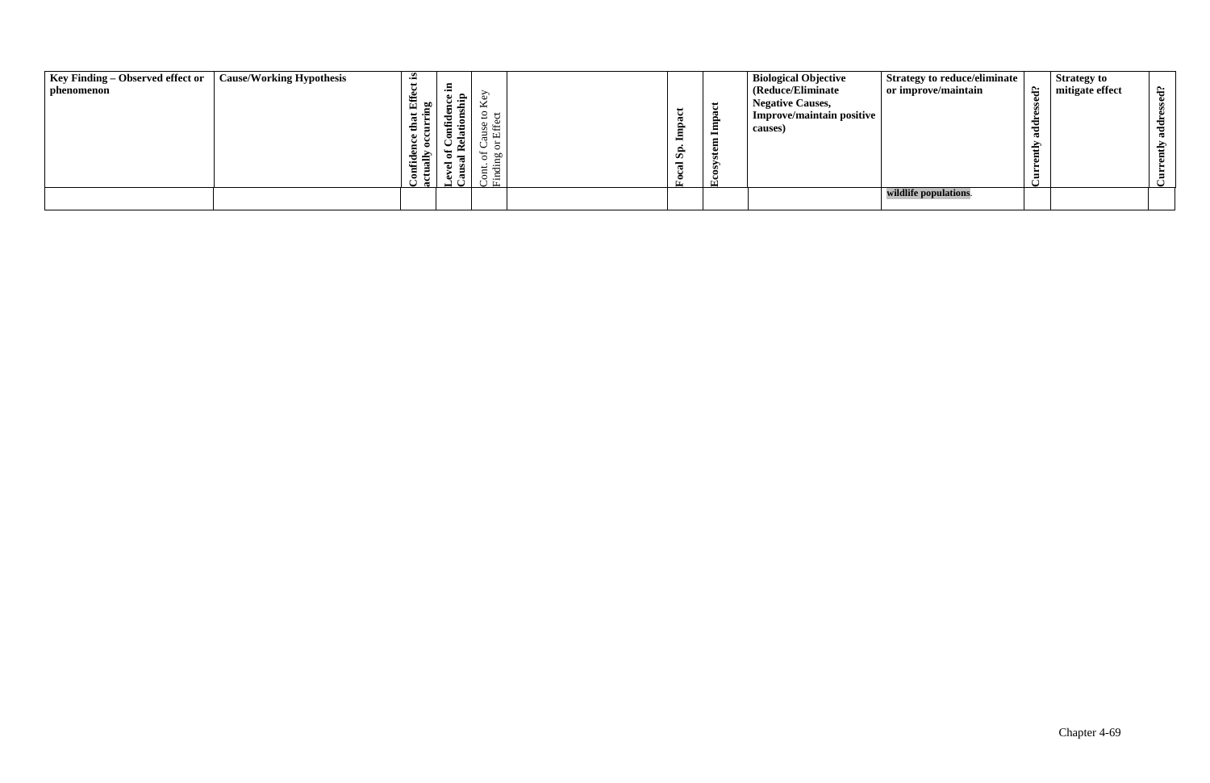| Key Finding – Observed effect or phenomenon | Cause/Working Hypothesis | Confidence that Effect is actually occurring | Level of Confidence in Causal Relationship | Cont. of Cause to Key Finding or Effect | | Focal Sp. Impact | Ecosystem Impact | Biological Objective (Reduce/Eliminate Negative Causes, Improve/maintain positive causes) | Strategy to reduce/eliminate or improve/maintain | Currently addressed? | Strategy to mitigate effect | Currently addressed? |
|---|---|---|---|---|---|---|---|---|---|---|---|---|
| | | | | | | | | | **wildlife populations**. | | | |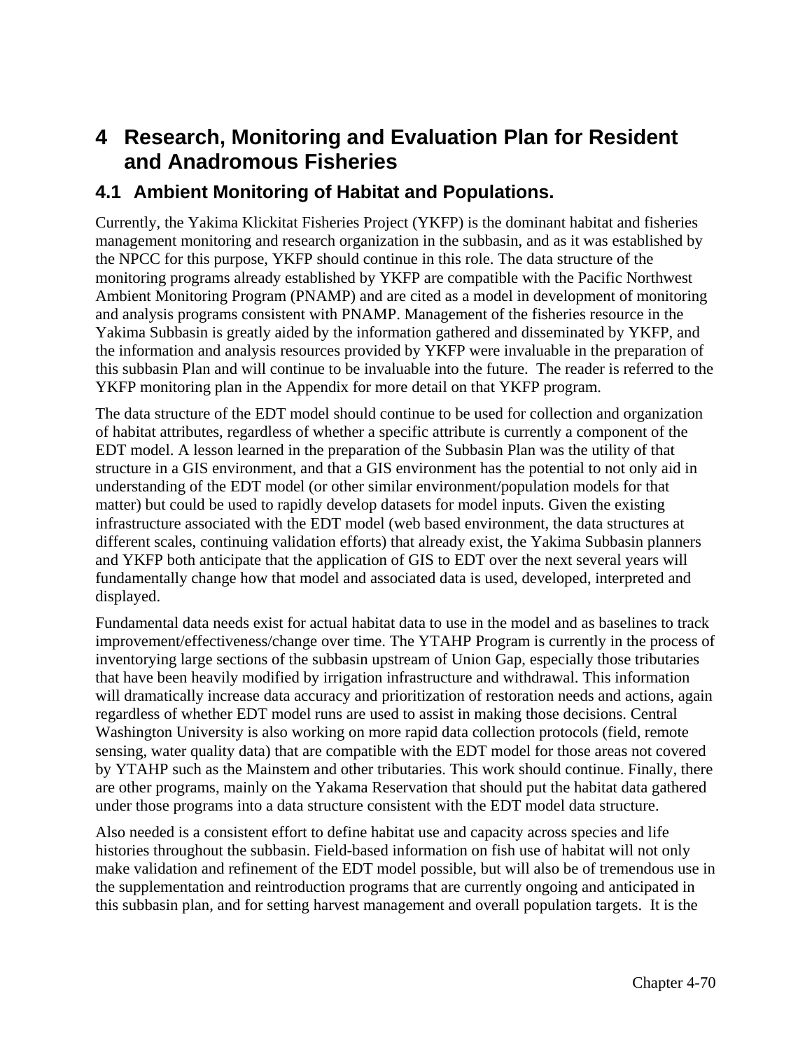# 4 Research, Monitoring and Evaluation Plan for Resident and Anadromous Fisheries

## 4.1 Ambient Monitoring of Habitat and Populations.

Currently, the Yakima Klickitat Fisheries Project (YKFP) is the dominant habitat and fisheries management monitoring and research organization in the subbasin, and as it was established by the NPCC for this purpose, YKFP should continue in this role. The data structure of the monitoring programs already established by YKFP are compatible with the Pacific Northwest Ambient Monitoring Program (PNAMP) and are cited as a model in development of monitoring and analysis programs consistent with PNAMP. Management of the fisheries resource in the Yakima Subbasin is greatly aided by the information gathered and disseminated by YKFP, and the information and analysis resources provided by YKFP were invaluable in the preparation of this subbasin Plan and will continue to be invaluable into the future. The reader is referred to the YKFP monitoring plan in the Appendix for more detail on that YKFP program.

The data structure of the EDT model should continue to be used for collection and organization of habitat attributes, regardless of whether a specific attribute is currently a component of the EDT model. A lesson learned in the preparation of the Subbasin Plan was the utility of that structure in a GIS environment, and that a GIS environment has the potential to not only aid in understanding of the EDT model (or other similar environment/population models for that matter) but could be used to rapidly develop datasets for model inputs. Given the existing infrastructure associated with the EDT model (web based environment, the data structures at different scales, continuing validation efforts) that already exist, the Yakima Subbasin planners and YKFP both anticipate that the application of GIS to EDT over the next several years will fundamentally change how that model and associated data is used, developed, interpreted and displayed.

Fundamental data needs exist for actual habitat data to use in the model and as baselines to track improvement/effectiveness/change over time. The YTAHP Program is currently in the process of inventorying large sections of the subbasin upstream of Union Gap, especially those tributaries that have been heavily modified by irrigation infrastructure and withdrawal. This information will dramatically increase data accuracy and prioritization of restoration needs and actions, again regardless of whether EDT model runs are used to assist in making those decisions. Central Washington University is also working on more rapid data collection protocols (field, remote sensing, water quality data) that are compatible with the EDT model for those areas not covered by YTAHP such as the Mainstem and other tributaries. This work should continue. Finally, there are other programs, mainly on the Yakama Reservation that should put the habitat data gathered under those programs into a data structure consistent with the EDT model data structure.

Also needed is a consistent effort to define habitat use and capacity across species and life histories throughout the subbasin. Field-based information on fish use of habitat will not only make validation and refinement of the EDT model possible, but will also be of tremendous use in the supplementation and reintroduction programs that are currently ongoing and anticipated in this subbasin plan, and for setting harvest management and overall population targets. It is the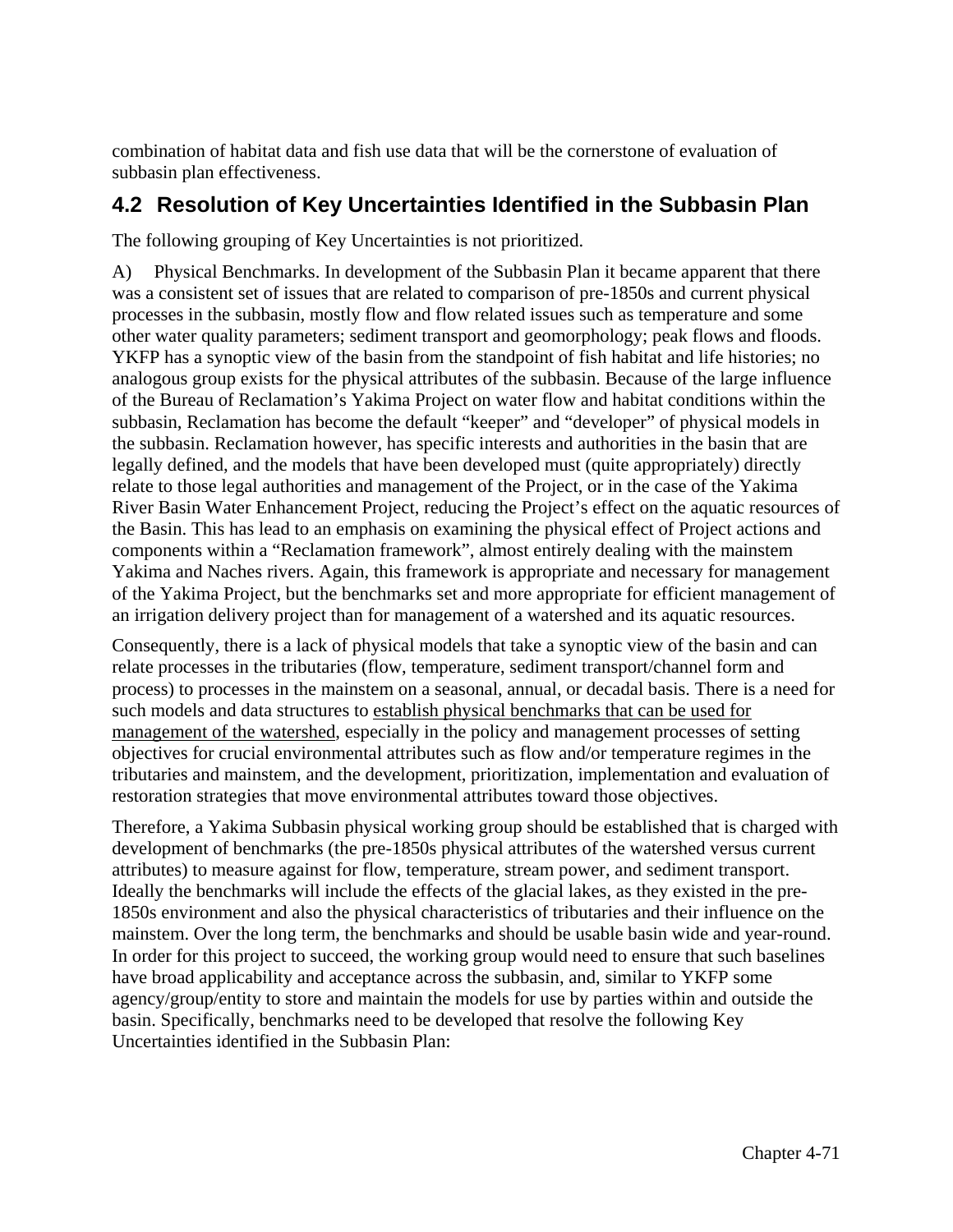combination of habitat data and fish use data that will be the cornerstone of evaluation of subbasin plan effectiveness.

## 4.2 Resolution of Key Uncertainties Identified in the Subbasin Plan

The following grouping of Key Uncertainties is not prioritized.

A) Physical Benchmarks. In development of the Subbasin Plan it became apparent that there was a consistent set of issues that are related to comparison of pre-1850s and current physical processes in the subbasin, mostly flow and flow related issues such as temperature and some other water quality parameters; sediment transport and geomorphology; peak flows and floods. YKFP has a synoptic view of the basin from the standpoint of fish habitat and life histories; no analogous group exists for the physical attributes of the subbasin. Because of the large influence of the Bureau of Reclamation's Yakima Project on water flow and habitat conditions within the subbasin, Reclamation has become the default "keeper" and "developer" of physical models in the subbasin. Reclamation however, has specific interests and authorities in the basin that are legally defined, and the models that have been developed must (quite appropriately) directly relate to those legal authorities and management of the Project, or in the case of the Yakima River Basin Water Enhancement Project, reducing the Project's effect on the aquatic resources of the Basin. This has lead to an emphasis on examining the physical effect of Project actions and components within a "Reclamation framework", almost entirely dealing with the mainstem Yakima and Naches rivers. Again, this framework is appropriate and necessary for management of the Yakima Project, but the benchmarks set and more appropriate for efficient management of an irrigation delivery project than for management of a watershed and its aquatic resources.

Consequently, there is a lack of physical models that take a synoptic view of the basin and can relate processes in the tributaries (flow, temperature, sediment transport/channel form and process) to processes in the mainstem on a seasonal, annual, or decadal basis. There is a need for such models and data structures to establish physical benchmarks that can be used for management of the watershed, especially in the policy and management processes of setting objectives for crucial environmental attributes such as flow and/or temperature regimes in the tributaries and mainstem, and the development, prioritization, implementation and evaluation of restoration strategies that move environmental attributes toward those objectives.

Therefore, a Yakima Subbasin physical working group should be established that is charged with development of benchmarks (the pre-1850s physical attributes of the watershed versus current attributes) to measure against for flow, temperature, stream power, and sediment transport. Ideally the benchmarks will include the effects of the glacial lakes, as they existed in the pre-1850s environment and also the physical characteristics of tributaries and their influence on the mainstem. Over the long term, the benchmarks and should be usable basin wide and year-round. In order for this project to succeed, the working group would need to ensure that such baselines have broad applicability and acceptance across the subbasin, and, similar to YKFP some agency/group/entity to store and maintain the models for use by parties within and outside the basin. Specifically, benchmarks need to be developed that resolve the following Key Uncertainties identified in the Subbasin Plan: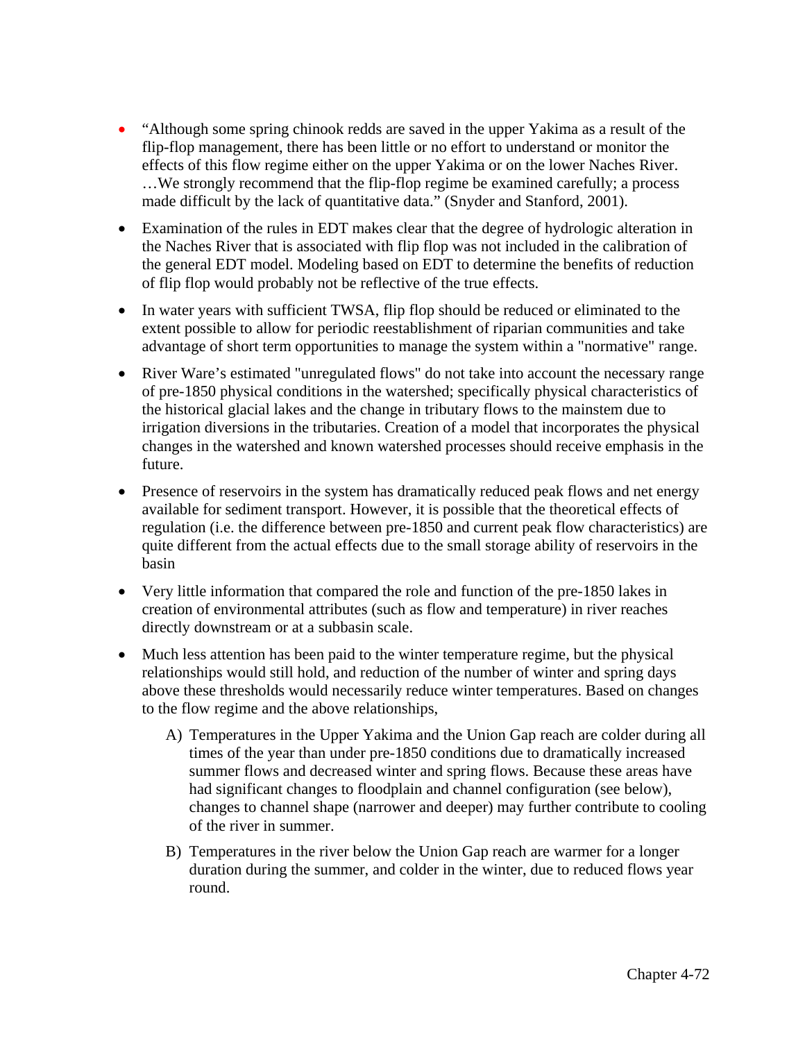- "Although some spring chinook redds are saved in the upper Yakima as a result of the flip-flop management, there has been little or no effort to understand or monitor the effects of this flow regime either on the upper Yakima or on the lower Naches River. …We strongly recommend that the flip-flop regime be examined carefully; a process made difficult by the lack of quantitative data." (Snyder and Stanford, 2001).

- Examination of the rules in EDT makes clear that the degree of hydrologic alteration in the Naches River that is associated with flip flop was not included in the calibration of the general EDT model. Modeling based on EDT to determine the benefits of reduction of flip flop would probably not be reflective of the true effects.

- In water years with sufficient TWSA, flip flop should be reduced or eliminated to the extent possible to allow for periodic reestablishment of riparian communities and take advantage of short term opportunities to manage the system within a "normative" range.

- River Ware's estimated "unregulated flows" do not take into account the necessary range of pre-1850 physical conditions in the watershed; specifically physical characteristics of the historical glacial lakes and the change in tributary flows to the mainstem due to irrigation diversions in the tributaries. Creation of a model that incorporates the physical changes in the watershed and known watershed processes should receive emphasis in the future.

- Presence of reservoirs in the system has dramatically reduced peak flows and net energy available for sediment transport. However, it is possible that the theoretical effects of regulation (i.e. the difference between pre-1850 and current peak flow characteristics) are quite different from the actual effects due to the small storage ability of reservoirs in the basin

- Very little information that compared the role and function of the pre-1850 lakes in creation of environmental attributes (such as flow and temperature) in river reaches directly downstream or at a subbasin scale.

- Much less attention has been paid to the winter temperature regime, but the physical relationships would still hold, and reduction of the number of winter and spring days above these thresholds would necessarily reduce winter temperatures. Based on changes to the flow regime and the above relationships,

  A) Temperatures in the Upper Yakima and the Union Gap reach are colder during all times of the year than under pre-1850 conditions due to dramatically increased summer flows and decreased winter and spring flows. Because these areas have had significant changes to floodplain and channel configuration (see below), changes to channel shape (narrower and deeper) may further contribute to cooling of the river in summer.

  B) Temperatures in the river below the Union Gap reach are warmer for a longer duration during the summer, and colder in the winter, due to reduced flows year round.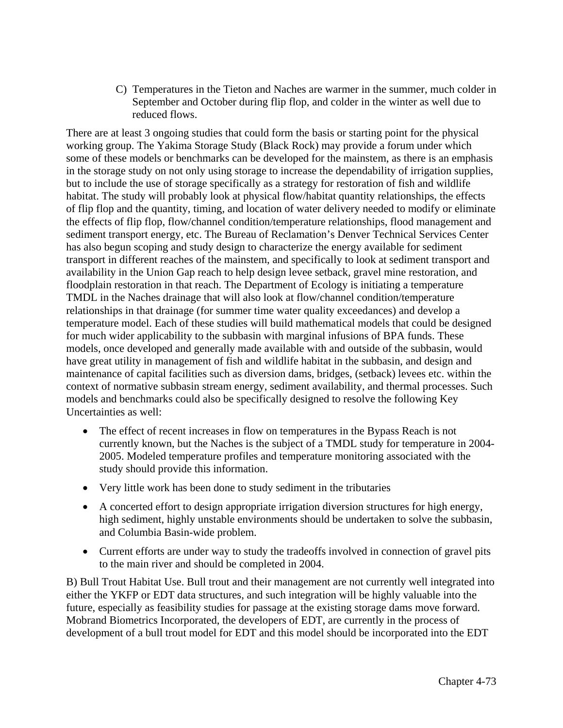C) Temperatures in the Tieton and Naches are warmer in the summer, much colder in September and October during flip flop, and colder in the winter as well due to reduced flows.

There are at least 3 ongoing studies that could form the basis or starting point for the physical working group. The Yakima Storage Study (Black Rock) may provide a forum under which some of these models or benchmarks can be developed for the mainstem, as there is an emphasis in the storage study on not only using storage to increase the dependability of irrigation supplies, but to include the use of storage specifically as a strategy for restoration of fish and wildlife habitat. The study will probably look at physical flow/habitat quantity relationships, the effects of flip flop and the quantity, timing, and location of water delivery needed to modify or eliminate the effects of flip flop, flow/channel condition/temperature relationships, flood management and sediment transport energy, etc. The Bureau of Reclamation's Denver Technical Services Center has also begun scoping and study design to characterize the energy available for sediment transport in different reaches of the mainstem, and specifically to look at sediment transport and availability in the Union Gap reach to help design levee setback, gravel mine restoration, and floodplain restoration in that reach. The Department of Ecology is initiating a temperature TMDL in the Naches drainage that will also look at flow/channel condition/temperature relationships in that drainage (for summer time water quality exceedances) and develop a temperature model. Each of these studies will build mathematical models that could be designed for much wider applicability to the subbasin with marginal infusions of BPA funds. These models, once developed and generally made available with and outside of the subbasin, would have great utility in management of fish and wildlife habitat in the subbasin, and design and maintenance of capital facilities such as diversion dams, bridges, (setback) levees etc. within the context of normative subbasin stream energy, sediment availability, and thermal processes. Such models and benchmarks could also be specifically designed to resolve the following Key Uncertainties as well:

- The effect of recent increases in flow on temperatures in the Bypass Reach is not currently known, but the Naches is the subject of a TMDL study for temperature in 2004-2005. Modeled temperature profiles and temperature monitoring associated with the study should provide this information.
- Very little work has been done to study sediment in the tributaries
- A concerted effort to design appropriate irrigation diversion structures for high energy, high sediment, highly unstable environments should be undertaken to solve the subbasin, and Columbia Basin-wide problem.
- Current efforts are under way to study the tradeoffs involved in connection of gravel pits to the main river and should be completed in 2004.

B) Bull Trout Habitat Use. Bull trout and their management are not currently well integrated into either the YKFP or EDT data structures, and such integration will be highly valuable into the future, especially as feasibility studies for passage at the existing storage dams move forward. Mobrand Biometrics Incorporated, the developers of EDT, are currently in the process of development of a bull trout model for EDT and this model should be incorporated into the EDT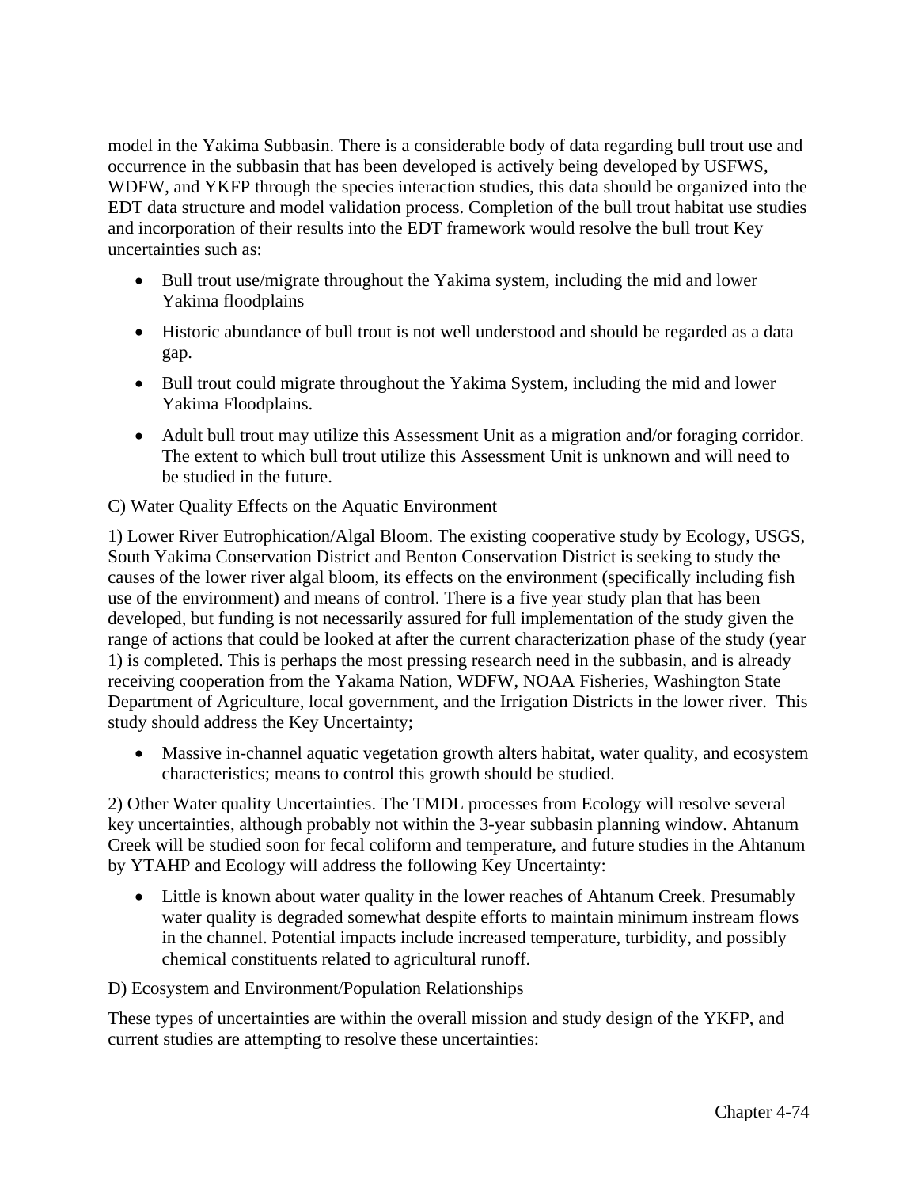model in the Yakima Subbasin. There is a considerable body of data regarding bull trout use and occurrence in the subbasin that has been developed is actively being developed by USFWS, WDFW, and YKFP through the species interaction studies, this data should be organized into the EDT data structure and model validation process. Completion of the bull trout habitat use studies and incorporation of their results into the EDT framework would resolve the bull trout Key uncertainties such as:

- Bull trout use/migrate throughout the Yakima system, including the mid and lower Yakima floodplains
- Historic abundance of bull trout is not well understood and should be regarded as a data gap.
- Bull trout could migrate throughout the Yakima System, including the mid and lower Yakima Floodplains.
- Adult bull trout may utilize this Assessment Unit as a migration and/or foraging corridor. The extent to which bull trout utilize this Assessment Unit is unknown and will need to be studied in the future.

C) Water Quality Effects on the Aquatic Environment

1) Lower River Eutrophication/Algal Bloom. The existing cooperative study by Ecology, USGS, South Yakima Conservation District and Benton Conservation District is seeking to study the causes of the lower river algal bloom, its effects on the environment (specifically including fish use of the environment) and means of control. There is a five year study plan that has been developed, but funding is not necessarily assured for full implementation of the study given the range of actions that could be looked at after the current characterization phase of the study (year 1) is completed. This is perhaps the most pressing research need in the subbasin, and is already receiving cooperation from the Yakama Nation, WDFW, NOAA Fisheries, Washington State Department of Agriculture, local government, and the Irrigation Districts in the lower river. This study should address the Key Uncertainty;

- Massive in-channel aquatic vegetation growth alters habitat, water quality, and ecosystem characteristics; means to control this growth should be studied.

2) Other Water quality Uncertainties. The TMDL processes from Ecology will resolve several key uncertainties, although probably not within the 3-year subbasin planning window. Ahtanum Creek will be studied soon for fecal coliform and temperature, and future studies in the Ahtanum by YTAHP and Ecology will address the following Key Uncertainty:

- Little is known about water quality in the lower reaches of Ahtanum Creek. Presumably water quality is degraded somewhat despite efforts to maintain minimum instream flows in the channel. Potential impacts include increased temperature, turbidity, and possibly chemical constituents related to agricultural runoff.

D) Ecosystem and Environment/Population Relationships

These types of uncertainties are within the overall mission and study design of the YKFP, and current studies are attempting to resolve these uncertainties: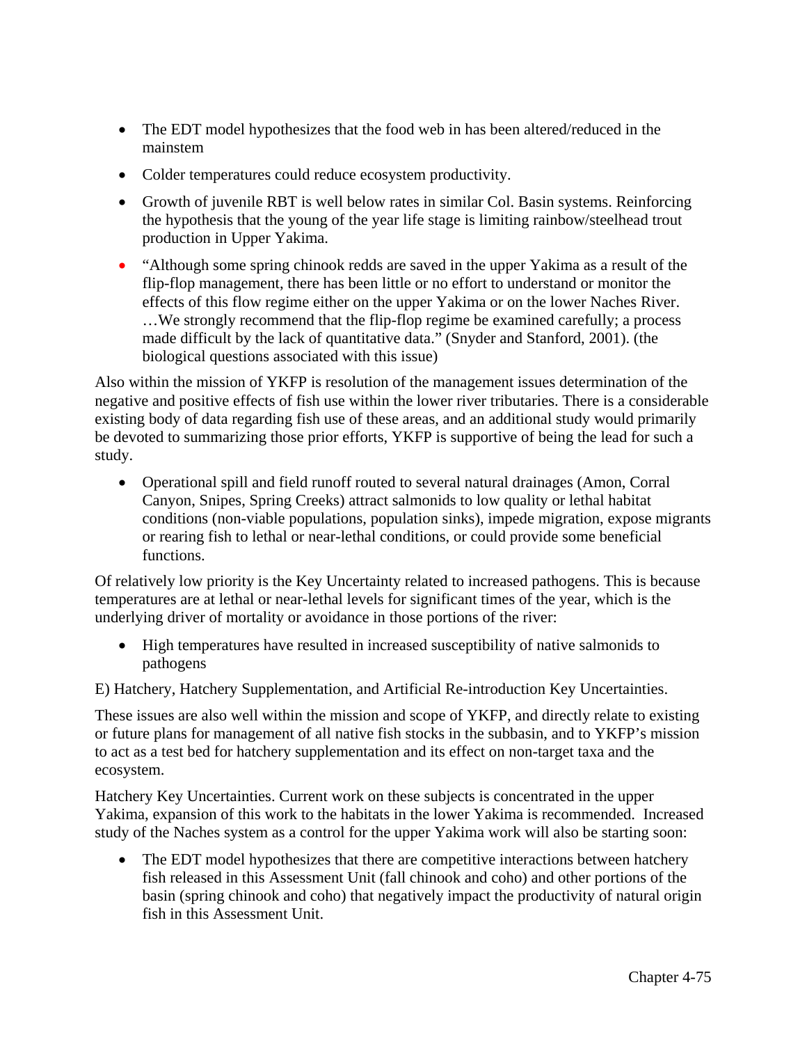- The EDT model hypothesizes that the food web in has been altered/reduced in the mainstem
- Colder temperatures could reduce ecosystem productivity.
- Growth of juvenile RBT is well below rates in similar Col. Basin systems. Reinforcing the hypothesis that the young of the year life stage is limiting rainbow/steelhead trout production in Upper Yakima.
- "Although some spring chinook redds are saved in the upper Yakima as a result of the flip-flop management, there has been little or no effort to understand or monitor the effects of this flow regime either on the upper Yakima or on the lower Naches River. …We strongly recommend that the flip-flop regime be examined carefully; a process made difficult by the lack of quantitative data." (Snyder and Stanford, 2001). (the biological questions associated with this issue)

Also within the mission of YKFP is resolution of the management issues determination of the negative and positive effects of fish use within the lower river tributaries. There is a considerable existing body of data regarding fish use of these areas, and an additional study would primarily be devoted to summarizing those prior efforts, YKFP is supportive of being the lead for such a study.

- Operational spill and field runoff routed to several natural drainages (Amon, Corral Canyon, Snipes, Spring Creeks) attract salmonids to low quality or lethal habitat conditions (non-viable populations, population sinks), impede migration, expose migrants or rearing fish to lethal or near-lethal conditions, or could provide some beneficial functions.

Of relatively low priority is the Key Uncertainty related to increased pathogens. This is because temperatures are at lethal or near-lethal levels for significant times of the year, which is the underlying driver of mortality or avoidance in those portions of the river:

- High temperatures have resulted in increased susceptibility of native salmonids to pathogens

E) Hatchery, Hatchery Supplementation, and Artificial Re-introduction Key Uncertainties.

These issues are also well within the mission and scope of YKFP, and directly relate to existing or future plans for management of all native fish stocks in the subbasin, and to YKFP's mission to act as a test bed for hatchery supplementation and its effect on non-target taxa and the ecosystem.

Hatchery Key Uncertainties. Current work on these subjects is concentrated in the upper Yakima, expansion of this work to the habitats in the lower Yakima is recommended. Increased study of the Naches system as a control for the upper Yakima work will also be starting soon:

- The EDT model hypothesizes that there are competitive interactions between hatchery fish released in this Assessment Unit (fall chinook and coho) and other portions of the basin (spring chinook and coho) that negatively impact the productivity of natural origin fish in this Assessment Unit.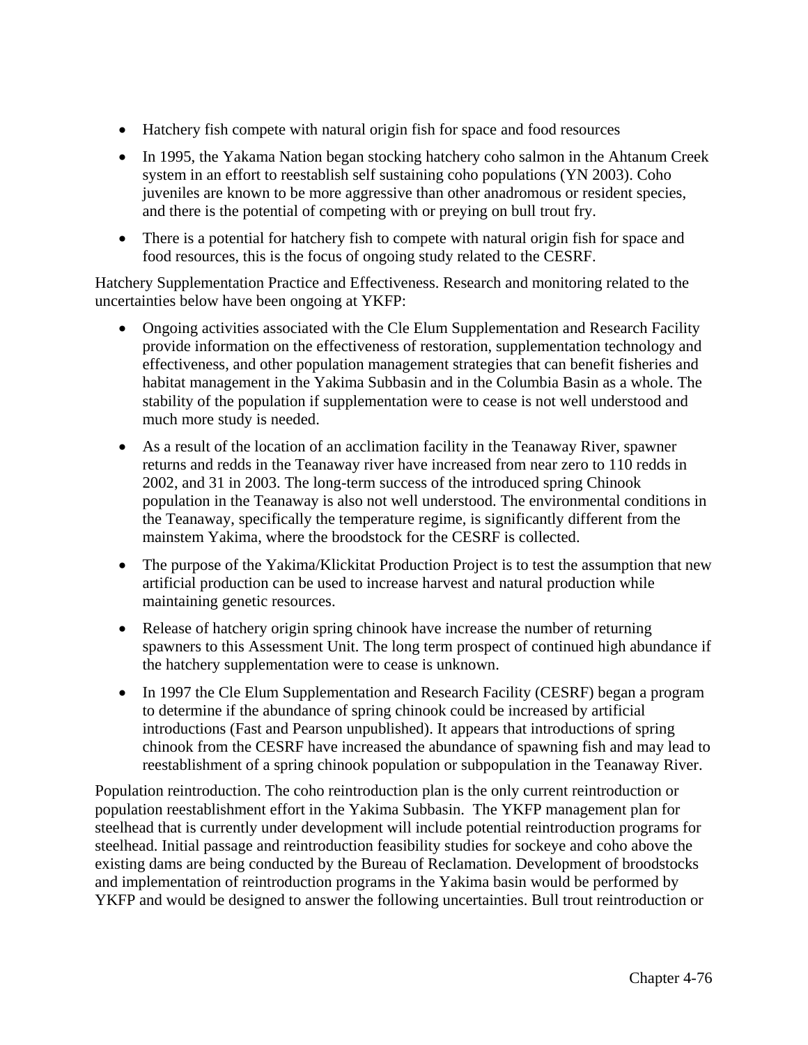- Hatchery fish compete with natural origin fish for space and food resources
- In 1995, the Yakama Nation began stocking hatchery coho salmon in the Ahtanum Creek system in an effort to reestablish self sustaining coho populations (YN 2003). Coho juveniles are known to be more aggressive than other anadromous or resident species, and there is the potential of competing with or preying on bull trout fry.
- There is a potential for hatchery fish to compete with natural origin fish for space and food resources, this is the focus of ongoing study related to the CESRF.

Hatchery Supplementation Practice and Effectiveness. Research and monitoring related to the uncertainties below have been ongoing at YKFP:

- Ongoing activities associated with the Cle Elum Supplementation and Research Facility provide information on the effectiveness of restoration, supplementation technology and effectiveness, and other population management strategies that can benefit fisheries and habitat management in the Yakima Subbasin and in the Columbia Basin as a whole. The stability of the population if supplementation were to cease is not well understood and much more study is needed.
- As a result of the location of an acclimation facility in the Teanaway River, spawner returns and redds in the Teanaway river have increased from near zero to 110 redds in 2002, and 31 in 2003. The long-term success of the introduced spring Chinook population in the Teanaway is also not well understood. The environmental conditions in the Teanaway, specifically the temperature regime, is significantly different from the mainstem Yakima, where the broodstock for the CESRF is collected.
- The purpose of the Yakima/Klickitat Production Project is to test the assumption that new artificial production can be used to increase harvest and natural production while maintaining genetic resources.
- Release of hatchery origin spring chinook have increase the number of returning spawners to this Assessment Unit. The long term prospect of continued high abundance if the hatchery supplementation were to cease is unknown.
- In 1997 the Cle Elum Supplementation and Research Facility (CESRF) began a program to determine if the abundance of spring chinook could be increased by artificial introductions (Fast and Pearson unpublished). It appears that introductions of spring chinook from the CESRF have increased the abundance of spawning fish and may lead to reestablishment of a spring chinook population or subpopulation in the Teanaway River.

Population reintroduction. The coho reintroduction plan is the only current reintroduction or population reestablishment effort in the Yakima Subbasin. The YKFP management plan for steelhead that is currently under development will include potential reintroduction programs for steelhead. Initial passage and reintroduction feasibility studies for sockeye and coho above the existing dams are being conducted by the Bureau of Reclamation. Development of broodstocks and implementation of reintroduction programs in the Yakima basin would be performed by YKFP and would be designed to answer the following uncertainties. Bull trout reintroduction or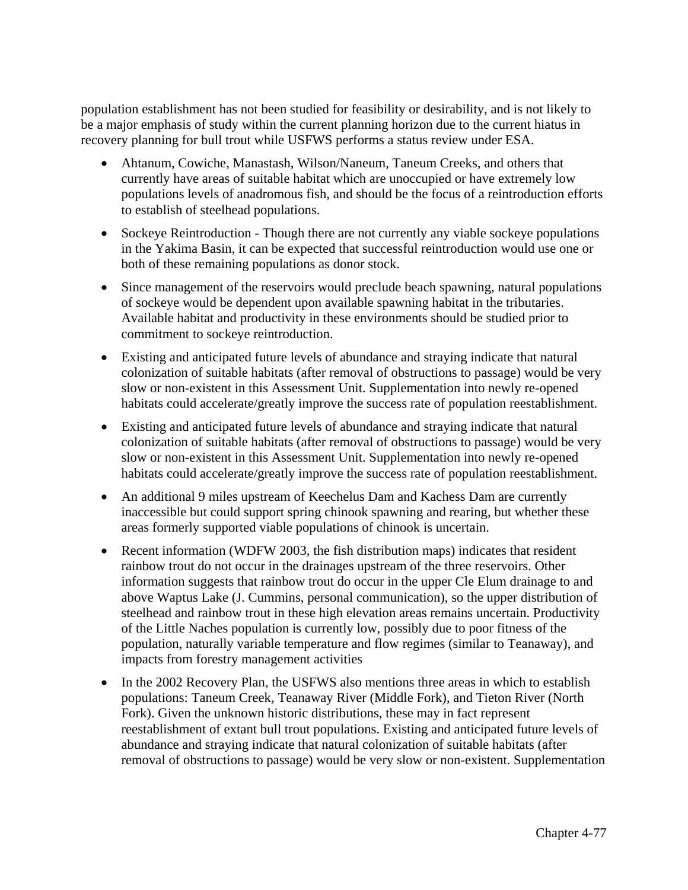population establishment has not been studied for feasibility or desirability, and is not likely to be a major emphasis of study within the current planning horizon due to the current hiatus in recovery planning for bull trout while USFWS performs a status review under ESA.

- Ahtanum, Cowiche, Manastash, Wilson/Naneum, Taneum Creeks, and others that currently have areas of suitable habitat which are unoccupied or have extremely low populations levels of anadromous fish, and should be the focus of a reintroduction efforts to establish of steelhead populations.
- Sockeye Reintroduction - Though there are not currently any viable sockeye populations in the Yakima Basin, it can be expected that successful reintroduction would use one or both of these remaining populations as donor stock.
- Since management of the reservoirs would preclude beach spawning, natural populations of sockeye would be dependent upon available spawning habitat in the tributaries. Available habitat and productivity in these environments should be studied prior to commitment to sockeye reintroduction.
- Existing and anticipated future levels of abundance and straying indicate that natural colonization of suitable habitats (after removal of obstructions to passage) would be very slow or non-existent in this Assessment Unit. Supplementation into newly re-opened habitats could accelerate/greatly improve the success rate of population reestablishment.
- Existing and anticipated future levels of abundance and straying indicate that natural colonization of suitable habitats (after removal of obstructions to passage) would be very slow or non-existent in this Assessment Unit. Supplementation into newly re-opened habitats could accelerate/greatly improve the success rate of population reestablishment.
- An additional 9 miles upstream of Keechelus Dam and Kachess Dam are currently inaccessible but could support spring chinook spawning and rearing, but whether these areas formerly supported viable populations of chinook is uncertain.
- Recent information (WDFW 2003, the fish distribution maps) indicates that resident rainbow trout do not occur in the drainages upstream of the three reservoirs. Other information suggests that rainbow trout do occur in the upper Cle Elum drainage to and above Waptus Lake (J. Cummins, personal communication), so the upper distribution of steelhead and rainbow trout in these high elevation areas remains uncertain. Productivity of the Little Naches population is currently low, possibly due to poor fitness of the population, naturally variable temperature and flow regimes (similar to Teanaway), and impacts from forestry management activities
- In the 2002 Recovery Plan, the USFWS also mentions three areas in which to establish populations: Taneum Creek, Teanaway River (Middle Fork), and Tieton River (North Fork). Given the unknown historic distributions, these may in fact represent reestablishment of extant bull trout populations. Existing and anticipated future levels of abundance and straying indicate that natural colonization of suitable habitats (after removal of obstructions to passage) would be very slow or non-existent. Supplementation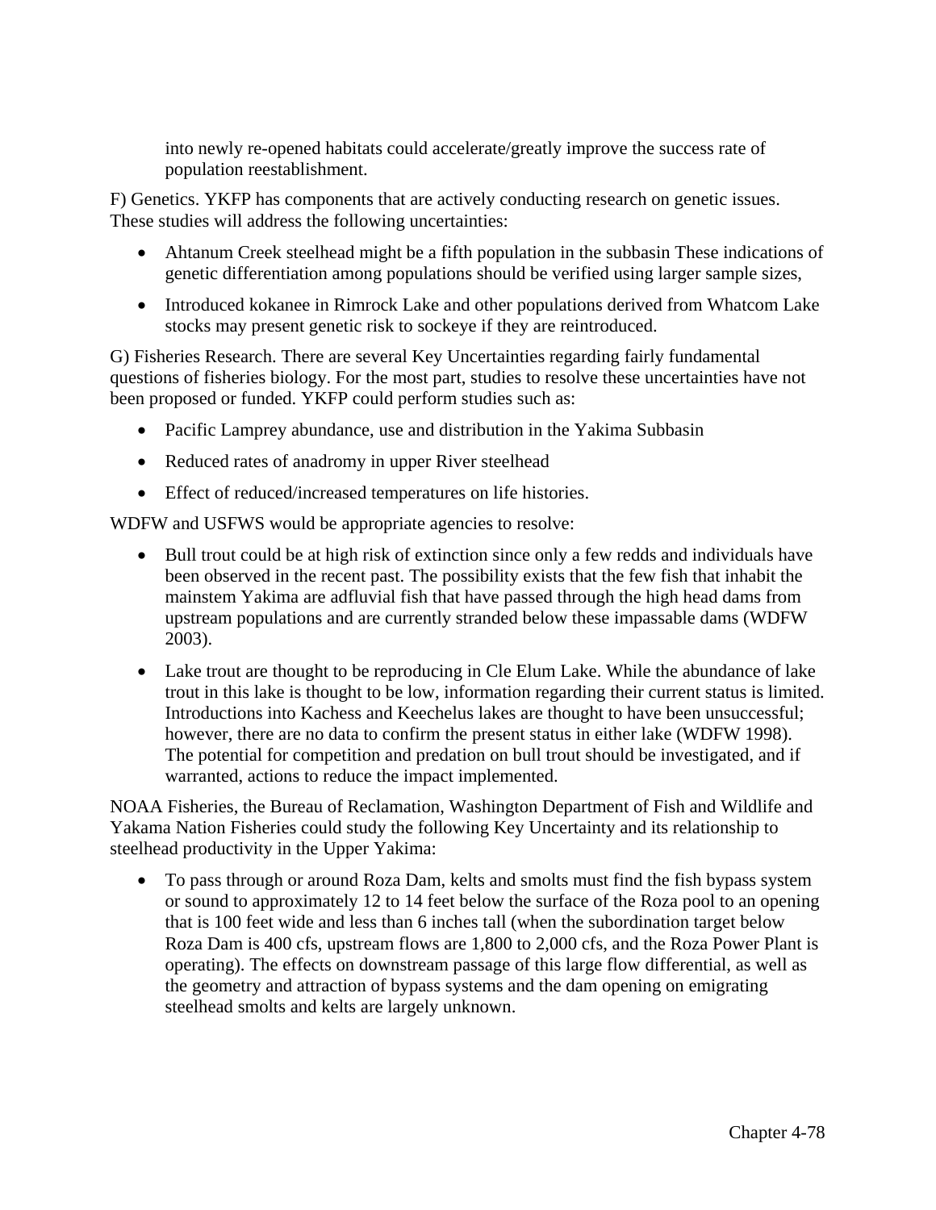into newly re-opened habitats could accelerate/greatly improve the success rate of population reestablishment.

F) Genetics. YKFP has components that are actively conducting research on genetic issues. These studies will address the following uncertainties:

- Ahtanum Creek steelhead might be a fifth population in the subbasin These indications of genetic differentiation among populations should be verified using larger sample sizes,
- Introduced kokanee in Rimrock Lake and other populations derived from Whatcom Lake stocks may present genetic risk to sockeye if they are reintroduced.

G) Fisheries Research. There are several Key Uncertainties regarding fairly fundamental questions of fisheries biology. For the most part, studies to resolve these uncertainties have not been proposed or funded. YKFP could perform studies such as:

- Pacific Lamprey abundance, use and distribution in the Yakima Subbasin
- Reduced rates of anadromy in upper River steelhead
- Effect of reduced/increased temperatures on life histories.

WDFW and USFWS would be appropriate agencies to resolve:

- Bull trout could be at high risk of extinction since only a few redds and individuals have been observed in the recent past. The possibility exists that the few fish that inhabit the mainstem Yakima are adfluvial fish that have passed through the high head dams from upstream populations and are currently stranded below these impassable dams (WDFW 2003).
- Lake trout are thought to be reproducing in Cle Elum Lake. While the abundance of lake trout in this lake is thought to be low, information regarding their current status is limited. Introductions into Kachess and Keechelus lakes are thought to have been unsuccessful; however, there are no data to confirm the present status in either lake (WDFW 1998). The potential for competition and predation on bull trout should be investigated, and if warranted, actions to reduce the impact implemented.

NOAA Fisheries, the Bureau of Reclamation, Washington Department of Fish and Wildlife and Yakama Nation Fisheries could study the following Key Uncertainty and its relationship to steelhead productivity in the Upper Yakima:

- To pass through or around Roza Dam, kelts and smolts must find the fish bypass system or sound to approximately 12 to 14 feet below the surface of the Roza pool to an opening that is 100 feet wide and less than 6 inches tall (when the subordination target below Roza Dam is 400 cfs, upstream flows are 1,800 to 2,000 cfs, and the Roza Power Plant is operating). The effects on downstream passage of this large flow differential, as well as the geometry and attraction of bypass systems and the dam opening on emigrating steelhead smolts and kelts are largely unknown.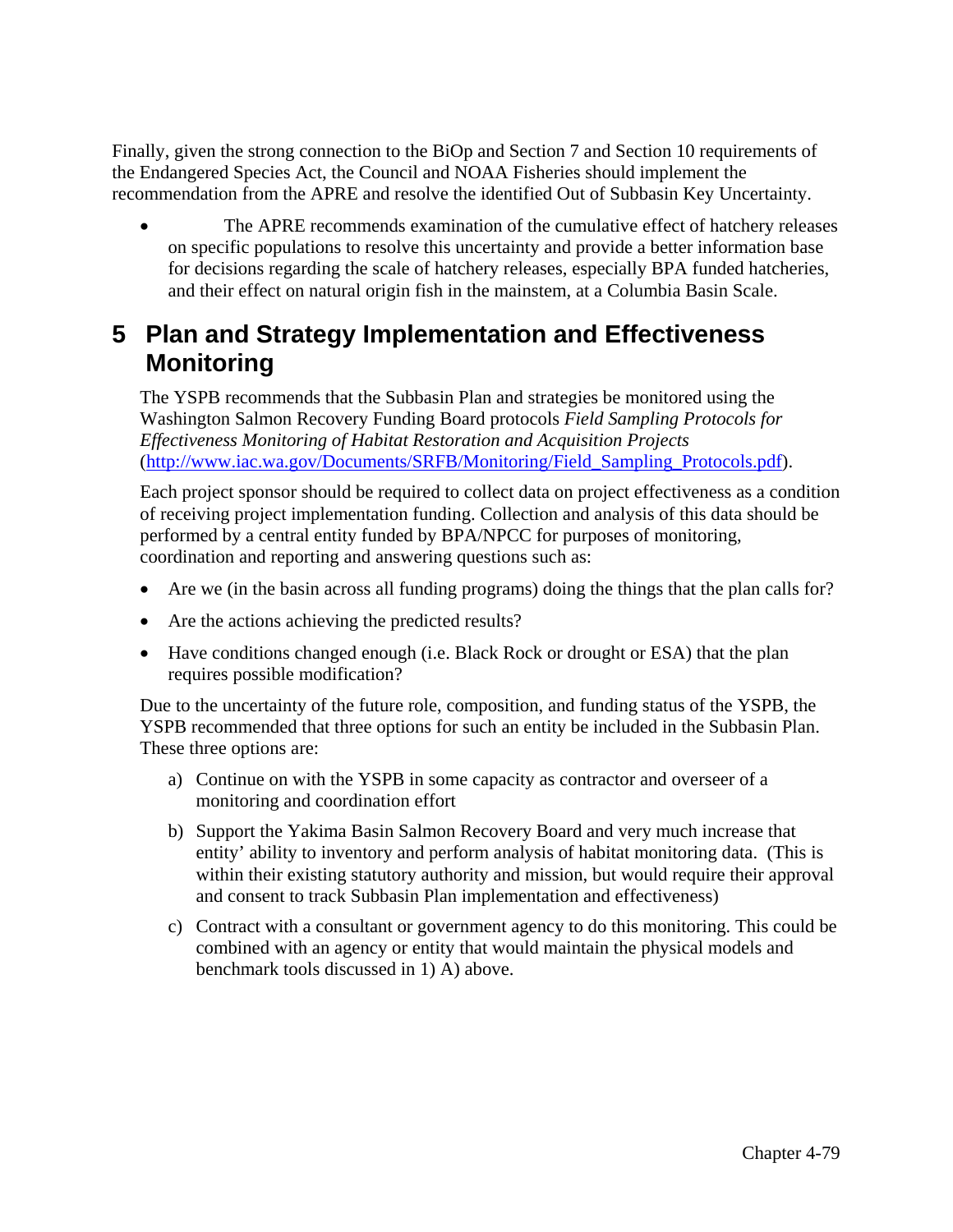Finally, given the strong connection to the BiOp and Section 7 and Section 10 requirements of the Endangered Species Act, the Council and NOAA Fisheries should implement the recommendation from the APRE and resolve the identified Out of Subbasin Key Uncertainty.

- The APRE recommends examination of the cumulative effect of hatchery releases on specific populations to resolve this uncertainty and provide a better information base for decisions regarding the scale of hatchery releases, especially BPA funded hatcheries, and their effect on natural origin fish in the mainstem, at a Columbia Basin Scale.

# 5 Plan and Strategy Implementation and Effectiveness Monitoring

The YSPB recommends that the Subbasin Plan and strategies be monitored using the Washington Salmon Recovery Funding Board protocols *Field Sampling Protocols for Effectiveness Monitoring of Habitat Restoration and Acquisition Projects* (http://www.iac.wa.gov/Documents/SRFB/Monitoring/Field_Sampling_Protocols.pdf).

Each project sponsor should be required to collect data on project effectiveness as a condition of receiving project implementation funding. Collection and analysis of this data should be performed by a central entity funded by BPA/NPCC for purposes of monitoring, coordination and reporting and answering questions such as:

- Are we (in the basin across all funding programs) doing the things that the plan calls for?
- Are the actions achieving the predicted results?
- Have conditions changed enough (i.e. Black Rock or drought or ESA) that the plan requires possible modification?

Due to the uncertainty of the future role, composition, and funding status of the YSPB, the YSPB recommended that three options for such an entity be included in the Subbasin Plan. These three options are:

a) Continue on with the YSPB in some capacity as contractor and overseer of a monitoring and coordination effort

b) Support the Yakima Basin Salmon Recovery Board and very much increase that entity' ability to inventory and perform analysis of habitat monitoring data. (This is within their existing statutory authority and mission, but would require their approval and consent to track Subbasin Plan implementation and effectiveness)

c) Contract with a consultant or government agency to do this monitoring. This could be combined with an agency or entity that would maintain the physical models and benchmark tools discussed in 1) A) above.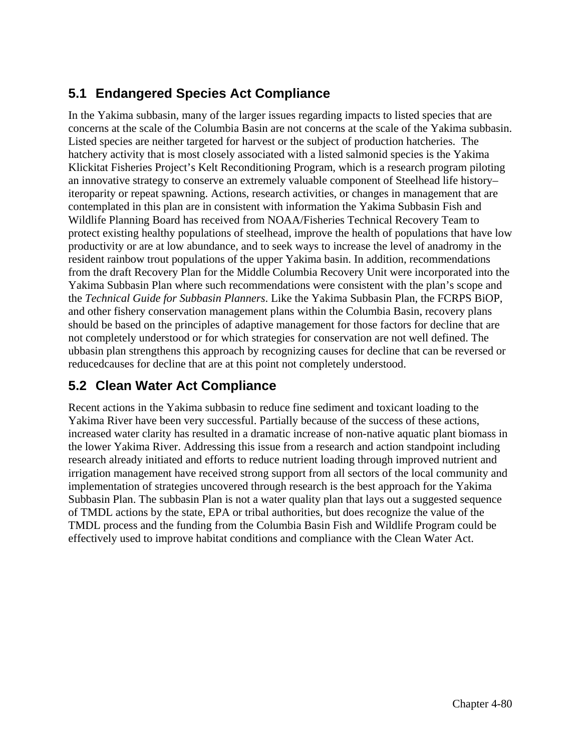## 5.1 Endangered Species Act Compliance

In the Yakima subbasin, many of the larger issues regarding impacts to listed species that are concerns at the scale of the Columbia Basin are not concerns at the scale of the Yakima subbasin. Listed species are neither targeted for harvest or the subject of production hatcheries. The hatchery activity that is most closely associated with a listed salmonid species is the Yakima Klickitat Fisheries Project's Kelt Reconditioning Program, which is a research program piloting an innovative strategy to conserve an extremely valuable component of Steelhead life history– iteroparity or repeat spawning. Actions, research activities, or changes in management that are contemplated in this plan are in consistent with information the Yakima Subbasin Fish and Wildlife Planning Board has received from NOAA/Fisheries Technical Recovery Team to protect existing healthy populations of steelhead, improve the health of populations that have low productivity or are at low abundance, and to seek ways to increase the level of anadromy in the resident rainbow trout populations of the upper Yakima basin. In addition, recommendations from the draft Recovery Plan for the Middle Columbia Recovery Unit were incorporated into the Yakima Subbasin Plan where such recommendations were consistent with the plan's scope and the *Technical Guide for Subbasin Planners*. Like the Yakima Subbasin Plan, the FCRPS BiOP, and other fishery conservation management plans within the Columbia Basin, recovery plans should be based on the principles of adaptive management for those factors for decline that are not completely understood or for which strategies for conservation are not well defined. The ubbasin plan strengthens this approach by recognizing causes for decline that can be reversed or reducedcauses for decline that are at this point not completely understood.

## 5.2 Clean Water Act Compliance

Recent actions in the Yakima subbasin to reduce fine sediment and toxicant loading to the Yakima River have been very successful. Partially because of the success of these actions, increased water clarity has resulted in a dramatic increase of non-native aquatic plant biomass in the lower Yakima River. Addressing this issue from a research and action standpoint including research already initiated and efforts to reduce nutrient loading through improved nutrient and irrigation management have received strong support from all sectors of the local community and implementation of strategies uncovered through research is the best approach for the Yakima Subbasin Plan. The subbasin Plan is not a water quality plan that lays out a suggested sequence of TMDL actions by the state, EPA or tribal authorities, but does recognize the value of the TMDL process and the funding from the Columbia Basin Fish and Wildlife Program could be effectively used to improve habitat conditions and compliance with the Clean Water Act.